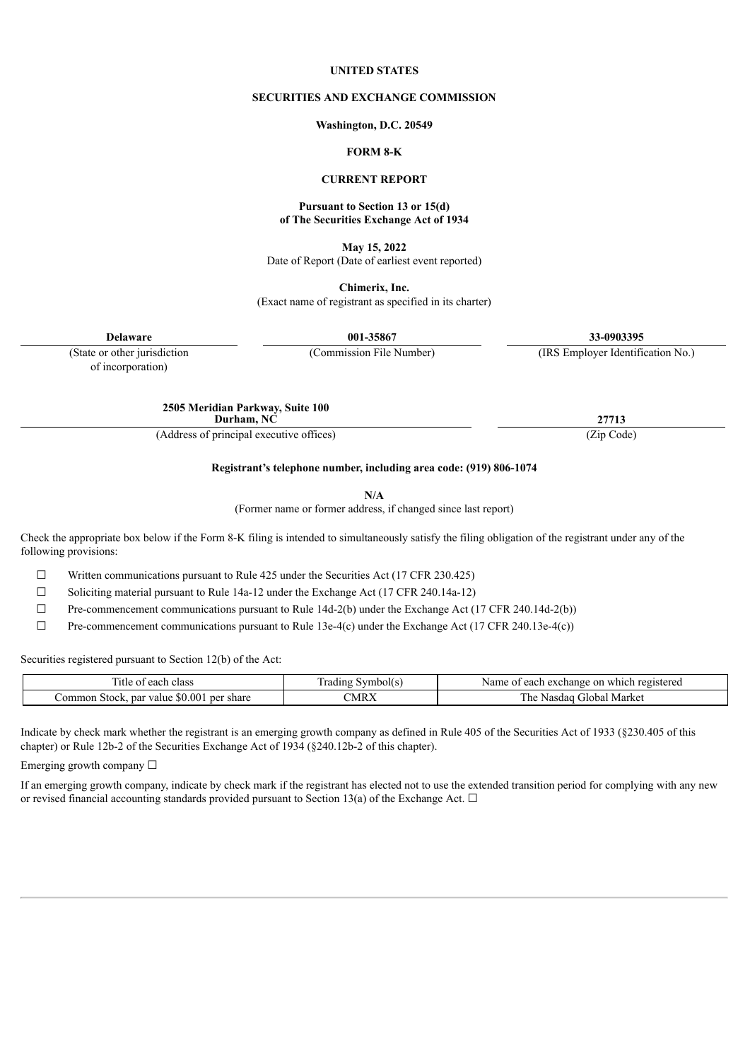**UNITED STATES**

**SECURITIES AND EXCHANGE COMMISSION**

**Washington, D.C. 20549**

**FORM 8-K**

**CURRENT REPORT**

**Pursuant to Section 13 or 15(d)**
**of The Securities Exchange Act of 1934**

**May 15, 2022**
Date of Report (Date of earliest event reported)

**Chimerix, Inc.**
(Exact name of registrant as specified in its charter)

| **Delaware** | **001-35867** | **33-0903395** |
|---|---|---|
| (State or other jurisdiction of incorporation) | (Commission File Number) | (IRS Employer Identification No.) |

| **2505 Meridian Parkway, Suite 100 Durham, NC** | **27713** |
|---|---|
| (Address of principal executive offices) | (Zip Code) |

**Registrant's telephone number, including area code: (919) 806-1074**

**N/A**
(Former name or former address, if changed since last report)

Check the appropriate box below if the Form 8-K filing is intended to simultaneously satisfy the filing obligation of the registrant under any of the following provisions:

☐ Written communications pursuant to Rule 425 under the Securities Act (17 CFR 230.425)

☐ Soliciting material pursuant to Rule 14a-12 under the Exchange Act (17 CFR 240.14a-12)

☐ Pre-commencement communications pursuant to Rule 14d-2(b) under the Exchange Act (17 CFR 240.14d-2(b))

☐ Pre-commencement communications pursuant to Rule 13e-4(c) under the Exchange Act (17 CFR 240.13e-4(c))

Securities registered pursuant to Section 12(b) of the Act:

| Title of each class | Trading Symbol(s) | Name of each exchange on which registered |
|---|---|---|
| Common Stock, par value $0.001 per share | CMRX | The Nasdaq Global Market |

Indicate by check mark whether the registrant is an emerging growth company as defined in Rule 405 of the Securities Act of 1933 (§230.405 of this chapter) or Rule 12b-2 of the Securities Exchange Act of 1934 (§240.12b-2 of this chapter).

Emerging growth company ☐

If an emerging growth company, indicate by check mark if the registrant has elected not to use the extended transition period for complying with any new or revised financial accounting standards provided pursuant to Section 13(a) of the Exchange Act. ☐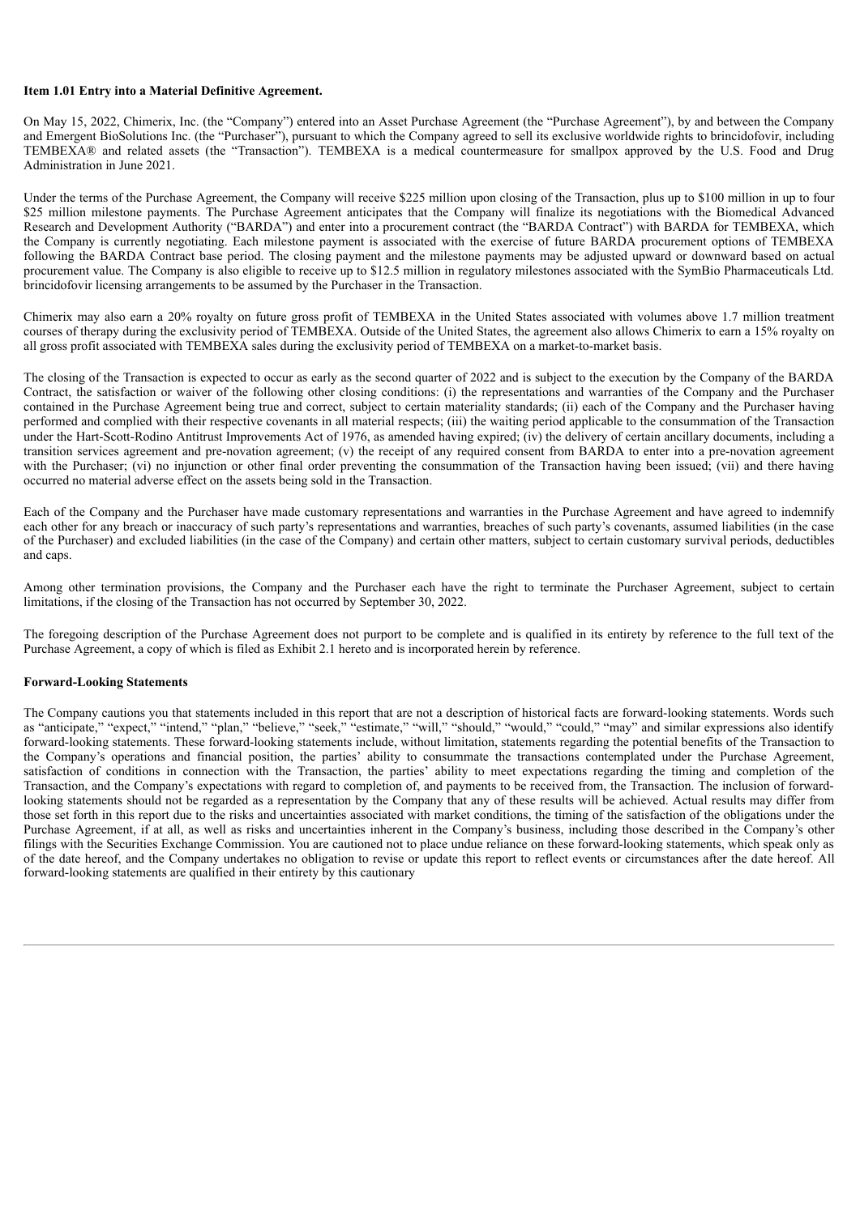**Item 1.01 Entry into a Material Definitive Agreement.**

On May 15, 2022, Chimerix, Inc. (the "Company") entered into an Asset Purchase Agreement (the "Purchase Agreement"), by and between the Company and Emergent BioSolutions Inc. (the "Purchaser"), pursuant to which the Company agreed to sell its exclusive worldwide rights to brincidofovir, including TEMBEXA® and related assets (the "Transaction"). TEMBEXA is a medical countermeasure for smallpox approved by the U.S. Food and Drug Administration in June 2021.

Under the terms of the Purchase Agreement, the Company will receive $225 million upon closing of the Transaction, plus up to $100 million in up to four $25 million milestone payments. The Purchase Agreement anticipates that the Company will finalize its negotiations with the Biomedical Advanced Research and Development Authority ("BARDA") and enter into a procurement contract (the "BARDA Contract") with BARDA for TEMBEXA, which the Company is currently negotiating. Each milestone payment is associated with the exercise of future BARDA procurement options of TEMBEXA following the BARDA Contract base period. The closing payment and the milestone payments may be adjusted upward or downward based on actual procurement value. The Company is also eligible to receive up to $12.5 million in regulatory milestones associated with the SymBio Pharmaceuticals Ltd. brincidofovir licensing arrangements to be assumed by the Purchaser in the Transaction.

Chimerix may also earn a 20% royalty on future gross profit of TEMBEXA in the United States associated with volumes above 1.7 million treatment courses of therapy during the exclusivity period of TEMBEXA. Outside of the United States, the agreement also allows Chimerix to earn a 15% royalty on all gross profit associated with TEMBEXA sales during the exclusivity period of TEMBEXA on a market-to-market basis.

The closing of the Transaction is expected to occur as early as the second quarter of 2022 and is subject to the execution by the Company of the BARDA Contract, the satisfaction or waiver of the following other closing conditions: (i) the representations and warranties of the Company and the Purchaser contained in the Purchase Agreement being true and correct, subject to certain materiality standards; (ii) each of the Company and the Purchaser having performed and complied with their respective covenants in all material respects; (iii) the waiting period applicable to the consummation of the Transaction under the Hart-Scott-Rodino Antitrust Improvements Act of 1976, as amended having expired; (iv) the delivery of certain ancillary documents, including a transition services agreement and pre-novation agreement; (v) the receipt of any required consent from BARDA to enter into a pre-novation agreement with the Purchaser; (vi) no injunction or other final order preventing the consummation of the Transaction having been issued; (vii) and there having occurred no material adverse effect on the assets being sold in the Transaction.

Each of the Company and the Purchaser have made customary representations and warranties in the Purchase Agreement and have agreed to indemnify each other for any breach or inaccuracy of such party's representations and warranties, breaches of such party's covenants, assumed liabilities (in the case of the Purchaser) and excluded liabilities (in the case of the Company) and certain other matters, subject to certain customary survival periods, deductibles and caps.

Among other termination provisions, the Company and the Purchaser each have the right to terminate the Purchaser Agreement, subject to certain limitations, if the closing of the Transaction has not occurred by September 30, 2022.

The foregoing description of the Purchase Agreement does not purport to be complete and is qualified in its entirety by reference to the full text of the Purchase Agreement, a copy of which is filed as Exhibit 2.1 hereto and is incorporated herein by reference.

**Forward-Looking Statements**

The Company cautions you that statements included in this report that are not a description of historical facts are forward-looking statements. Words such as "anticipate," "expect," "intend," "plan," "believe," "seek," "estimate," "will," "should," "would," "could," "may" and similar expressions also identify forward-looking statements. These forward-looking statements include, without limitation, statements regarding the potential benefits of the Transaction to the Company's operations and financial position, the parties' ability to consummate the transactions contemplated under the Purchase Agreement, satisfaction of conditions in connection with the Transaction, the parties' ability to meet expectations regarding the timing and completion of the Transaction, and the Company's expectations with regard to completion of, and payments to be received from, the Transaction. The inclusion of forward-looking statements should not be regarded as a representation by the Company that any of these results will be achieved. Actual results may differ from those set forth in this report due to the risks and uncertainties associated with market conditions, the timing of the satisfaction of the obligations under the Purchase Agreement, if at all, as well as risks and uncertainties inherent in the Company's business, including those described in the Company's other filings with the Securities Exchange Commission. You are cautioned not to place undue reliance on these forward-looking statements, which speak only as of the date hereof, and the Company undertakes no obligation to revise or update this report to reflect events or circumstances after the date hereof. All forward-looking statements are qualified in their entirety by this cautionary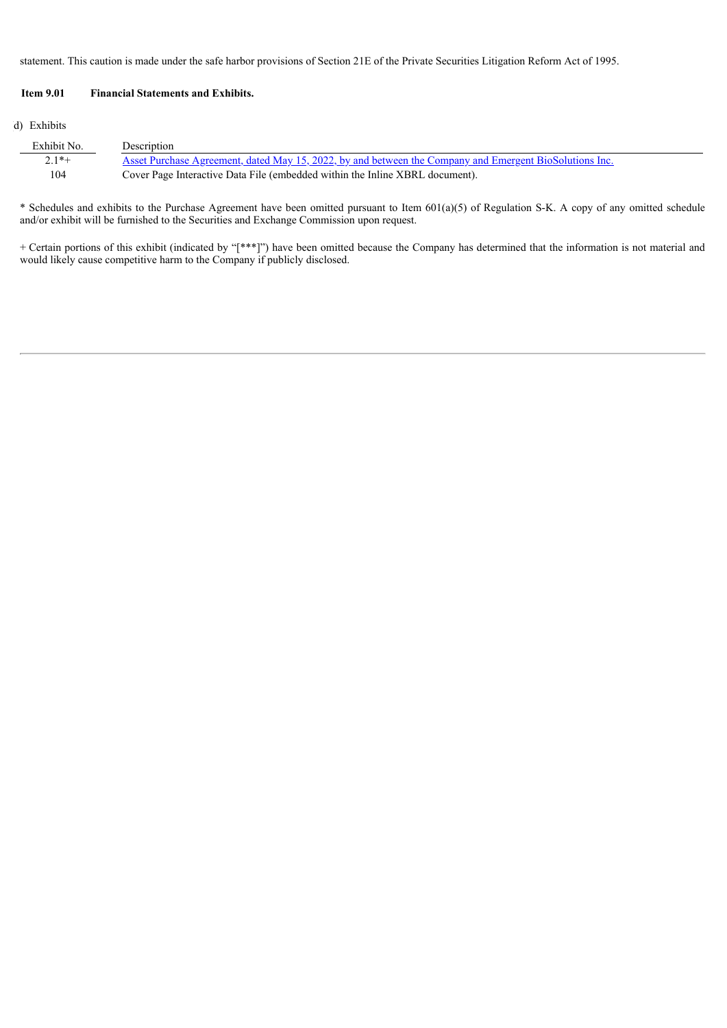statement. This caution is made under the safe harbor provisions of Section 21E of the Private Securities Litigation Reform Act of 1995.

**Item 9.01 Financial Statements and Exhibits.**

d) Exhibits

| Exhibit No. | Description |
| --- | --- |
| 2.1*+ | Asset Purchase Agreement, dated May 15, 2022, by and between the Company and Emergent BioSolutions Inc. |
| 104 | Cover Page Interactive Data File (embedded within the Inline XBRL document). |

* Schedules and exhibits to the Purchase Agreement have been omitted pursuant to Item 601(a)(5) of Regulation S-K. A copy of any omitted schedule and/or exhibit will be furnished to the Securities and Exchange Commission upon request.

+ Certain portions of this exhibit (indicated by "[***]") have been omitted because the Company has determined that the information is not material and would likely cause competitive harm to the Company if publicly disclosed.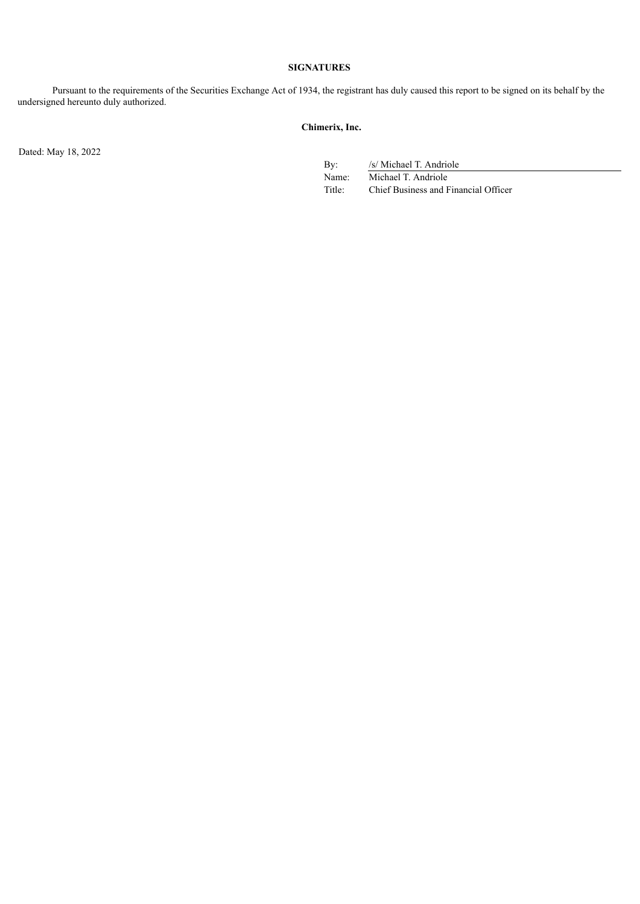**SIGNATURES**

Pursuant to the requirements of the Securities Exchange Act of 1934, the registrant has duly caused this report to be signed on its behalf by the undersigned hereunto duly authorized.

**Chimerix, Inc.**

Dated: May 18, 2022

| | |
|---|---|
| By: | /s/ Michael T. Andriole |
| Name: | Michael T. Andriole |
| Title: | Chief Business and Financial Officer |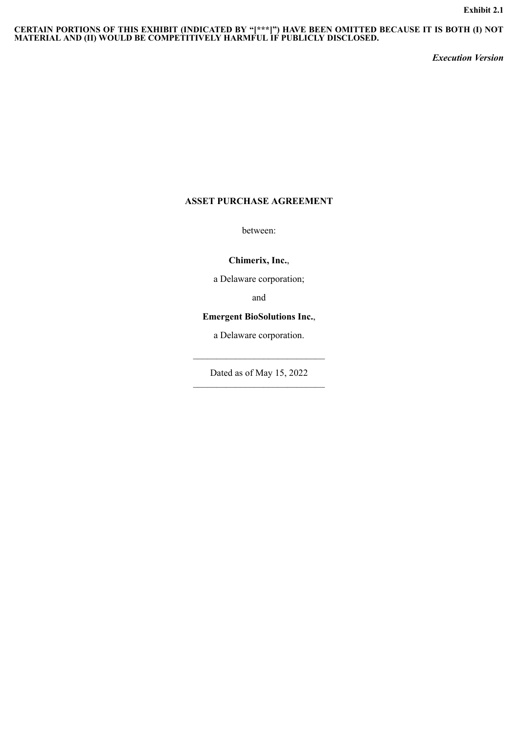**Exhibit 2.1**

**CERTAIN PORTIONS OF THIS EXHIBIT (INDICATED BY "[***]") HAVE BEEN OMITTED BECAUSE IT IS BOTH (I) NOT MATERIAL AND (II) WOULD BE COMPETITIVELY HARMFUL IF PUBLICLY DISCLOSED.**

***Execution Version***

# ASSET PURCHASE AGREEMENT

between:

**Chimerix, Inc.**,

a Delaware corporation;

and

**Emergent BioSolutions Inc.**,

a Delaware corporation.

---

Dated as of May 15, 2022

---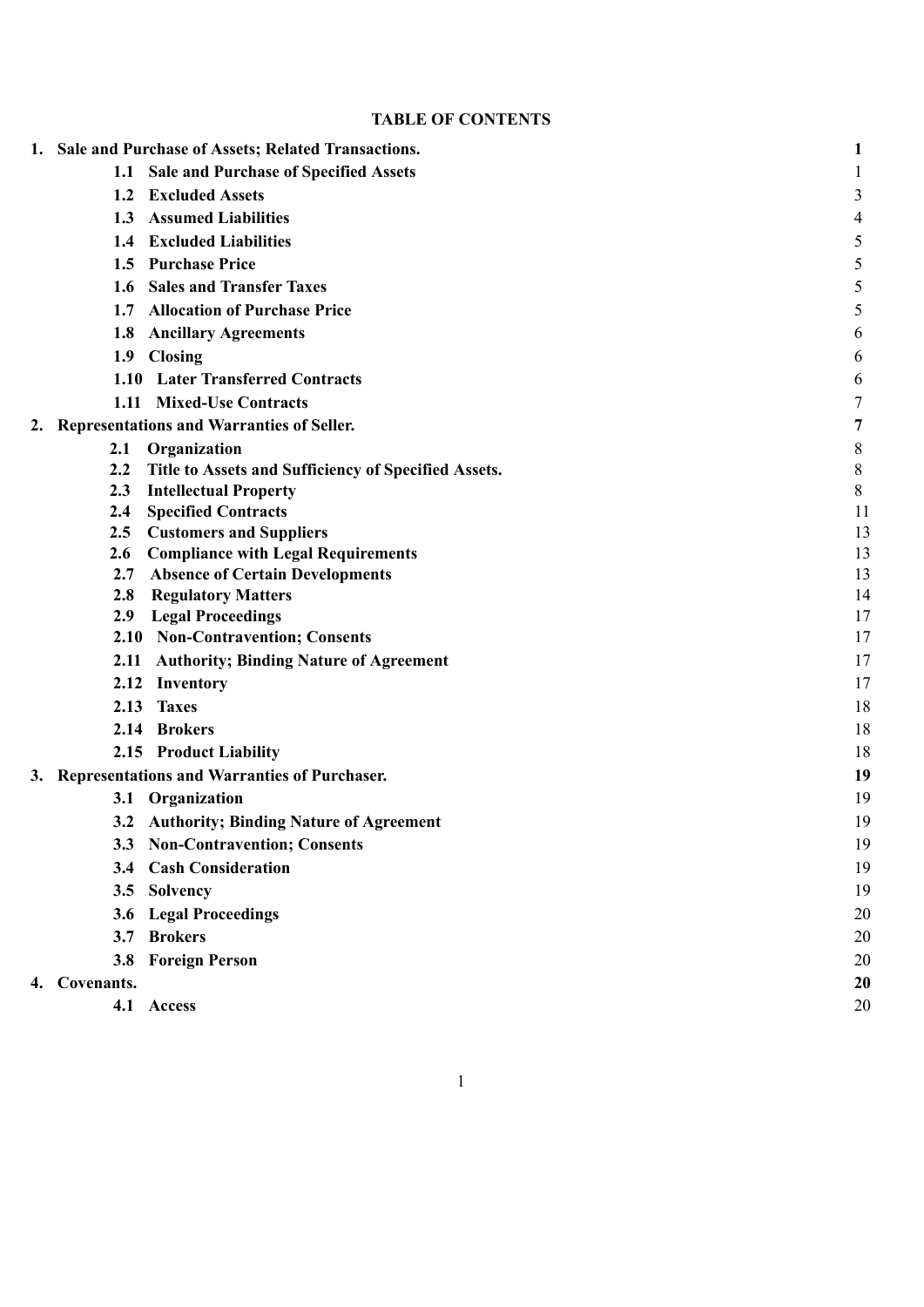**TABLE OF CONTENTS**

| | |
|---|---|
| **1. Sale and Purchase of Assets; Related Transactions.** | **1** |
| **1.1 Sale and Purchase of Specified Assets** | 1 |
| **1.2 Excluded Assets** | 3 |
| **1.3 Assumed Liabilities** | 4 |
| **1.4 Excluded Liabilities** | 5 |
| **1.5 Purchase Price** | 5 |
| **1.6 Sales and Transfer Taxes** | 5 |
| **1.7 Allocation of Purchase Price** | 5 |
| **1.8 Ancillary Agreements** | 6 |
| **1.9 Closing** | 6 |
| **1.10 Later Transferred Contracts** | 6 |
| **1.11 Mixed-Use Contracts** | 7 |
| **2. Representations and Warranties of Seller.** | **7** |
| **2.1 Organization** | 8 |
| **2.2 Title to Assets and Sufficiency of Specified Assets.** | 8 |
| **2.3 Intellectual Property** | 8 |
| **2.4 Specified Contracts** | 11 |
| **2.5 Customers and Suppliers** | 13 |
| **2.6 Compliance with Legal Requirements** | 13 |
| **2.7 Absence of Certain Developments** | 13 |
| **2.8 Regulatory Matters** | 14 |
| **2.9 Legal Proceedings** | 17 |
| **2.10 Non-Contravention; Consents** | 17 |
| **2.11 Authority; Binding Nature of Agreement** | 17 |
| **2.12 Inventory** | 17 |
| **2.13 Taxes** | 18 |
| **2.14 Brokers** | 18 |
| **2.15 Product Liability** | 18 |
| **3. Representations and Warranties of Purchaser.** | **19** |
| **3.1 Organization** | 19 |
| **3.2 Authority; Binding Nature of Agreement** | 19 |
| **3.3 Non-Contravention; Consents** | 19 |
| **3.4 Cash Consideration** | 19 |
| **3.5 Solvency** | 19 |
| **3.6 Legal Proceedings** | 20 |
| **3.7 Brokers** | 20 |
| **3.8 Foreign Person** | 20 |
| **4. Covenants.** | **20** |
| **4.1 Access** | 20 |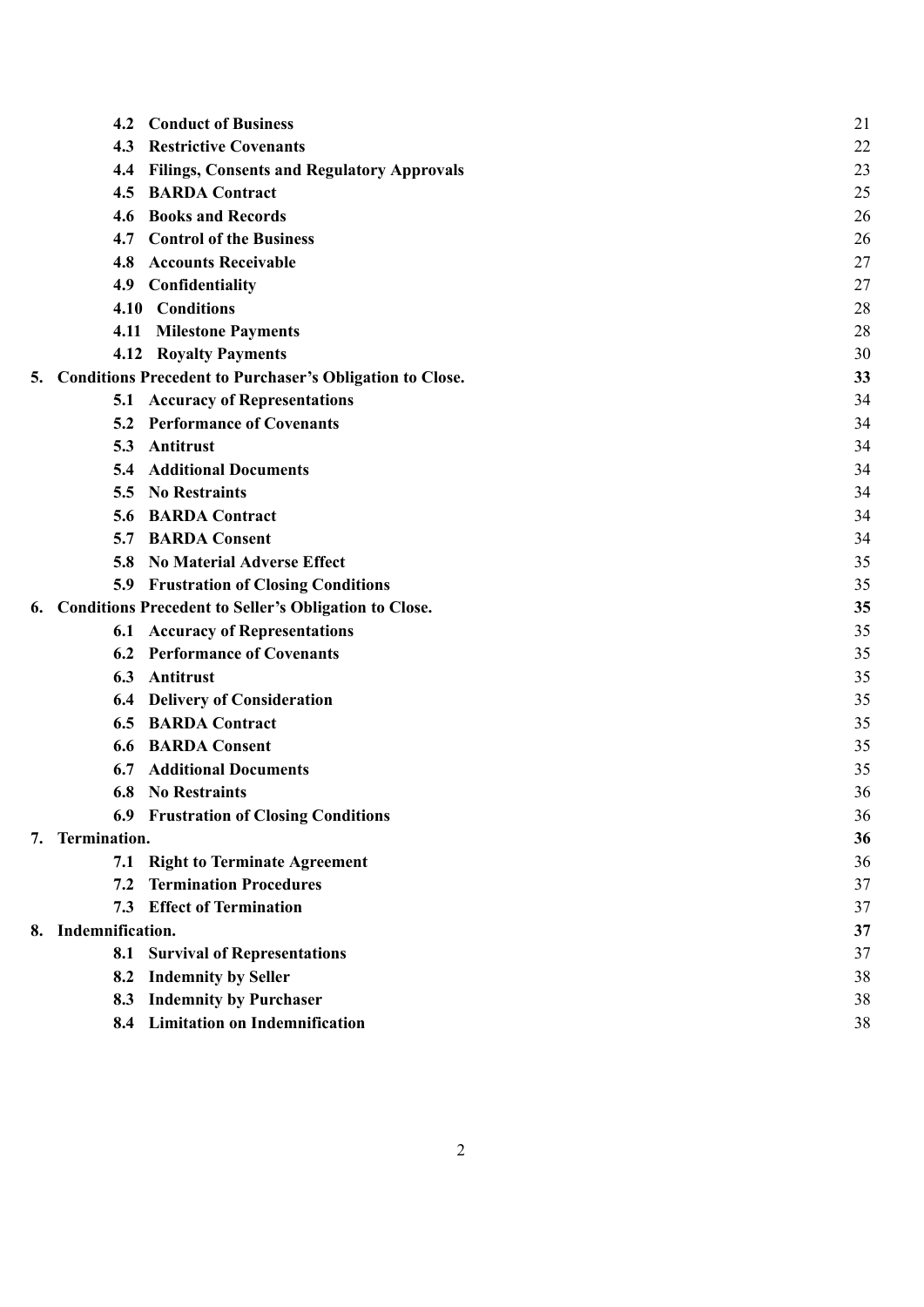| | | |
|---|---|---|
| | **4.2 Conduct of Business** | 21 |
| | **4.3 Restrictive Covenants** | 22 |
| | **4.4 Filings, Consents and Regulatory Approvals** | 23 |
| | **4.5 BARDA Contract** | 25 |
| | **4.6 Books and Records** | 26 |
| | **4.7 Control of the Business** | 26 |
| | **4.8 Accounts Receivable** | 27 |
| | **4.9 Confidentiality** | 27 |
| | **4.10 Conditions** | 28 |
| | **4.11 Milestone Payments** | 28 |
| | **4.12 Royalty Payments** | 30 |
| **5.** | **Conditions Precedent to Purchaser's Obligation to Close.** | **33** |
| | **5.1 Accuracy of Representations** | 34 |
| | **5.2 Performance of Covenants** | 34 |
| | **5.3 Antitrust** | 34 |
| | **5.4 Additional Documents** | 34 |
| | **5.5 No Restraints** | 34 |
| | **5.6 BARDA Contract** | 34 |
| | **5.7 BARDA Consent** | 34 |
| | **5.8 No Material Adverse Effect** | 35 |
| | **5.9 Frustration of Closing Conditions** | 35 |
| **6.** | **Conditions Precedent to Seller's Obligation to Close.** | **35** |
| | **6.1 Accuracy of Representations** | 35 |
| | **6.2 Performance of Covenants** | 35 |
| | **6.3 Antitrust** | 35 |
| | **6.4 Delivery of Consideration** | 35 |
| | **6.5 BARDA Contract** | 35 |
| | **6.6 BARDA Consent** | 35 |
| | **6.7 Additional Documents** | 35 |
| | **6.8 No Restraints** | 36 |
| | **6.9 Frustration of Closing Conditions** | 36 |
| **7.** | **Termination.** | **36** |
| | **7.1 Right to Terminate Agreement** | 36 |
| | **7.2 Termination Procedures** | 37 |
| | **7.3 Effect of Termination** | 37 |
| **8.** | **Indemnification.** | **37** |
| | **8.1 Survival of Representations** | 37 |
| | **8.2 Indemnity by Seller** | 38 |
| | **8.3 Indemnity by Purchaser** | 38 |
| | **8.4 Limitation on Indemnification** | 38 |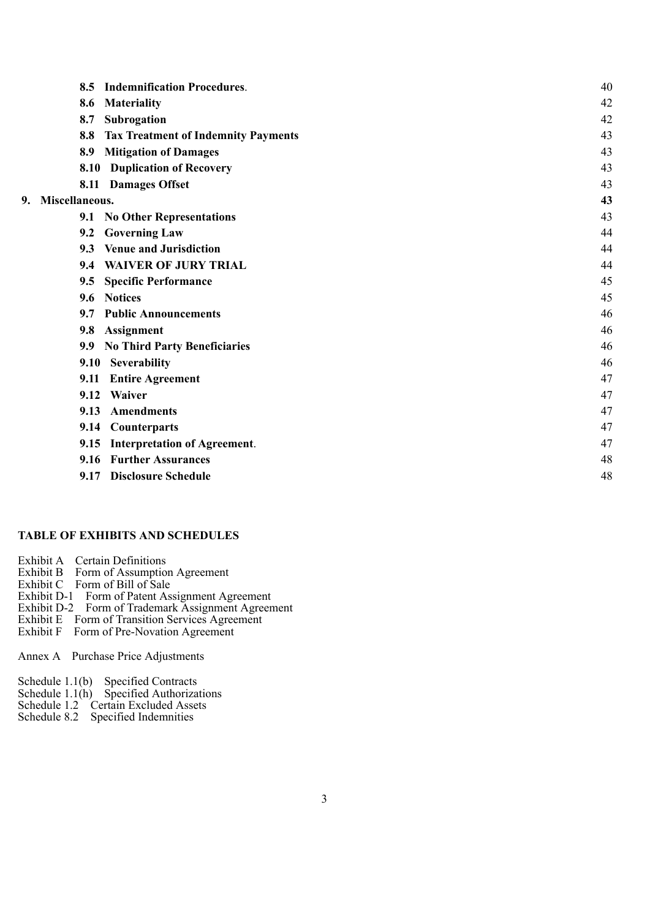| | |
|---|---|
| **8.5 Indemnification Procedures**. | 40 |
| **8.6 Materiality** | 42 |
| **8.7 Subrogation** | 42 |
| **8.8 Tax Treatment of Indemnity Payments** | 43 |
| **8.9 Mitigation of Damages** | 43 |
| **8.10 Duplication of Recovery** | 43 |
| **8.11 Damages Offset** | 43 |
| **9. Miscellaneous.** | **43** |
| **9.1 No Other Representations** | 43 |
| **9.2 Governing Law** | 44 |
| **9.3 Venue and Jurisdiction** | 44 |
| **9.4 WAIVER OF JURY TRIAL** | 44 |
| **9.5 Specific Performance** | 45 |
| **9.6 Notices** | 45 |
| **9.7 Public Announcements** | 46 |
| **9.8 Assignment** | 46 |
| **9.9 No Third Party Beneficiaries** | 46 |
| **9.10 Severability** | 46 |
| **9.11 Entire Agreement** | 47 |
| **9.12 Waiver** | 47 |
| **9.13 Amendments** | 47 |
| **9.14 Counterparts** | 47 |
| **9.15 Interpretation of Agreement**. | 47 |
| **9.16 Further Assurances** | 48 |
| **9.17 Disclosure Schedule** | 48 |

**TABLE OF EXHIBITS AND SCHEDULES**

Exhibit A Certain Definitions
Exhibit B Form of Assumption Agreement
Exhibit C Form of Bill of Sale
Exhibit D-1 Form of Patent Assignment Agreement
Exhibit D-2 Form of Trademark Assignment Agreement
Exhibit E Form of Transition Services Agreement
Exhibit F Form of Pre-Novation Agreement

Annex A Purchase Price Adjustments

Schedule 1.1(b) Specified Contracts
Schedule 1.1(h) Specified Authorizations
Schedule 1.2 Certain Excluded Assets
Schedule 8.2 Specified Indemnities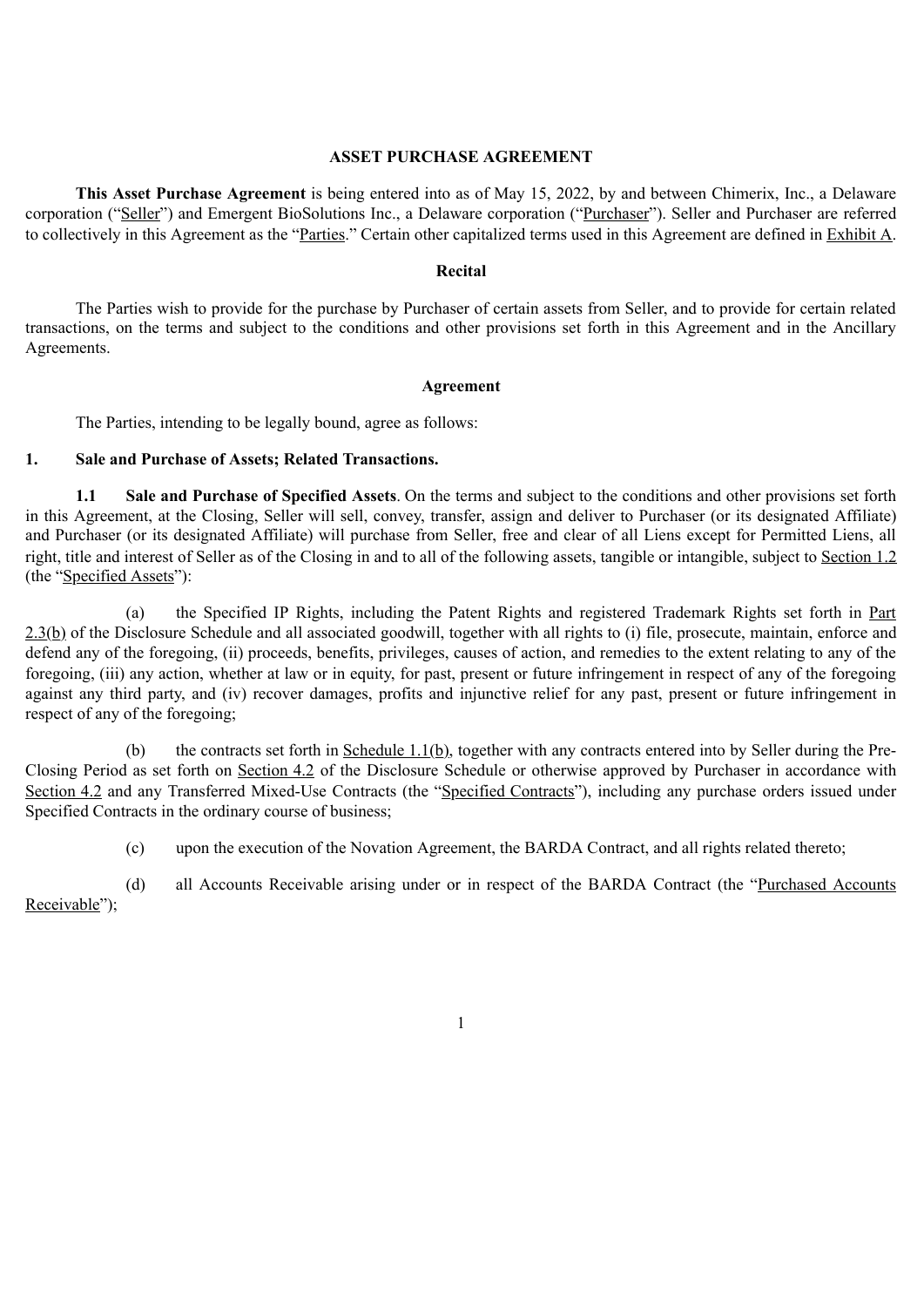**ASSET PURCHASE AGREEMENT**

**This Asset Purchase Agreement** is being entered into as of May 15, 2022, by and between Chimerix, Inc., a Delaware corporation ("Seller") and Emergent BioSolutions Inc., a Delaware corporation ("Purchaser"). Seller and Purchaser are referred to collectively in this Agreement as the "Parties." Certain other capitalized terms used in this Agreement are defined in Exhibit A.

**Recital**

The Parties wish to provide for the purchase by Purchaser of certain assets from Seller, and to provide for certain related transactions, on the terms and subject to the conditions and other provisions set forth in this Agreement and in the Ancillary Agreements.

**Agreement**

The Parties, intending to be legally bound, agree as follows:

**1. Sale and Purchase of Assets; Related Transactions.**

**1.1 Sale and Purchase of Specified Assets**. On the terms and subject to the conditions and other provisions set forth in this Agreement, at the Closing, Seller will sell, convey, transfer, assign and deliver to Purchaser (or its designated Affiliate) and Purchaser (or its designated Affiliate) will purchase from Seller, free and clear of all Liens except for Permitted Liens, all right, title and interest of Seller as of the Closing in and to all of the following assets, tangible or intangible, subject to Section 1.2 (the "Specified Assets"):

(a) the Specified IP Rights, including the Patent Rights and registered Trademark Rights set forth in Part 2.3(b) of the Disclosure Schedule and all associated goodwill, together with all rights to (i) file, prosecute, maintain, enforce and defend any of the foregoing, (ii) proceeds, benefits, privileges, causes of action, and remedies to the extent relating to any of the foregoing, (iii) any action, whether at law or in equity, for past, present or future infringement in respect of any of the foregoing against any third party, and (iv) recover damages, profits and injunctive relief for any past, present or future infringement in respect of any of the foregoing;

(b) the contracts set forth in Schedule 1.1(b), together with any contracts entered into by Seller during the Pre-Closing Period as set forth on Section 4.2 of the Disclosure Schedule or otherwise approved by Purchaser in accordance with Section 4.2 and any Transferred Mixed-Use Contracts (the "Specified Contracts"), including any purchase orders issued under Specified Contracts in the ordinary course of business;

(c) upon the execution of the Novation Agreement, the BARDA Contract, and all rights related thereto;

(d) all Accounts Receivable arising under or in respect of the BARDA Contract (the "Purchased Accounts Receivable");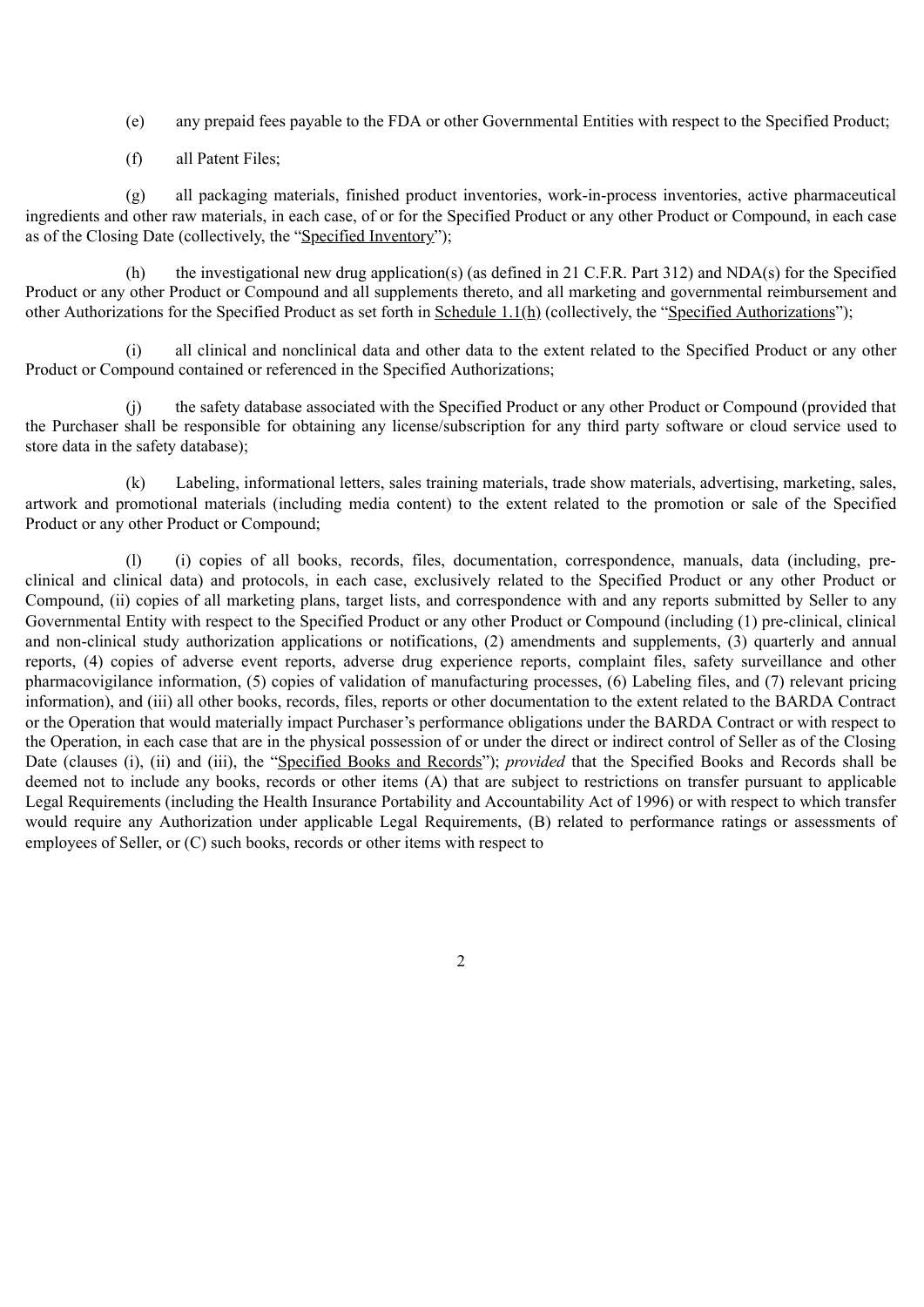(e) any prepaid fees payable to the FDA or other Governmental Entities with respect to the Specified Product;

(f) all Patent Files;

(g) all packaging materials, finished product inventories, work-in-process inventories, active pharmaceutical ingredients and other raw materials, in each case, of or for the Specified Product or any other Product or Compound, in each case as of the Closing Date (collectively, the "Specified Inventory");

(h) the investigational new drug application(s) (as defined in 21 C.F.R. Part 312) and NDA(s) for the Specified Product or any other Product or Compound and all supplements thereto, and all marketing and governmental reimbursement and other Authorizations for the Specified Product as set forth in Schedule 1.1(h) (collectively, the "Specified Authorizations");

(i) all clinical and nonclinical data and other data to the extent related to the Specified Product or any other Product or Compound contained or referenced in the Specified Authorizations;

(j) the safety database associated with the Specified Product or any other Product or Compound (provided that the Purchaser shall be responsible for obtaining any license/subscription for any third party software or cloud service used to store data in the safety database);

(k) Labeling, informational letters, sales training materials, trade show materials, advertising, marketing, sales, artwork and promotional materials (including media content) to the extent related to the promotion or sale of the Specified Product or any other Product or Compound;

(l) (i) copies of all books, records, files, documentation, correspondence, manuals, data (including, pre-clinical and clinical data) and protocols, in each case, exclusively related to the Specified Product or any other Product or Compound, (ii) copies of all marketing plans, target lists, and correspondence with and any reports submitted by Seller to any Governmental Entity with respect to the Specified Product or any other Product or Compound (including (1) pre-clinical, clinical and non-clinical study authorization applications or notifications, (2) amendments and supplements, (3) quarterly and annual reports, (4) copies of adverse event reports, adverse drug experience reports, complaint files, safety surveillance and other pharmacovigilance information, (5) copies of validation of manufacturing processes, (6) Labeling files, and (7) relevant pricing information), and (iii) all other books, records, files, reports or other documentation to the extent related to the BARDA Contract or the Operation that would materially impact Purchaser's performance obligations under the BARDA Contract or with respect to the Operation, in each case that are in the physical possession of or under the direct or indirect control of Seller as of the Closing Date (clauses (i), (ii) and (iii), the "Specified Books and Records"); *provided* that the Specified Books and Records shall be deemed not to include any books, records or other items (A) that are subject to restrictions on transfer pursuant to applicable Legal Requirements (including the Health Insurance Portability and Accountability Act of 1996) or with respect to which transfer would require any Authorization under applicable Legal Requirements, (B) related to performance ratings or assessments of employees of Seller, or (C) such books, records or other items with respect to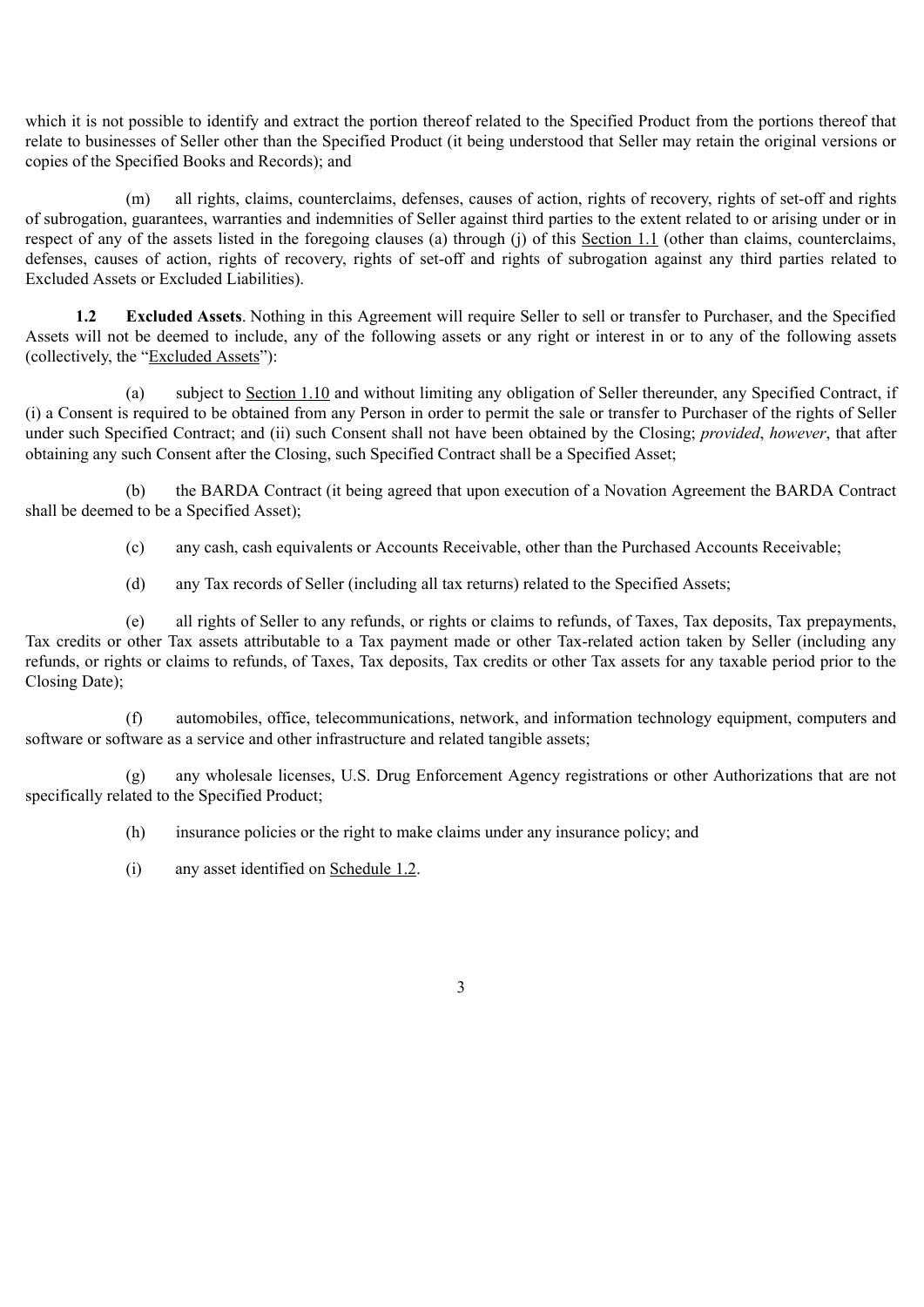which it is not possible to identify and extract the portion thereof related to the Specified Product from the portions thereof that relate to businesses of Seller other than the Specified Product (it being understood that Seller may retain the original versions or copies of the Specified Books and Records); and

(m) all rights, claims, counterclaims, defenses, causes of action, rights of recovery, rights of set-off and rights of subrogation, guarantees, warranties and indemnities of Seller against third parties to the extent related to or arising under or in respect of any of the assets listed in the foregoing clauses (a) through (j) of this Section 1.1 (other than claims, counterclaims, defenses, causes of action, rights of recovery, rights of set-off and rights of subrogation against any third parties related to Excluded Assets or Excluded Liabilities).

**1.2 Excluded Assets**. Nothing in this Agreement will require Seller to sell or transfer to Purchaser, and the Specified Assets will not be deemed to include, any of the following assets or any right or interest in or to any of the following assets (collectively, the "Excluded Assets"):

(a) subject to Section 1.10 and without limiting any obligation of Seller thereunder, any Specified Contract, if (i) a Consent is required to be obtained from any Person in order to permit the sale or transfer to Purchaser of the rights of Seller under such Specified Contract; and (ii) such Consent shall not have been obtained by the Closing; *provided*, *however*, that after obtaining any such Consent after the Closing, such Specified Contract shall be a Specified Asset;

(b) the BARDA Contract (it being agreed that upon execution of a Novation Agreement the BARDA Contract shall be deemed to be a Specified Asset);

(c) any cash, cash equivalents or Accounts Receivable, other than the Purchased Accounts Receivable;

(d) any Tax records of Seller (including all tax returns) related to the Specified Assets;

(e) all rights of Seller to any refunds, or rights or claims to refunds, of Taxes, Tax deposits, Tax prepayments, Tax credits or other Tax assets attributable to a Tax payment made or other Tax-related action taken by Seller (including any refunds, or rights or claims to refunds, of Taxes, Tax deposits, Tax credits or other Tax assets for any taxable period prior to the Closing Date);

(f) automobiles, office, telecommunications, network, and information technology equipment, computers and software or software as a service and other infrastructure and related tangible assets;

(g) any wholesale licenses, U.S. Drug Enforcement Agency registrations or other Authorizations that are not specifically related to the Specified Product;

(h) insurance policies or the right to make claims under any insurance policy; and

(i) any asset identified on Schedule 1.2.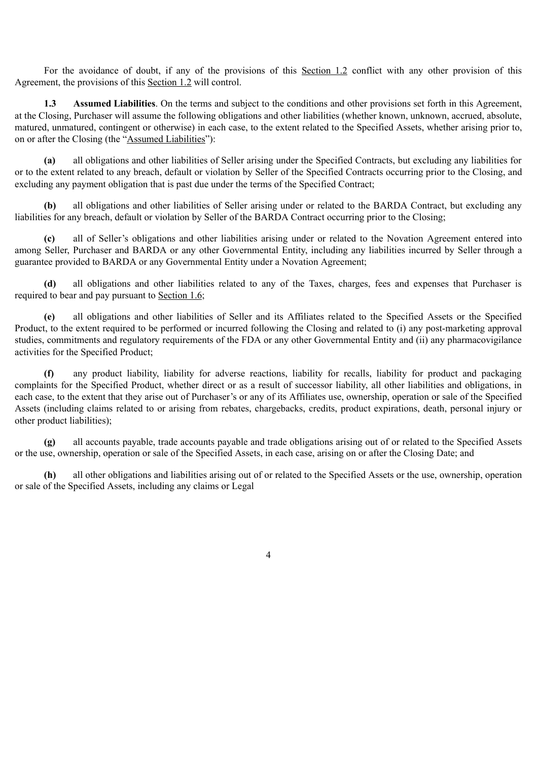For the avoidance of doubt, if any of the provisions of this Section 1.2 conflict with any other provision of this Agreement, the provisions of this Section 1.2 will control.

**1.3 Assumed Liabilities**. On the terms and subject to the conditions and other provisions set forth in this Agreement, at the Closing, Purchaser will assume the following obligations and other liabilities (whether known, unknown, accrued, absolute, matured, unmatured, contingent or otherwise) in each case, to the extent related to the Specified Assets, whether arising prior to, on or after the Closing (the "Assumed Liabilities"):

**(a)** all obligations and other liabilities of Seller arising under the Specified Contracts, but excluding any liabilities for or to the extent related to any breach, default or violation by Seller of the Specified Contracts occurring prior to the Closing, and excluding any payment obligation that is past due under the terms of the Specified Contract;

**(b)** all obligations and other liabilities of Seller arising under or related to the BARDA Contract, but excluding any liabilities for any breach, default or violation by Seller of the BARDA Contract occurring prior to the Closing;

**(c)** all of Seller's obligations and other liabilities arising under or related to the Novation Agreement entered into among Seller, Purchaser and BARDA or any other Governmental Entity, including any liabilities incurred by Seller through a guarantee provided to BARDA or any Governmental Entity under a Novation Agreement;

**(d)** all obligations and other liabilities related to any of the Taxes, charges, fees and expenses that Purchaser is required to bear and pay pursuant to Section 1.6;

**(e)** all obligations and other liabilities of Seller and its Affiliates related to the Specified Assets or the Specified Product, to the extent required to be performed or incurred following the Closing and related to (i) any post-marketing approval studies, commitments and regulatory requirements of the FDA or any other Governmental Entity and (ii) any pharmacovigilance activities for the Specified Product;

**(f)** any product liability, liability for adverse reactions, liability for recalls, liability for product and packaging complaints for the Specified Product, whether direct or as a result of successor liability, all other liabilities and obligations, in each case, to the extent that they arise out of Purchaser's or any of its Affiliates use, ownership, operation or sale of the Specified Assets (including claims related to or arising from rebates, chargebacks, credits, product expirations, death, personal injury or other product liabilities);

**(g)** all accounts payable, trade accounts payable and trade obligations arising out of or related to the Specified Assets or the use, ownership, operation or sale of the Specified Assets, in each case, arising on or after the Closing Date; and

**(h)** all other obligations and liabilities arising out of or related to the Specified Assets or the use, ownership, operation or sale of the Specified Assets, including any claims or Legal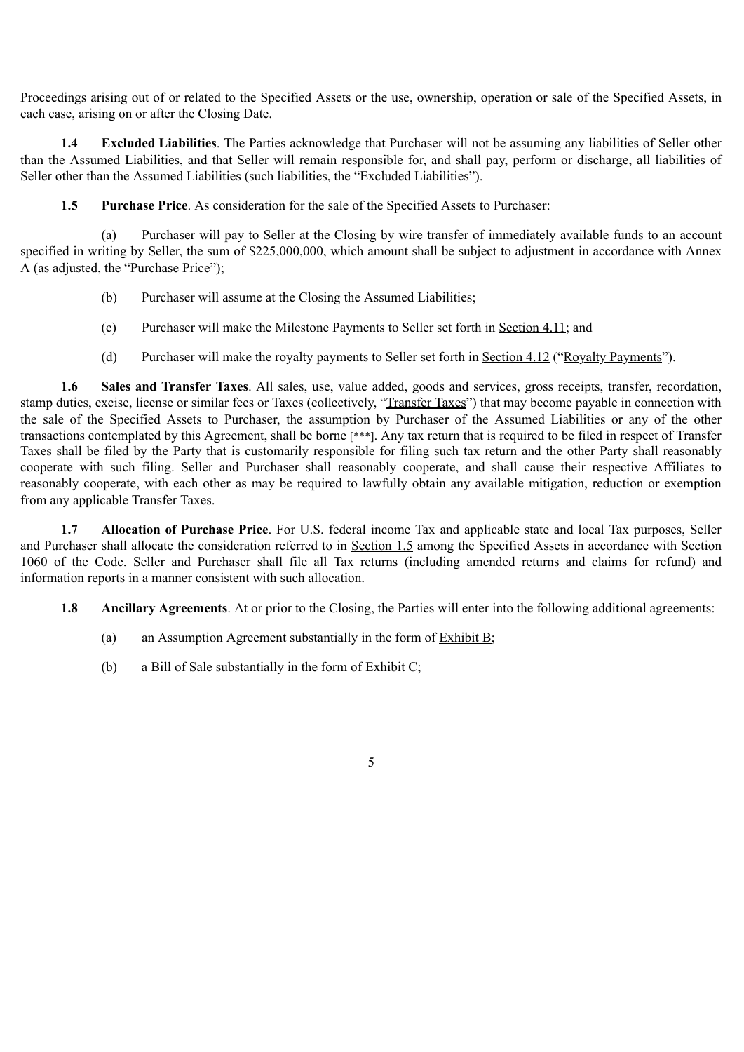Proceedings arising out of or related to the Specified Assets or the use, ownership, operation or sale of the Specified Assets, in each case, arising on or after the Closing Date.

**1.4 Excluded Liabilities**. The Parties acknowledge that Purchaser will not be assuming any liabilities of Seller other than the Assumed Liabilities, and that Seller will remain responsible for, and shall pay, perform or discharge, all liabilities of Seller other than the Assumed Liabilities (such liabilities, the "Excluded Liabilities").

**1.5 Purchase Price**. As consideration for the sale of the Specified Assets to Purchaser:

(a) Purchaser will pay to Seller at the Closing by wire transfer of immediately available funds to an account specified in writing by Seller, the sum of $225,000,000, which amount shall be subject to adjustment in accordance with Annex A (as adjusted, the "Purchase Price");

(b) Purchaser will assume at the Closing the Assumed Liabilities;

(c) Purchaser will make the Milestone Payments to Seller set forth in Section 4.11; and

(d) Purchaser will make the royalty payments to Seller set forth in Section 4.12 ("Royalty Payments").

**1.6 Sales and Transfer Taxes**. All sales, use, value added, goods and services, gross receipts, transfer, recordation, stamp duties, excise, license or similar fees or Taxes (collectively, "Transfer Taxes") that may become payable in connection with the sale of the Specified Assets to Purchaser, the assumption by Purchaser of the Assumed Liabilities or any of the other transactions contemplated by this Agreement, shall be borne [***]. Any tax return that is required to be filed in respect of Transfer Taxes shall be filed by the Party that is customarily responsible for filing such tax return and the other Party shall reasonably cooperate with such filing. Seller and Purchaser shall reasonably cooperate, and shall cause their respective Affiliates to reasonably cooperate, with each other as may be required to lawfully obtain any available mitigation, reduction or exemption from any applicable Transfer Taxes.

**1.7 Allocation of Purchase Price**. For U.S. federal income Tax and applicable state and local Tax purposes, Seller and Purchaser shall allocate the consideration referred to in Section 1.5 among the Specified Assets in accordance with Section 1060 of the Code. Seller and Purchaser shall file all Tax returns (including amended returns and claims for refund) and information reports in a manner consistent with such allocation.

**1.8 Ancillary Agreements**. At or prior to the Closing, the Parties will enter into the following additional agreements:

(a) an Assumption Agreement substantially in the form of Exhibit B;

(b) a Bill of Sale substantially in the form of Exhibit C;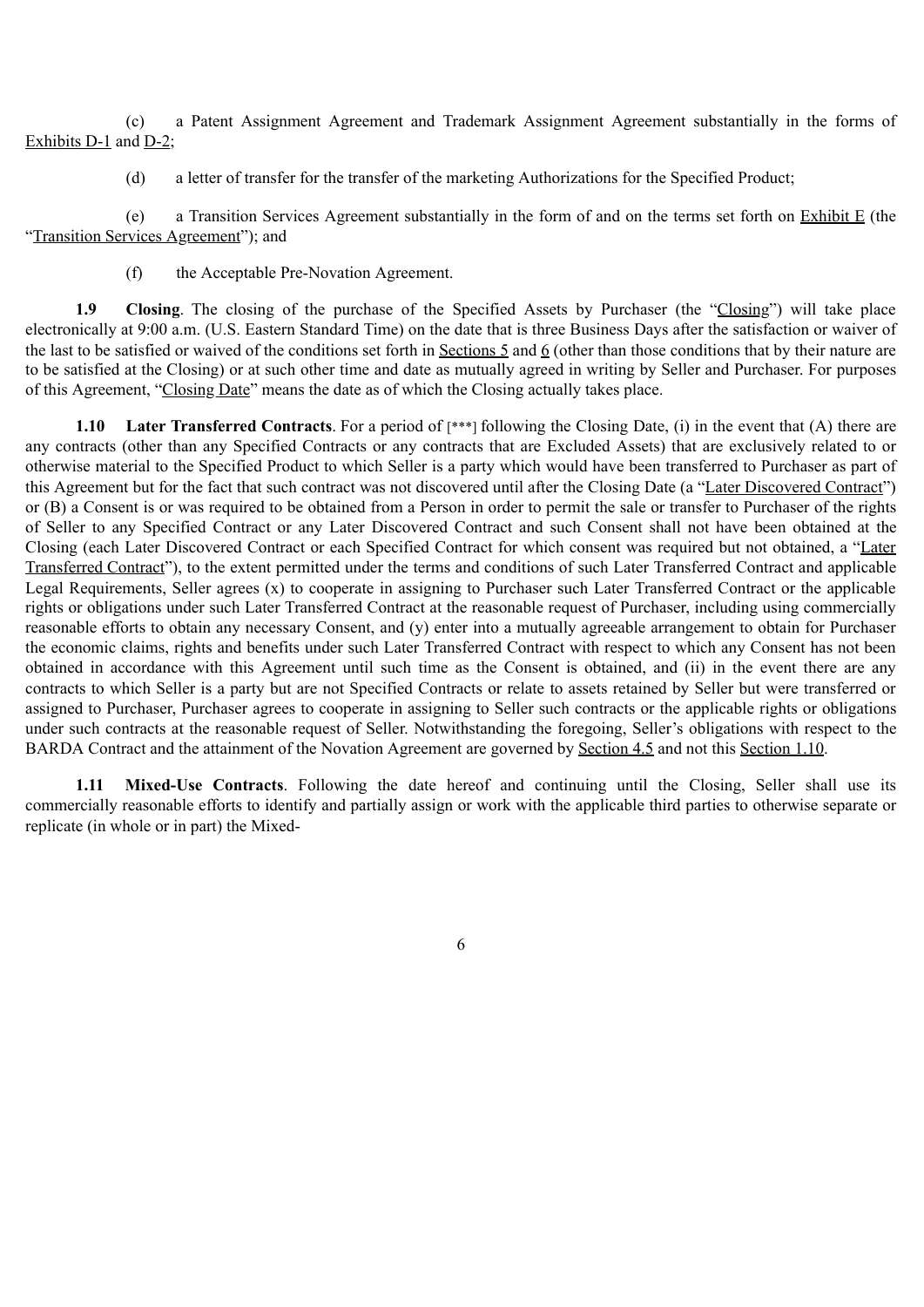(c) a Patent Assignment Agreement and Trademark Assignment Agreement substantially in the forms of Exhibits D-1 and D-2;

(d) a letter of transfer for the transfer of the marketing Authorizations for the Specified Product;

(e) a Transition Services Agreement substantially in the form of and on the terms set forth on Exhibit E (the "Transition Services Agreement"); and

(f) the Acceptable Pre-Novation Agreement.

**1.9 Closing**. The closing of the purchase of the Specified Assets by Purchaser (the "Closing") will take place electronically at 9:00 a.m. (U.S. Eastern Standard Time) on the date that is three Business Days after the satisfaction or waiver of the last to be satisfied or waived of the conditions set forth in Sections 5 and 6 (other than those conditions that by their nature are to be satisfied at the Closing) or at such other time and date as mutually agreed in writing by Seller and Purchaser. For purposes of this Agreement, "Closing Date" means the date as of which the Closing actually takes place.

**1.10 Later Transferred Contracts**. For a period of [***] following the Closing Date, (i) in the event that (A) there are any contracts (other than any Specified Contracts or any contracts that are Excluded Assets) that are exclusively related to or otherwise material to the Specified Product to which Seller is a party which would have been transferred to Purchaser as part of this Agreement but for the fact that such contract was not discovered until after the Closing Date (a "Later Discovered Contract") or (B) a Consent is or was required to be obtained from a Person in order to permit the sale or transfer to Purchaser of the rights of Seller to any Specified Contract or any Later Discovered Contract and such Consent shall not have been obtained at the Closing (each Later Discovered Contract or each Specified Contract for which consent was required but not obtained, a "Later Transferred Contract"), to the extent permitted under the terms and conditions of such Later Transferred Contract and applicable Legal Requirements, Seller agrees (x) to cooperate in assigning to Purchaser such Later Transferred Contract or the applicable rights or obligations under such Later Transferred Contract at the reasonable request of Purchaser, including using commercially reasonable efforts to obtain any necessary Consent, and (y) enter into a mutually agreeable arrangement to obtain for Purchaser the economic claims, rights and benefits under such Later Transferred Contract with respect to which any Consent has not been obtained in accordance with this Agreement until such time as the Consent is obtained, and (ii) in the event there are any contracts to which Seller is a party but are not Specified Contracts or relate to assets retained by Seller but were transferred or assigned to Purchaser, Purchaser agrees to cooperate in assigning to Seller such contracts or the applicable rights or obligations under such contracts at the reasonable request of Seller. Notwithstanding the foregoing, Seller's obligations with respect to the BARDA Contract and the attainment of the Novation Agreement are governed by Section 4.5 and not this Section 1.10.

**1.11 Mixed-Use Contracts**. Following the date hereof and continuing until the Closing, Seller shall use its commercially reasonable efforts to identify and partially assign or work with the applicable third parties to otherwise separate or replicate (in whole or in part) the Mixed-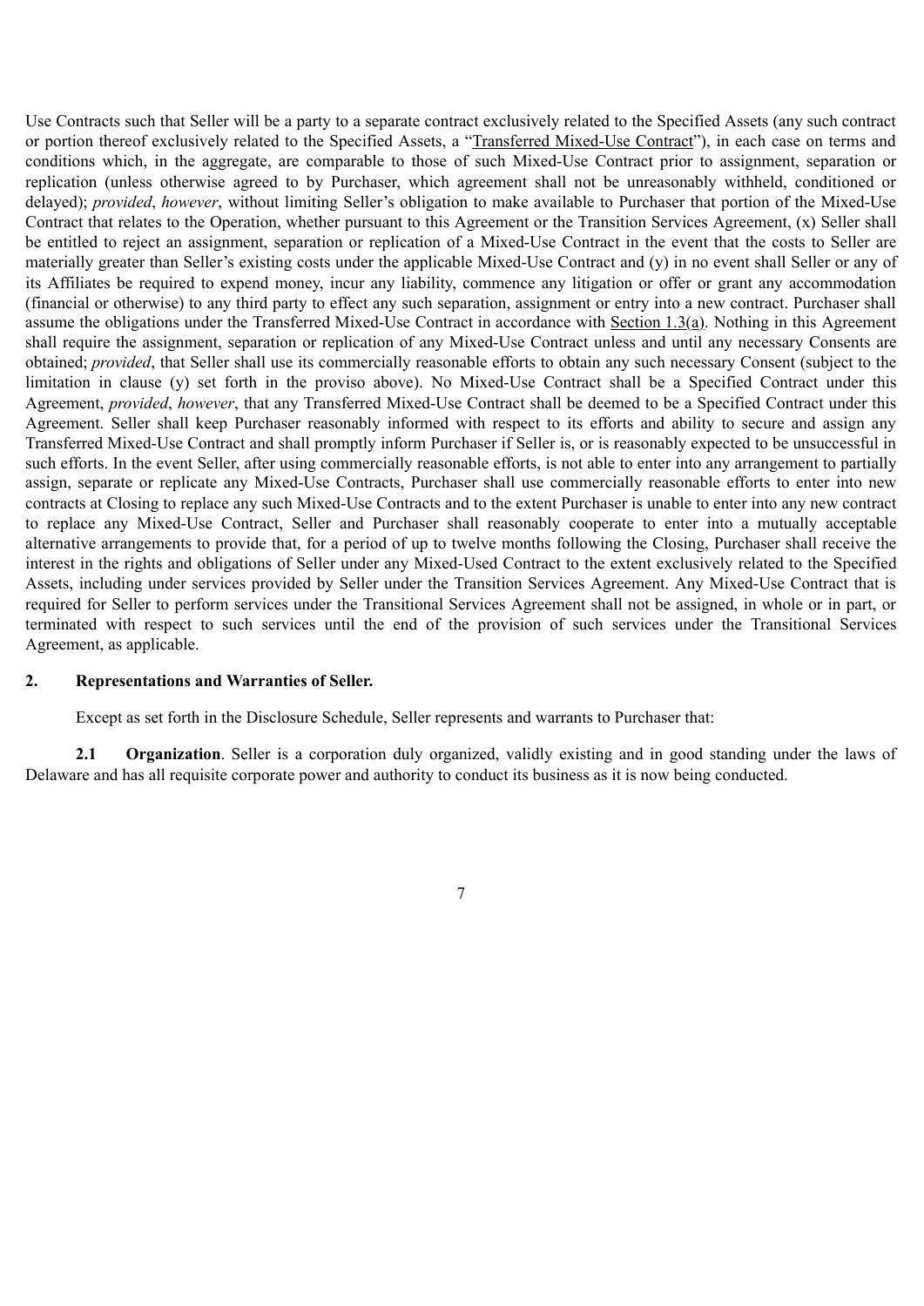Use Contracts such that Seller will be a party to a separate contract exclusively related to the Specified Assets (any such contract or portion thereof exclusively related to the Specified Assets, a "Transferred Mixed-Use Contract"), in each case on terms and conditions which, in the aggregate, are comparable to those of such Mixed-Use Contract prior to assignment, separation or replication (unless otherwise agreed to by Purchaser, which agreement shall not be unreasonably withheld, conditioned or delayed); *provided*, *however*, without limiting Seller's obligation to make available to Purchaser that portion of the Mixed-Use Contract that relates to the Operation, whether pursuant to this Agreement or the Transition Services Agreement, (x) Seller shall be entitled to reject an assignment, separation or replication of a Mixed-Use Contract in the event that the costs to Seller are materially greater than Seller's existing costs under the applicable Mixed-Use Contract and (y) in no event shall Seller or any of its Affiliates be required to expend money, incur any liability, commence any litigation or offer or grant any accommodation (financial or otherwise) to any third party to effect any such separation, assignment or entry into a new contract. Purchaser shall assume the obligations under the Transferred Mixed-Use Contract in accordance with Section 1.3(a). Nothing in this Agreement shall require the assignment, separation or replication of any Mixed-Use Contract unless and until any necessary Consents are obtained; *provided*, that Seller shall use its commercially reasonable efforts to obtain any such necessary Consent (subject to the limitation in clause (y) set forth in the proviso above). No Mixed-Use Contract shall be a Specified Contract under this Agreement, *provided*, *however*, that any Transferred Mixed-Use Contract shall be deemed to be a Specified Contract under this Agreement. Seller shall keep Purchaser reasonably informed with respect to its efforts and ability to secure and assign any Transferred Mixed-Use Contract and shall promptly inform Purchaser if Seller is, or is reasonably expected to be unsuccessful in such efforts. In the event Seller, after using commercially reasonable efforts, is not able to enter into any arrangement to partially assign, separate or replicate any Mixed-Use Contracts, Purchaser shall use commercially reasonable efforts to enter into new contracts at Closing to replace any such Mixed-Use Contracts and to the extent Purchaser is unable to enter into any new contract to replace any Mixed-Use Contract, Seller and Purchaser shall reasonably cooperate to enter into a mutually acceptable alternative arrangements to provide that, for a period of up to twelve months following the Closing, Purchaser shall receive the interest in the rights and obligations of Seller under any Mixed-Used Contract to the extent exclusively related to the Specified Assets, including under services provided by Seller under the Transition Services Agreement. Any Mixed-Use Contract that is required for Seller to perform services under the Transitional Services Agreement shall not be assigned, in whole or in part, or terminated with respect to such services until the end of the provision of such services under the Transitional Services Agreement, as applicable.

## 2. Representations and Warranties of Seller.

Except as set forth in the Disclosure Schedule, Seller represents and warrants to Purchaser that:

**2.1 Organization**. Seller is a corporation duly organized, validly existing and in good standing under the laws of Delaware and has all requisite corporate power and authority to conduct its business as it is now being conducted.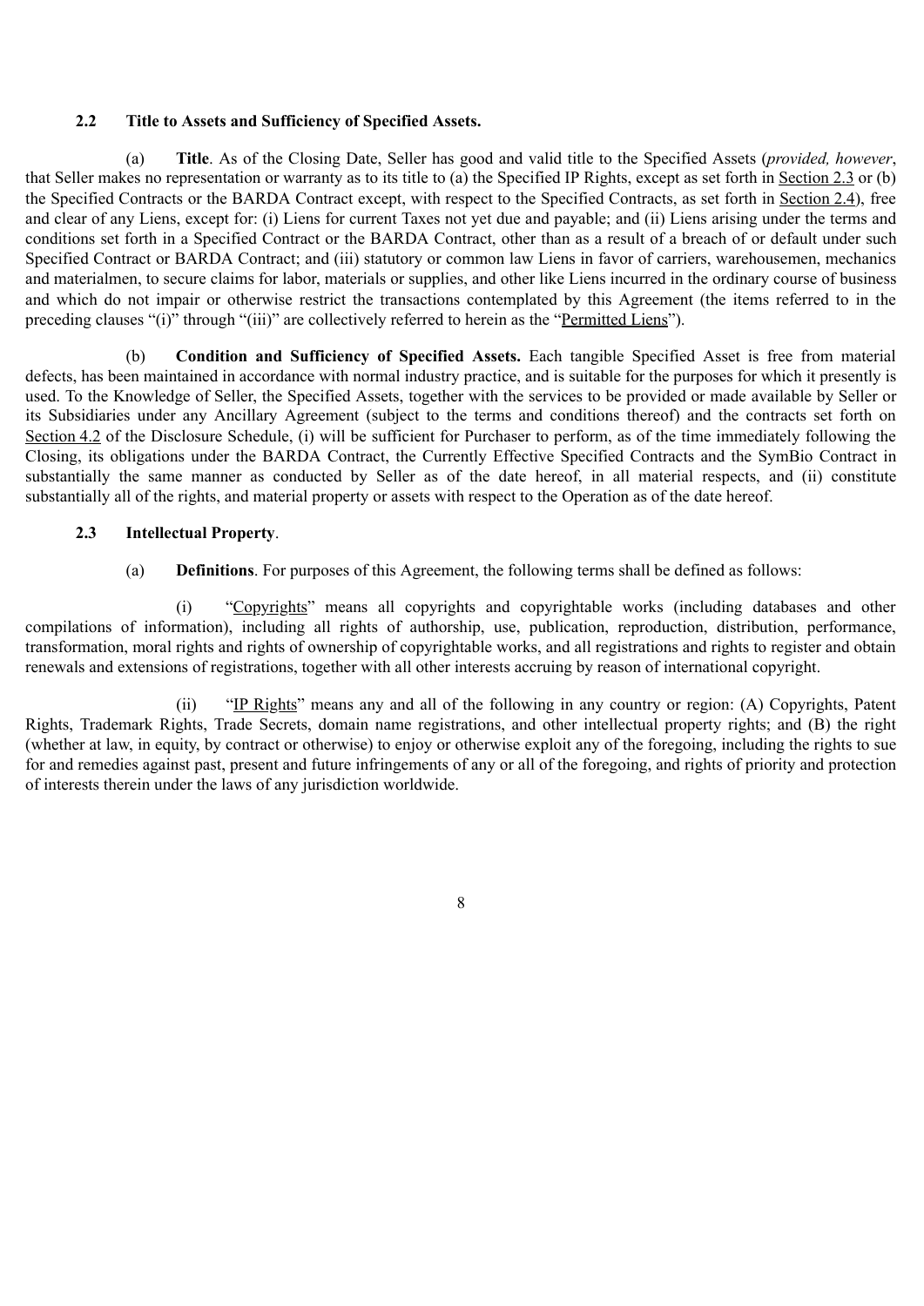**2.2 Title to Assets and Sufficiency of Specified Assets.**

(a) **Title**. As of the Closing Date, Seller has good and valid title to the Specified Assets (*provided, however*, that Seller makes no representation or warranty as to its title to (a) the Specified IP Rights, except as set forth in Section 2.3 or (b) the Specified Contracts or the BARDA Contract except, with respect to the Specified Contracts, as set forth in Section 2.4), free and clear of any Liens, except for: (i) Liens for current Taxes not yet due and payable; and (ii) Liens arising under the terms and conditions set forth in a Specified Contract or the BARDA Contract, other than as a result of a breach of or default under such Specified Contract or BARDA Contract; and (iii) statutory or common law Liens in favor of carriers, warehousemen, mechanics and materialmen, to secure claims for labor, materials or supplies, and other like Liens incurred in the ordinary course of business and which do not impair or otherwise restrict the transactions contemplated by this Agreement (the items referred to in the preceding clauses "(i)" through "(iii)" are collectively referred to herein as the "Permitted Liens").

(b) **Condition and Sufficiency of Specified Assets.** Each tangible Specified Asset is free from material defects, has been maintained in accordance with normal industry practice, and is suitable for the purposes for which it presently is used. To the Knowledge of Seller, the Specified Assets, together with the services to be provided or made available by Seller or its Subsidiaries under any Ancillary Agreement (subject to the terms and conditions thereof) and the contracts set forth on Section 4.2 of the Disclosure Schedule, (i) will be sufficient for Purchaser to perform, as of the time immediately following the Closing, its obligations under the BARDA Contract, the Currently Effective Specified Contracts and the SymBio Contract in substantially the same manner as conducted by Seller as of the date hereof, in all material respects, and (ii) constitute substantially all of the rights, and material property or assets with respect to the Operation as of the date hereof.

**2.3 Intellectual Property**.

(a) **Definitions**. For purposes of this Agreement, the following terms shall be defined as follows:

(i) "Copyrights" means all copyrights and copyrightable works (including databases and other compilations of information), including all rights of authorship, use, publication, reproduction, distribution, performance, transformation, moral rights and rights of ownership of copyrightable works, and all registrations and rights to register and obtain renewals and extensions of registrations, together with all other interests accruing by reason of international copyright.

(ii) "IP Rights" means any and all of the following in any country or region: (A) Copyrights, Patent Rights, Trademark Rights, Trade Secrets, domain name registrations, and other intellectual property rights; and (B) the right (whether at law, in equity, by contract or otherwise) to enjoy or otherwise exploit any of the foregoing, including the rights to sue for and remedies against past, present and future infringements of any or all of the foregoing, and rights of priority and protection of interests therein under the laws of any jurisdiction worldwide.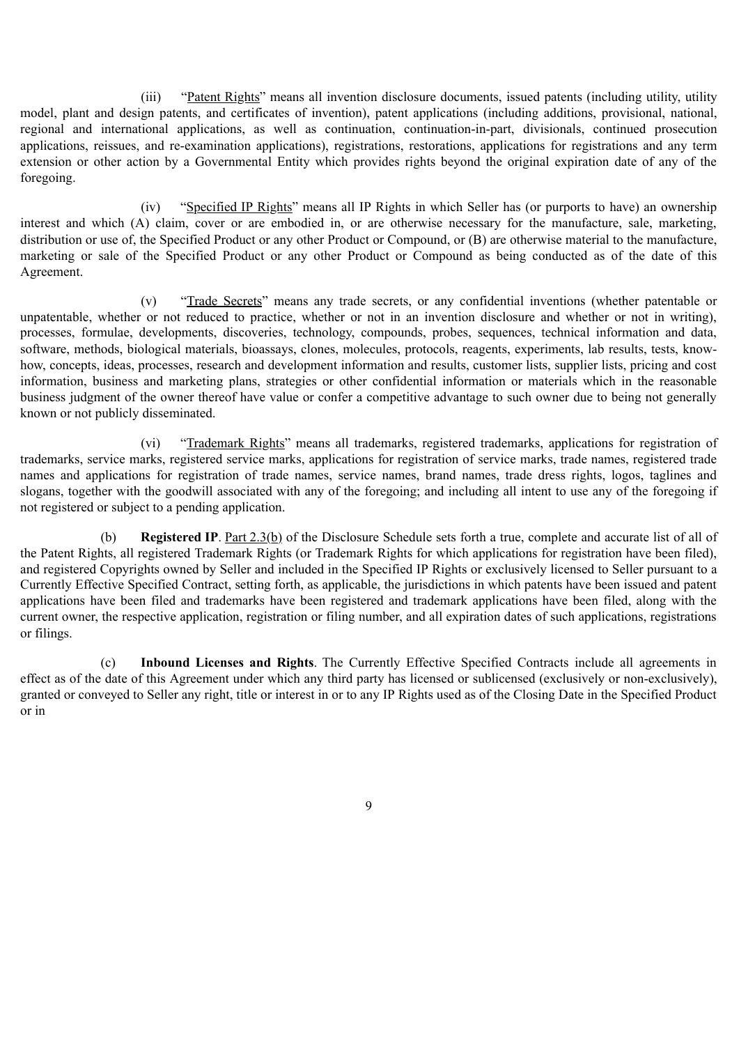(iii) "Patent Rights" means all invention disclosure documents, issued patents (including utility, utility model, plant and design patents, and certificates of invention), patent applications (including additions, provisional, national, regional and international applications, as well as continuation, continuation-in-part, divisionals, continued prosecution applications, reissues, and re-examination applications), registrations, restorations, applications for registrations and any term extension or other action by a Governmental Entity which provides rights beyond the original expiration date of any of the foregoing.

(iv) "Specified IP Rights" means all IP Rights in which Seller has (or purports to have) an ownership interest and which (A) claim, cover or are embodied in, or are otherwise necessary for the manufacture, sale, marketing, distribution or use of, the Specified Product or any other Product or Compound, or (B) are otherwise material to the manufacture, marketing or sale of the Specified Product or any other Product or Compound as being conducted as of the date of this Agreement.

(v) "Trade Secrets" means any trade secrets, or any confidential inventions (whether patentable or unpatentable, whether or not reduced to practice, whether or not in an invention disclosure and whether or not in writing), processes, formulae, developments, discoveries, technology, compounds, probes, sequences, technical information and data, software, methods, biological materials, bioassays, clones, molecules, protocols, reagents, experiments, lab results, tests, know-how, concepts, ideas, processes, research and development information and results, customer lists, supplier lists, pricing and cost information, business and marketing plans, strategies or other confidential information or materials which in the reasonable business judgment of the owner thereof have value or confer a competitive advantage to such owner due to being not generally known or not publicly disseminated.

(vi) "Trademark Rights" means all trademarks, registered trademarks, applications for registration of trademarks, service marks, registered service marks, applications for registration of service marks, trade names, registered trade names and applications for registration of trade names, service names, brand names, trade dress rights, logos, taglines and slogans, together with the goodwill associated with any of the foregoing; and including all intent to use any of the foregoing if not registered or subject to a pending application.

(b) **Registered IP**. Part 2.3(b) of the Disclosure Schedule sets forth a true, complete and accurate list of all of the Patent Rights, all registered Trademark Rights (or Trademark Rights for which applications for registration have been filed), and registered Copyrights owned by Seller and included in the Specified IP Rights or exclusively licensed to Seller pursuant to a Currently Effective Specified Contract, setting forth, as applicable, the jurisdictions in which patents have been issued and patent applications have been filed and trademarks have been registered and trademark applications have been filed, along with the current owner, the respective application, registration or filing number, and all expiration dates of such applications, registrations or filings.

(c) **Inbound Licenses and Rights**. The Currently Effective Specified Contracts include all agreements in effect as of the date of this Agreement under which any third party has licensed or sublicensed (exclusively or non-exclusively), granted or conveyed to Seller any right, title or interest in or to any IP Rights used as of the Closing Date in the Specified Product or in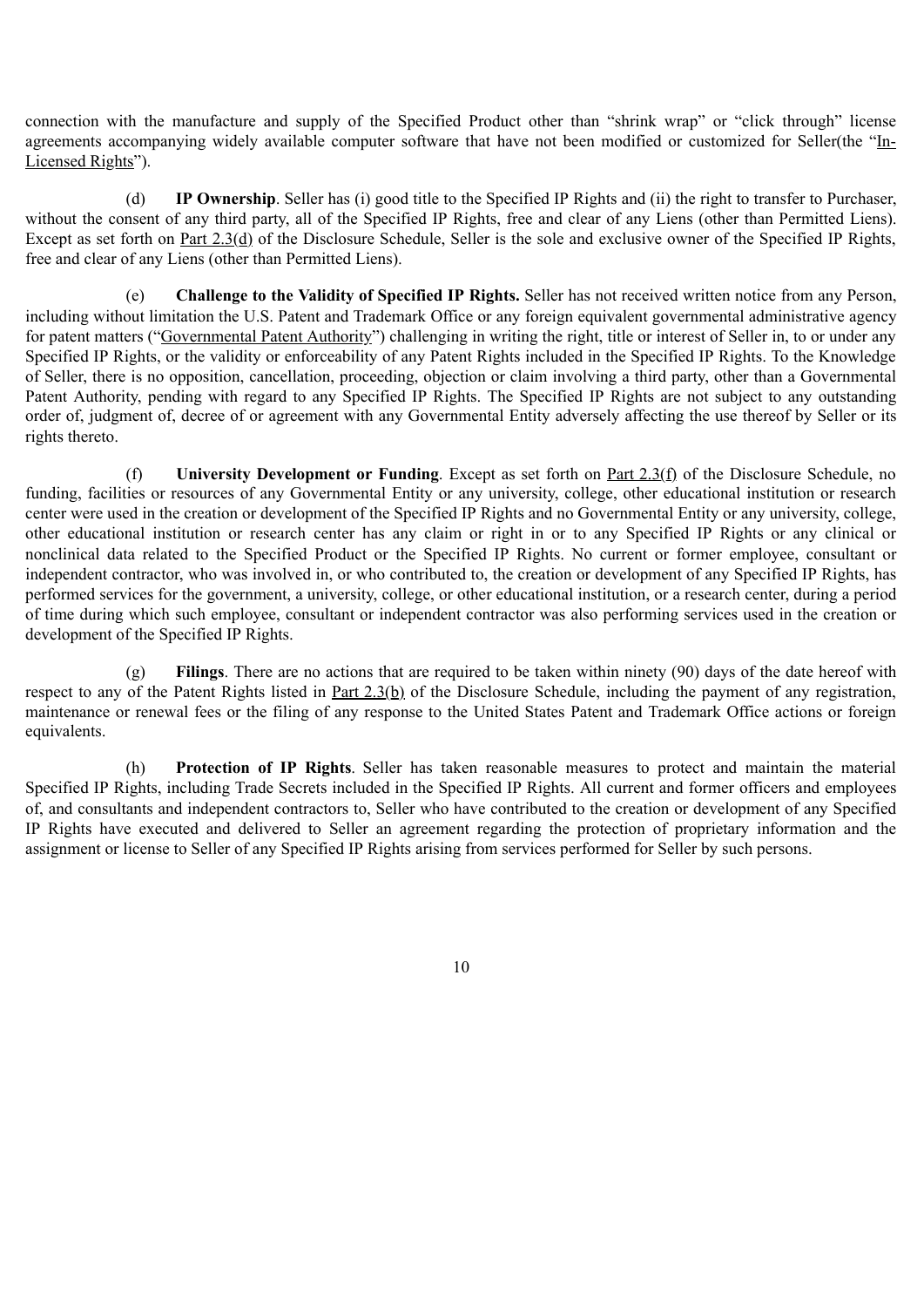connection with the manufacture and supply of the Specified Product other than "shrink wrap" or "click through" license agreements accompanying widely available computer software that have not been modified or customized for Seller(the "In-Licensed Rights").

(d) **IP Ownership**. Seller has (i) good title to the Specified IP Rights and (ii) the right to transfer to Purchaser, without the consent of any third party, all of the Specified IP Rights, free and clear of any Liens (other than Permitted Liens). Except as set forth on Part 2.3(d) of the Disclosure Schedule, Seller is the sole and exclusive owner of the Specified IP Rights, free and clear of any Liens (other than Permitted Liens).

(e) **Challenge to the Validity of Specified IP Rights.** Seller has not received written notice from any Person, including without limitation the U.S. Patent and Trademark Office or any foreign equivalent governmental administrative agency for patent matters ("Governmental Patent Authority") challenging in writing the right, title or interest of Seller in, to or under any Specified IP Rights, or the validity or enforceability of any Patent Rights included in the Specified IP Rights. To the Knowledge of Seller, there is no opposition, cancellation, proceeding, objection or claim involving a third party, other than a Governmental Patent Authority, pending with regard to any Specified IP Rights. The Specified IP Rights are not subject to any outstanding order of, judgment of, decree of or agreement with any Governmental Entity adversely affecting the use thereof by Seller or its rights thereto.

(f) **University Development or Funding**. Except as set forth on Part 2.3(f) of the Disclosure Schedule, no funding, facilities or resources of any Governmental Entity or any university, college, other educational institution or research center were used in the creation or development of the Specified IP Rights and no Governmental Entity or any university, college, other educational institution or research center has any claim or right in or to any Specified IP Rights or any clinical or nonclinical data related to the Specified Product or the Specified IP Rights. No current or former employee, consultant or independent contractor, who was involved in, or who contributed to, the creation or development of any Specified IP Rights, has performed services for the government, a university, college, or other educational institution, or a research center, during a period of time during which such employee, consultant or independent contractor was also performing services used in the creation or development of the Specified IP Rights.

(g) **Filings**. There are no actions that are required to be taken within ninety (90) days of the date hereof with respect to any of the Patent Rights listed in Part 2.3(b) of the Disclosure Schedule, including the payment of any registration, maintenance or renewal fees or the filing of any response to the United States Patent and Trademark Office actions or foreign equivalents.

(h) **Protection of IP Rights**. Seller has taken reasonable measures to protect and maintain the material Specified IP Rights, including Trade Secrets included in the Specified IP Rights. All current and former officers and employees of, and consultants and independent contractors to, Seller who have contributed to the creation or development of any Specified IP Rights have executed and delivered to Seller an agreement regarding the protection of proprietary information and the assignment or license to Seller of any Specified IP Rights arising from services performed for Seller by such persons.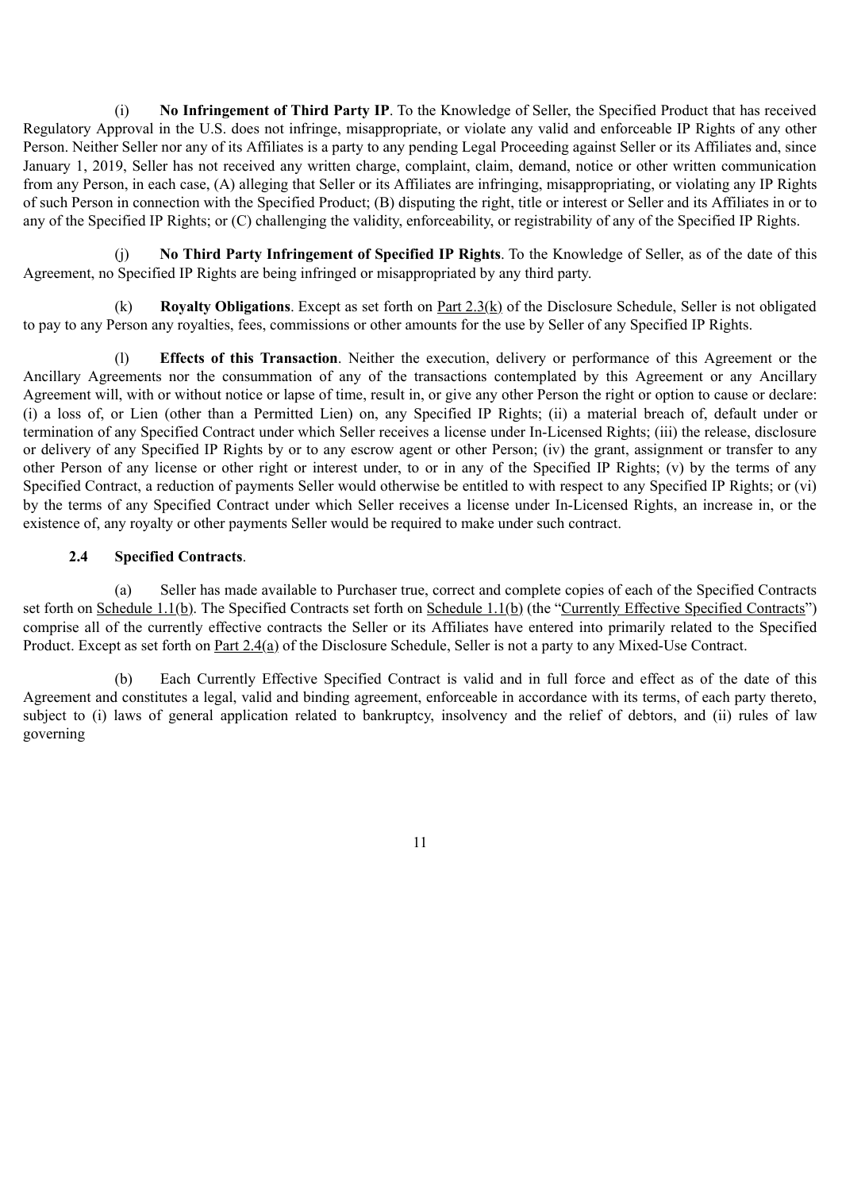(i) **No Infringement of Third Party IP**. To the Knowledge of Seller, the Specified Product that has received Regulatory Approval in the U.S. does not infringe, misappropriate, or violate any valid and enforceable IP Rights of any other Person. Neither Seller nor any of its Affiliates is a party to any pending Legal Proceeding against Seller or its Affiliates and, since January 1, 2019, Seller has not received any written charge, complaint, claim, demand, notice or other written communication from any Person, in each case, (A) alleging that Seller or its Affiliates are infringing, misappropriating, or violating any IP Rights of such Person in connection with the Specified Product; (B) disputing the right, title or interest or Seller and its Affiliates in or to any of the Specified IP Rights; or (C) challenging the validity, enforceability, or registrability of any of the Specified IP Rights.

(j) **No Third Party Infringement of Specified IP Rights**. To the Knowledge of Seller, as of the date of this Agreement, no Specified IP Rights are being infringed or misappropriated by any third party.

(k) **Royalty Obligations**. Except as set forth on Part 2.3(k) of the Disclosure Schedule, Seller is not obligated to pay to any Person any royalties, fees, commissions or other amounts for the use by Seller of any Specified IP Rights.

(l) **Effects of this Transaction**. Neither the execution, delivery or performance of this Agreement or the Ancillary Agreements nor the consummation of any of the transactions contemplated by this Agreement or any Ancillary Agreement will, with or without notice or lapse of time, result in, or give any other Person the right or option to cause or declare: (i) a loss of, or Lien (other than a Permitted Lien) on, any Specified IP Rights; (ii) a material breach of, default under or termination of any Specified Contract under which Seller receives a license under In-Licensed Rights; (iii) the release, disclosure or delivery of any Specified IP Rights by or to any escrow agent or other Person; (iv) the grant, assignment or transfer to any other Person of any license or other right or interest under, to or in any of the Specified IP Rights; (v) by the terms of any Specified Contract, a reduction of payments Seller would otherwise be entitled to with respect to any Specified IP Rights; or (vi) by the terms of any Specified Contract under which Seller receives a license under In-Licensed Rights, an increase in, or the existence of, any royalty or other payments Seller would be required to make under such contract.

**2.4 Specified Contracts**.

(a) Seller has made available to Purchaser true, correct and complete copies of each of the Specified Contracts set forth on Schedule 1.1(b). The Specified Contracts set forth on Schedule 1.1(b) (the "Currently Effective Specified Contracts") comprise all of the currently effective contracts the Seller or its Affiliates have entered into primarily related to the Specified Product. Except as set forth on Part 2.4(a) of the Disclosure Schedule, Seller is not a party to any Mixed-Use Contract.

(b) Each Currently Effective Specified Contract is valid and in full force and effect as of the date of this Agreement and constitutes a legal, valid and binding agreement, enforceable in accordance with its terms, of each party thereto, subject to (i) laws of general application related to bankruptcy, insolvency and the relief of debtors, and (ii) rules of law governing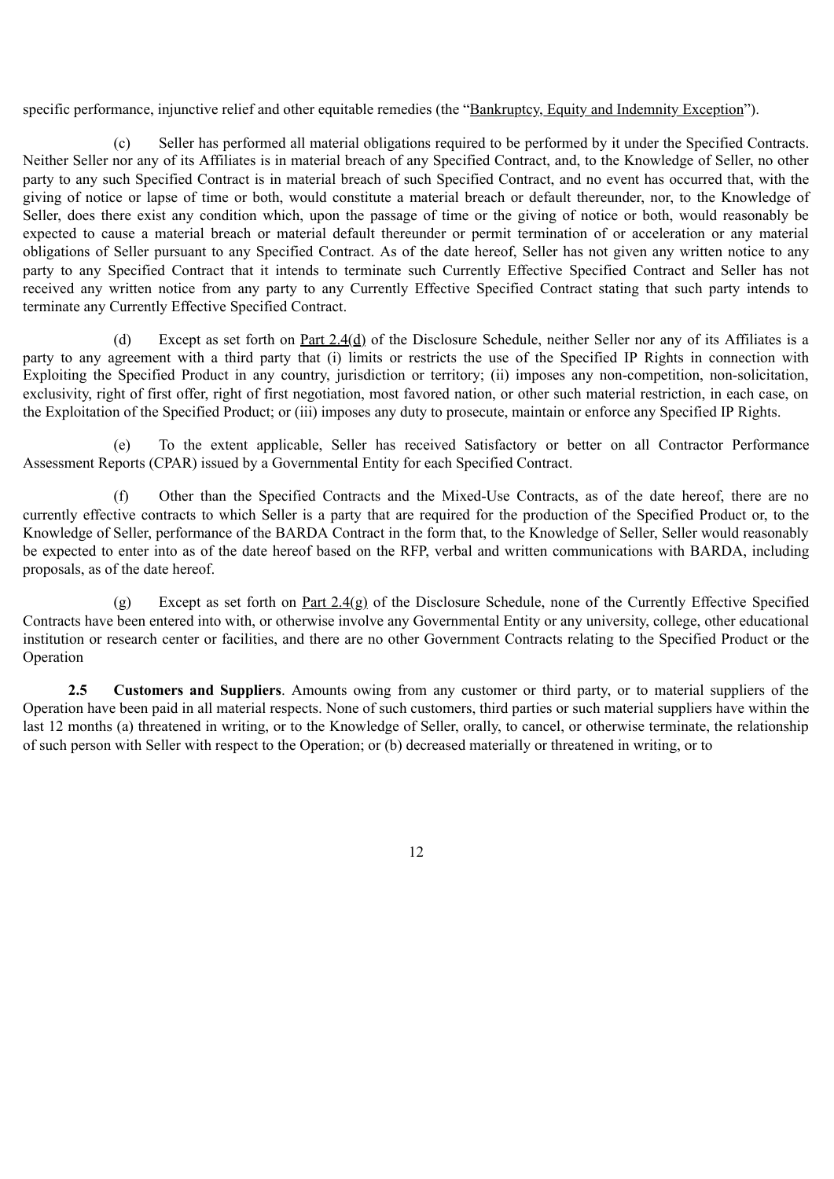specific performance, injunctive relief and other equitable remedies (the "Bankruptcy, Equity and Indemnity Exception").

(c) Seller has performed all material obligations required to be performed by it under the Specified Contracts. Neither Seller nor any of its Affiliates is in material breach of any Specified Contract, and, to the Knowledge of Seller, no other party to any such Specified Contract is in material breach of such Specified Contract, and no event has occurred that, with the giving of notice or lapse of time or both, would constitute a material breach or default thereunder, nor, to the Knowledge of Seller, does there exist any condition which, upon the passage of time or the giving of notice or both, would reasonably be expected to cause a material breach or material default thereunder or permit termination of or acceleration or any material obligations of Seller pursuant to any Specified Contract. As of the date hereof, Seller has not given any written notice to any party to any Specified Contract that it intends to terminate such Currently Effective Specified Contract and Seller has not received any written notice from any party to any Currently Effective Specified Contract stating that such party intends to terminate any Currently Effective Specified Contract.

(d) Except as set forth on Part 2.4(d) of the Disclosure Schedule, neither Seller nor any of its Affiliates is a party to any agreement with a third party that (i) limits or restricts the use of the Specified IP Rights in connection with Exploiting the Specified Product in any country, jurisdiction or territory; (ii) imposes any non-competition, non-solicitation, exclusivity, right of first offer, right of first negotiation, most favored nation, or other such material restriction, in each case, on the Exploitation of the Specified Product; or (iii) imposes any duty to prosecute, maintain or enforce any Specified IP Rights.

(e) To the extent applicable, Seller has received Satisfactory or better on all Contractor Performance Assessment Reports (CPAR) issued by a Governmental Entity for each Specified Contract.

(f) Other than the Specified Contracts and the Mixed-Use Contracts, as of the date hereof, there are no currently effective contracts to which Seller is a party that are required for the production of the Specified Product or, to the Knowledge of Seller, performance of the BARDA Contract in the form that, to the Knowledge of Seller, Seller would reasonably be expected to enter into as of the date hereof based on the RFP, verbal and written communications with BARDA, including proposals, as of the date hereof.

(g) Except as set forth on Part 2.4(g) of the Disclosure Schedule, none of the Currently Effective Specified Contracts have been entered into with, or otherwise involve any Governmental Entity or any university, college, other educational institution or research center or facilities, and there are no other Government Contracts relating to the Specified Product or the Operation

**2.5 Customers and Suppliers**. Amounts owing from any customer or third party, or to material suppliers of the Operation have been paid in all material respects. None of such customers, third parties or such material suppliers have within the last 12 months (a) threatened in writing, or to the Knowledge of Seller, orally, to cancel, or otherwise terminate, the relationship of such person with Seller with respect to the Operation; or (b) decreased materially or threatened in writing, or to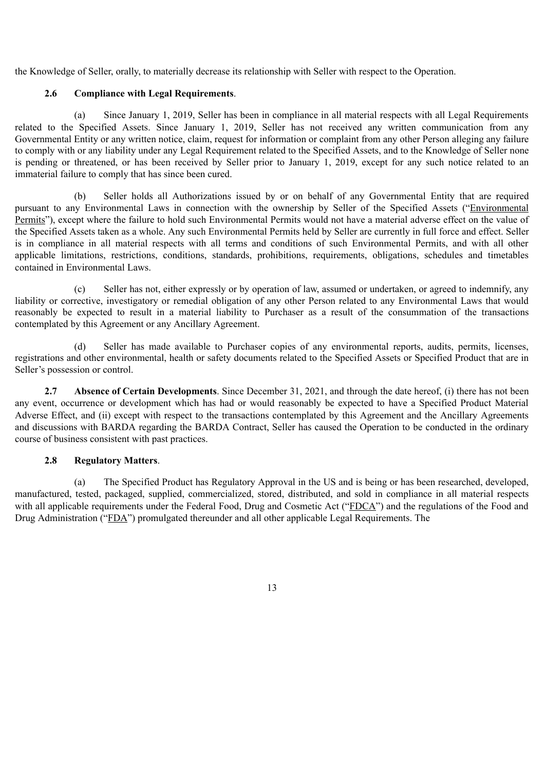the Knowledge of Seller, orally, to materially decrease its relationship with Seller with respect to the Operation.

**2.6 Compliance with Legal Requirements**.

(a) Since January 1, 2019, Seller has been in compliance in all material respects with all Legal Requirements related to the Specified Assets. Since January 1, 2019, Seller has not received any written communication from any Governmental Entity or any written notice, claim, request for information or complaint from any other Person alleging any failure to comply with or any liability under any Legal Requirement related to the Specified Assets, and to the Knowledge of Seller none is pending or threatened, or has been received by Seller prior to January 1, 2019, except for any such notice related to an immaterial failure to comply that has since been cured.

(b) Seller holds all Authorizations issued by or on behalf of any Governmental Entity that are required pursuant to any Environmental Laws in connection with the ownership by Seller of the Specified Assets ("Environmental Permits"), except where the failure to hold such Environmental Permits would not have a material adverse effect on the value of the Specified Assets taken as a whole. Any such Environmental Permits held by Seller are currently in full force and effect. Seller is in compliance in all material respects with all terms and conditions of such Environmental Permits, and with all other applicable limitations, restrictions, conditions, standards, prohibitions, requirements, obligations, schedules and timetables contained in Environmental Laws.

(c) Seller has not, either expressly or by operation of law, assumed or undertaken, or agreed to indemnify, any liability or corrective, investigatory or remedial obligation of any other Person related to any Environmental Laws that would reasonably be expected to result in a material liability to Purchaser as a result of the consummation of the transactions contemplated by this Agreement or any Ancillary Agreement.

(d) Seller has made available to Purchaser copies of any environmental reports, audits, permits, licenses, registrations and other environmental, health or safety documents related to the Specified Assets or Specified Product that are in Seller's possession or control.

**2.7 Absence of Certain Developments**. Since December 31, 2021, and through the date hereof, (i) there has not been any event, occurrence or development which has had or would reasonably be expected to have a Specified Product Material Adverse Effect, and (ii) except with respect to the transactions contemplated by this Agreement and the Ancillary Agreements and discussions with BARDA regarding the BARDA Contract, Seller has caused the Operation to be conducted in the ordinary course of business consistent with past practices.

**2.8 Regulatory Matters**.

(a) The Specified Product has Regulatory Approval in the US and is being or has been researched, developed, manufactured, tested, packaged, supplied, commercialized, stored, distributed, and sold in compliance in all material respects with all applicable requirements under the Federal Food, Drug and Cosmetic Act ("FDCA") and the regulations of the Food and Drug Administration ("FDA") promulgated thereunder and all other applicable Legal Requirements. The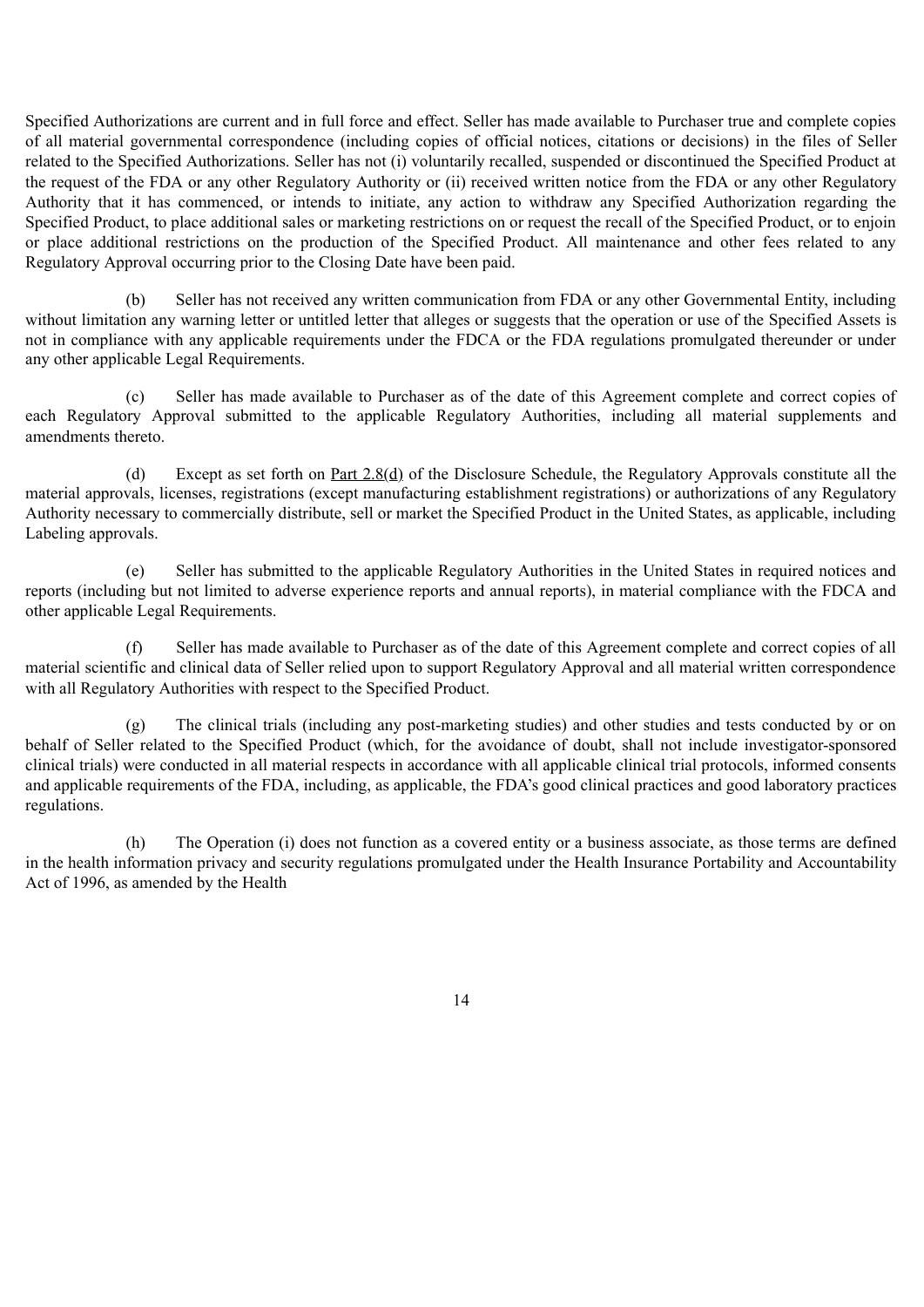Specified Authorizations are current and in full force and effect. Seller has made available to Purchaser true and complete copies of all material governmental correspondence (including copies of official notices, citations or decisions) in the files of Seller related to the Specified Authorizations. Seller has not (i) voluntarily recalled, suspended or discontinued the Specified Product at the request of the FDA or any other Regulatory Authority or (ii) received written notice from the FDA or any other Regulatory Authority that it has commenced, or intends to initiate, any action to withdraw any Specified Authorization regarding the Specified Product, to place additional sales or marketing restrictions on or request the recall of the Specified Product, or to enjoin or place additional restrictions on the production of the Specified Product. All maintenance and other fees related to any Regulatory Approval occurring prior to the Closing Date have been paid.

(b) Seller has not received any written communication from FDA or any other Governmental Entity, including without limitation any warning letter or untitled letter that alleges or suggests that the operation or use of the Specified Assets is not in compliance with any applicable requirements under the FDCA or the FDA regulations promulgated thereunder or under any other applicable Legal Requirements.

(c) Seller has made available to Purchaser as of the date of this Agreement complete and correct copies of each Regulatory Approval submitted to the applicable Regulatory Authorities, including all material supplements and amendments thereto.

(d) Except as set forth on Part 2.8(d) of the Disclosure Schedule, the Regulatory Approvals constitute all the material approvals, licenses, registrations (except manufacturing establishment registrations) or authorizations of any Regulatory Authority necessary to commercially distribute, sell or market the Specified Product in the United States, as applicable, including Labeling approvals.

(e) Seller has submitted to the applicable Regulatory Authorities in the United States in required notices and reports (including but not limited to adverse experience reports and annual reports), in material compliance with the FDCA and other applicable Legal Requirements.

(f) Seller has made available to Purchaser as of the date of this Agreement complete and correct copies of all material scientific and clinical data of Seller relied upon to support Regulatory Approval and all material written correspondence with all Regulatory Authorities with respect to the Specified Product.

(g) The clinical trials (including any post-marketing studies) and other studies and tests conducted by or on behalf of Seller related to the Specified Product (which, for the avoidance of doubt, shall not include investigator-sponsored clinical trials) were conducted in all material respects in accordance with all applicable clinical trial protocols, informed consents and applicable requirements of the FDA, including, as applicable, the FDA's good clinical practices and good laboratory practices regulations.

(h) The Operation (i) does not function as a covered entity or a business associate, as those terms are defined in the health information privacy and security regulations promulgated under the Health Insurance Portability and Accountability Act of 1996, as amended by the Health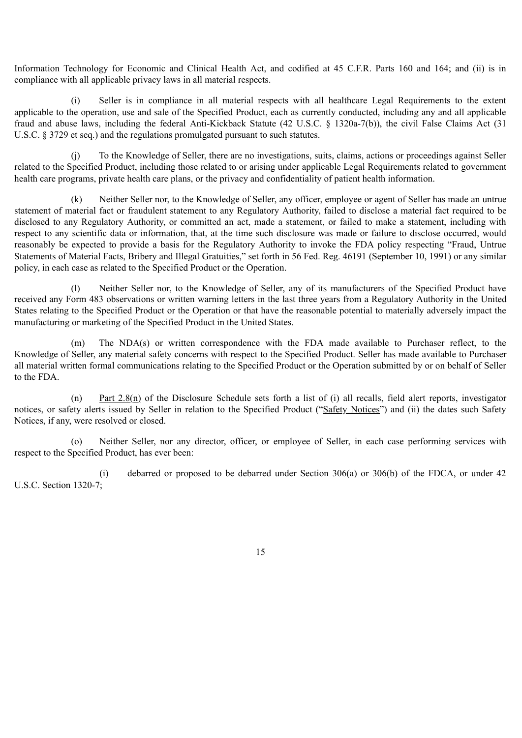Information Technology for Economic and Clinical Health Act, and codified at 45 C.F.R. Parts 160 and 164; and (ii) is in compliance with all applicable privacy laws in all material respects.

(i) Seller is in compliance in all material respects with all healthcare Legal Requirements to the extent applicable to the operation, use and sale of the Specified Product, each as currently conducted, including any and all applicable fraud and abuse laws, including the federal Anti-Kickback Statute (42 U.S.C. § 1320a-7(b)), the civil False Claims Act (31 U.S.C. § 3729 et seq.) and the regulations promulgated pursuant to such statutes.

(j) To the Knowledge of Seller, there are no investigations, suits, claims, actions or proceedings against Seller related to the Specified Product, including those related to or arising under applicable Legal Requirements related to government health care programs, private health care plans, or the privacy and confidentiality of patient health information.

(k) Neither Seller nor, to the Knowledge of Seller, any officer, employee or agent of Seller has made an untrue statement of material fact or fraudulent statement to any Regulatory Authority, failed to disclose a material fact required to be disclosed to any Regulatory Authority, or committed an act, made a statement, or failed to make a statement, including with respect to any scientific data or information, that, at the time such disclosure was made or failure to disclose occurred, would reasonably be expected to provide a basis for the Regulatory Authority to invoke the FDA policy respecting "Fraud, Untrue Statements of Material Facts, Bribery and Illegal Gratuities," set forth in 56 Fed. Reg. 46191 (September 10, 1991) or any similar policy, in each case as related to the Specified Product or the Operation.

(l) Neither Seller nor, to the Knowledge of Seller, any of its manufacturers of the Specified Product have received any Form 483 observations or written warning letters in the last three years from a Regulatory Authority in the United States relating to the Specified Product or the Operation or that have the reasonable potential to materially adversely impact the manufacturing or marketing of the Specified Product in the United States.

(m) The NDA(s) or written correspondence with the FDA made available to Purchaser reflect, to the Knowledge of Seller, any material safety concerns with respect to the Specified Product. Seller has made available to Purchaser all material written formal communications relating to the Specified Product or the Operation submitted by or on behalf of Seller to the FDA.

(n) Part 2.8(n) of the Disclosure Schedule sets forth a list of (i) all recalls, field alert reports, investigator notices, or safety alerts issued by Seller in relation to the Specified Product ("Safety Notices") and (ii) the dates such Safety Notices, if any, were resolved or closed.

(o) Neither Seller, nor any director, officer, or employee of Seller, in each case performing services with respect to the Specified Product, has ever been:

(i) debarred or proposed to be debarred under Section 306(a) or 306(b) of the FDCA, or under 42 U.S.C. Section 1320-7;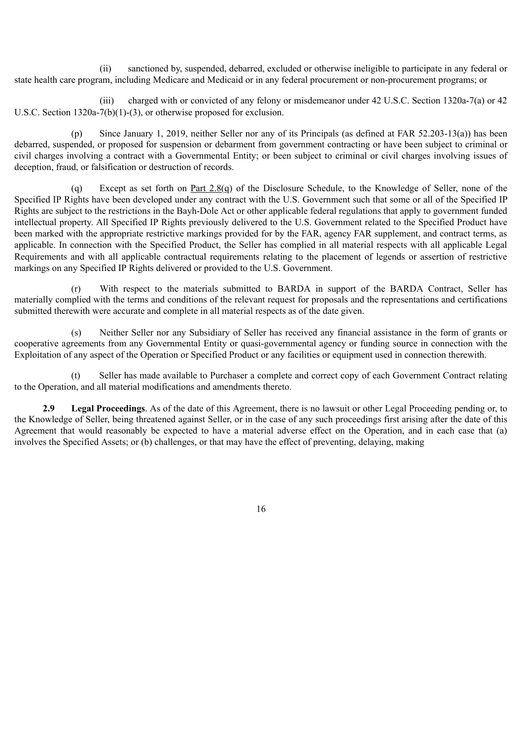(ii) sanctioned by, suspended, debarred, excluded or otherwise ineligible to participate in any federal or state health care program, including Medicare and Medicaid or in any federal procurement or non-procurement programs; or

(iii) charged with or convicted of any felony or misdemeanor under 42 U.S.C. Section 1320a-7(a) or 42 U.S.C. Section 1320a-7(b)(1)-(3), or otherwise proposed for exclusion.

(p) Since January 1, 2019, neither Seller nor any of its Principals (as defined at FAR 52.203-13(a)) has been debarred, suspended, or proposed for suspension or debarment from government contracting or have been subject to criminal or civil charges involving a contract with a Governmental Entity; or been subject to criminal or civil charges involving issues of deception, fraud, or falsification or destruction of records.

(q) Except as set forth on Part 2.8(q) of the Disclosure Schedule, to the Knowledge of Seller, none of the Specified IP Rights have been developed under any contract with the U.S. Government such that some or all of the Specified IP Rights are subject to the restrictions in the Bayh-Dole Act or other applicable federal regulations that apply to government funded intellectual property. All Specified IP Rights previously delivered to the U.S. Government related to the Specified Product have been marked with the appropriate restrictive markings provided for by the FAR, agency FAR supplement, and contract terms, as applicable. In connection with the Specified Product, the Seller has complied in all material respects with all applicable Legal Requirements and with all applicable contractual requirements relating to the placement of legends or assertion of restrictive markings on any Specified IP Rights delivered or provided to the U.S. Government.

(r) With respect to the materials submitted to BARDA in support of the BARDA Contract, Seller has materially complied with the terms and conditions of the relevant request for proposals and the representations and certifications submitted therewith were accurate and complete in all material respects as of the date given.

(s) Neither Seller nor any Subsidiary of Seller has received any financial assistance in the form of grants or cooperative agreements from any Governmental Entity or quasi-governmental agency or funding source in connection with the Exploitation of any aspect of the Operation or Specified Product or any facilities or equipment used in connection therewith.

(t) Seller has made available to Purchaser a complete and correct copy of each Government Contract relating to the Operation, and all material modifications and amendments thereto.

**2.9 Legal Proceedings**. As of the date of this Agreement, there is no lawsuit or other Legal Proceeding pending or, to the Knowledge of Seller, being threatened against Seller, or in the case of any such proceedings first arising after the date of this Agreement that would reasonably be expected to have a material adverse effect on the Operation, and in each case that (a) involves the Specified Assets; or (b) challenges, or that may have the effect of preventing, delaying, making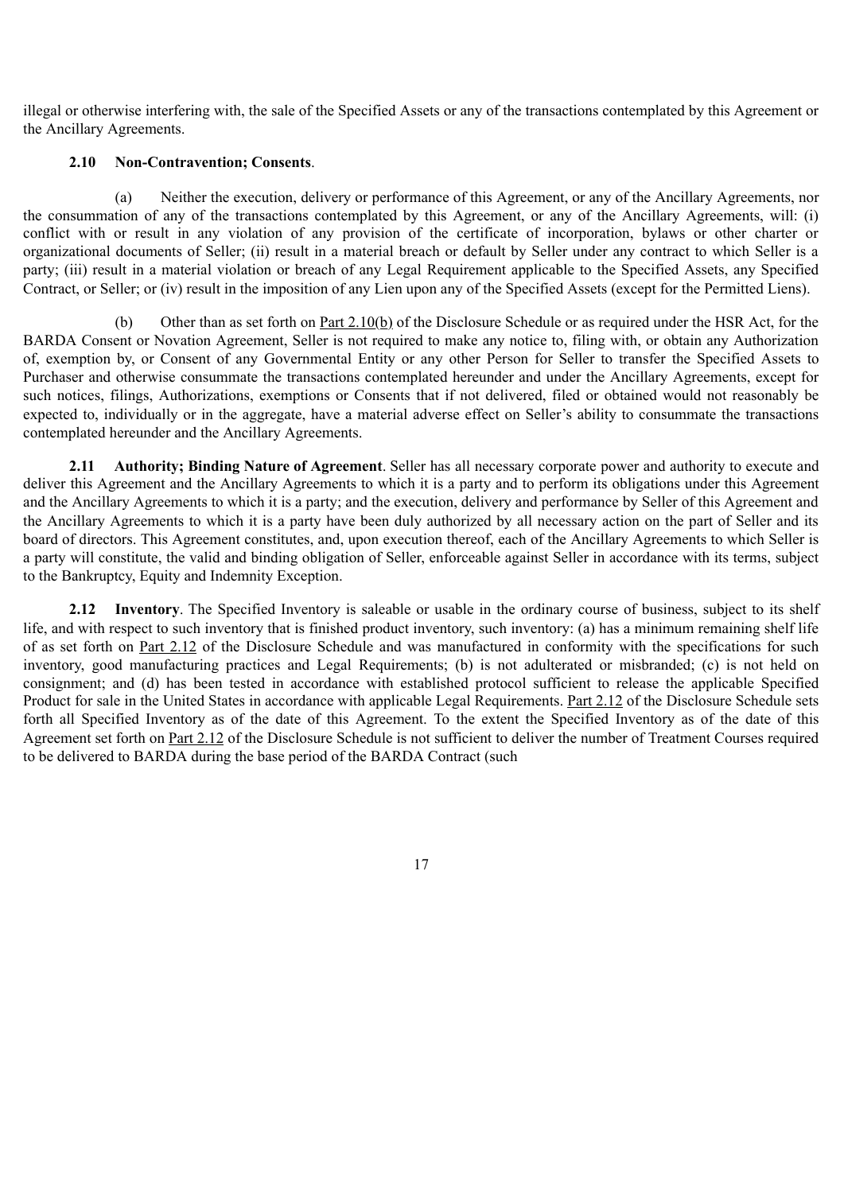illegal or otherwise interfering with, the sale of the Specified Assets or any of the transactions contemplated by this Agreement or the Ancillary Agreements.

**2.10 Non-Contravention; Consents**.

(a) Neither the execution, delivery or performance of this Agreement, or any of the Ancillary Agreements, nor the consummation of any of the transactions contemplated by this Agreement, or any of the Ancillary Agreements, will: (i) conflict with or result in any violation of any provision of the certificate of incorporation, bylaws or other charter or organizational documents of Seller; (ii) result in a material breach or default by Seller under any contract to which Seller is a party; (iii) result in a material violation or breach of any Legal Requirement applicable to the Specified Assets, any Specified Contract, or Seller; or (iv) result in the imposition of any Lien upon any of the Specified Assets (except for the Permitted Liens).

(b) Other than as set forth on Part 2.10(b) of the Disclosure Schedule or as required under the HSR Act, for the BARDA Consent or Novation Agreement, Seller is not required to make any notice to, filing with, or obtain any Authorization of, exemption by, or Consent of any Governmental Entity or any other Person for Seller to transfer the Specified Assets to Purchaser and otherwise consummate the transactions contemplated hereunder and under the Ancillary Agreements, except for such notices, filings, Authorizations, exemptions or Consents that if not delivered, filed or obtained would not reasonably be expected to, individually or in the aggregate, have a material adverse effect on Seller's ability to consummate the transactions contemplated hereunder and the Ancillary Agreements.

**2.11 Authority; Binding Nature of Agreement**. Seller has all necessary corporate power and authority to execute and deliver this Agreement and the Ancillary Agreements to which it is a party and to perform its obligations under this Agreement and the Ancillary Agreements to which it is a party; and the execution, delivery and performance by Seller of this Agreement and the Ancillary Agreements to which it is a party have been duly authorized by all necessary action on the part of Seller and its board of directors. This Agreement constitutes, and, upon execution thereof, each of the Ancillary Agreements to which Seller is a party will constitute, the valid and binding obligation of Seller, enforceable against Seller in accordance with its terms, subject to the Bankruptcy, Equity and Indemnity Exception.

**2.12 Inventory**. The Specified Inventory is saleable or usable in the ordinary course of business, subject to its shelf life, and with respect to such inventory that is finished product inventory, such inventory: (a) has a minimum remaining shelf life of as set forth on Part 2.12 of the Disclosure Schedule and was manufactured in conformity with the specifications for such inventory, good manufacturing practices and Legal Requirements; (b) is not adulterated or misbranded; (c) is not held on consignment; and (d) has been tested in accordance with established protocol sufficient to release the applicable Specified Product for sale in the United States in accordance with applicable Legal Requirements. Part 2.12 of the Disclosure Schedule sets forth all Specified Inventory as of the date of this Agreement. To the extent the Specified Inventory as of the date of this Agreement set forth on Part 2.12 of the Disclosure Schedule is not sufficient to deliver the number of Treatment Courses required to be delivered to BARDA during the base period of the BARDA Contract (such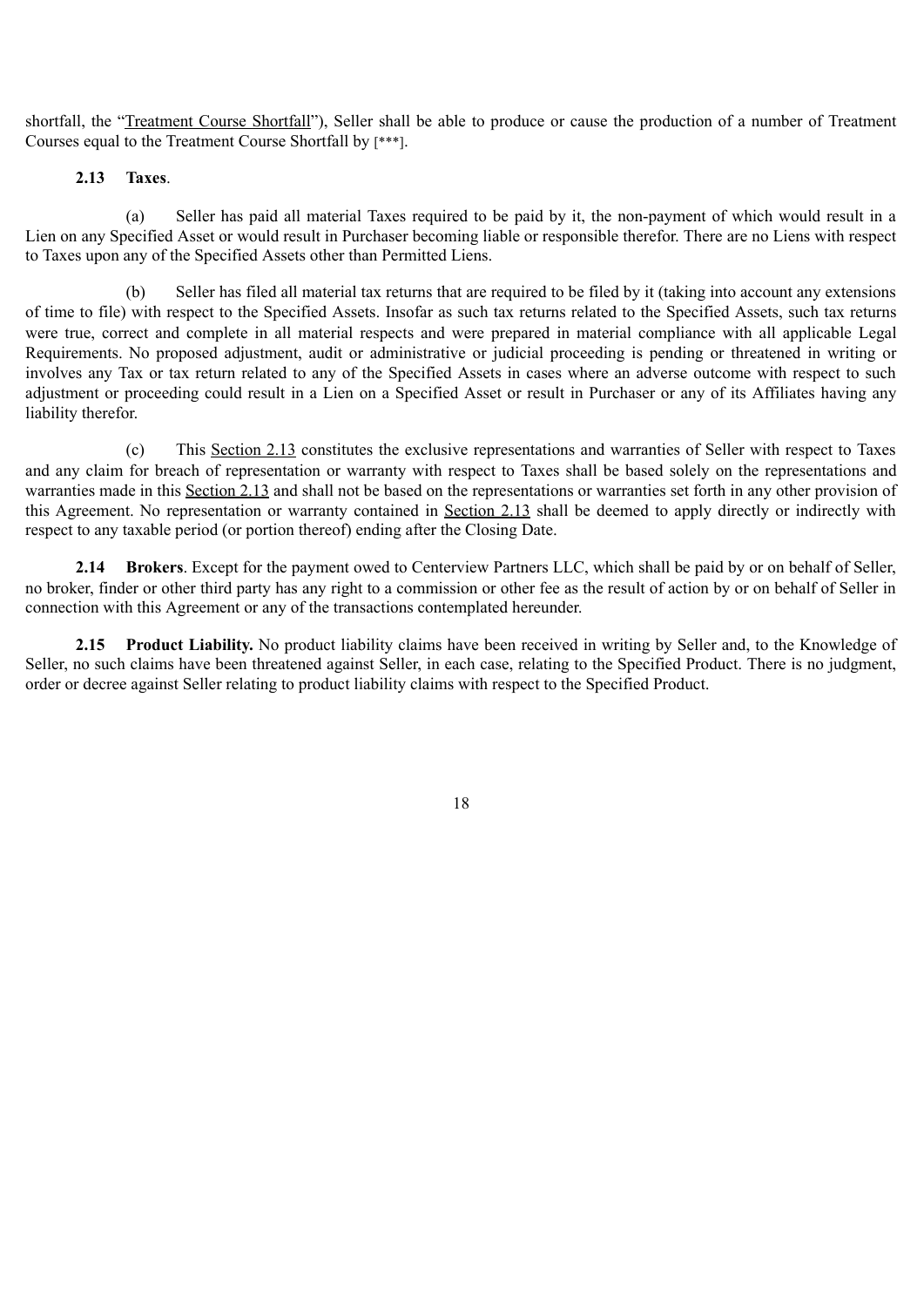shortfall, the "Treatment Course Shortfall"), Seller shall be able to produce or cause the production of a number of Treatment Courses equal to the Treatment Course Shortfall by [***].

**2.13 Taxes**.

(a) Seller has paid all material Taxes required to be paid by it, the non-payment of which would result in a Lien on any Specified Asset or would result in Purchaser becoming liable or responsible therefor. There are no Liens with respect to Taxes upon any of the Specified Assets other than Permitted Liens.

(b) Seller has filed all material tax returns that are required to be filed by it (taking into account any extensions of time to file) with respect to the Specified Assets. Insofar as such tax returns related to the Specified Assets, such tax returns were true, correct and complete in all material respects and were prepared in material compliance with all applicable Legal Requirements. No proposed adjustment, audit or administrative or judicial proceeding is pending or threatened in writing or involves any Tax or tax return related to any of the Specified Assets in cases where an adverse outcome with respect to such adjustment or proceeding could result in a Lien on a Specified Asset or result in Purchaser or any of its Affiliates having any liability therefor.

(c) This Section 2.13 constitutes the exclusive representations and warranties of Seller with respect to Taxes and any claim for breach of representation or warranty with respect to Taxes shall be based solely on the representations and warranties made in this Section 2.13 and shall not be based on the representations or warranties set forth in any other provision of this Agreement. No representation or warranty contained in Section 2.13 shall be deemed to apply directly or indirectly with respect to any taxable period (or portion thereof) ending after the Closing Date.

**2.14 Brokers**. Except for the payment owed to Centerview Partners LLC, which shall be paid by or on behalf of Seller, no broker, finder or other third party has any right to a commission or other fee as the result of action by or on behalf of Seller in connection with this Agreement or any of the transactions contemplated hereunder.

**2.15 Product Liability.** No product liability claims have been received in writing by Seller and, to the Knowledge of Seller, no such claims have been threatened against Seller, in each case, relating to the Specified Product. There is no judgment, order or decree against Seller relating to product liability claims with respect to the Specified Product.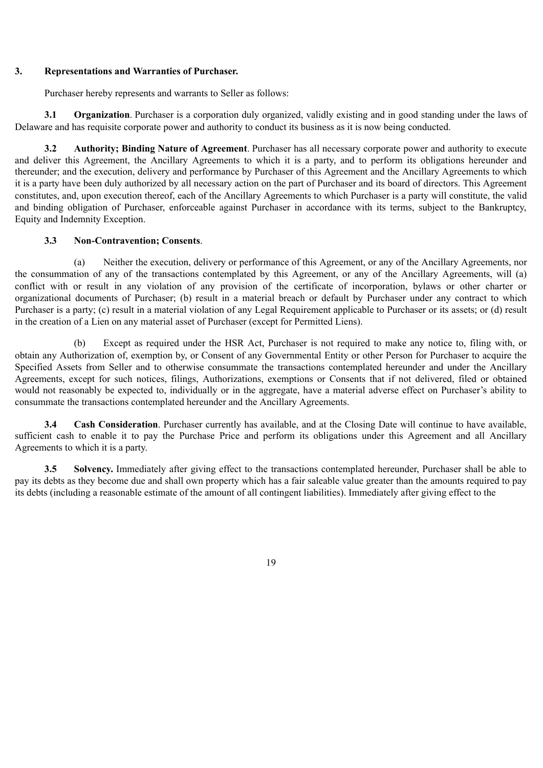**3. Representations and Warranties of Purchaser.**

Purchaser hereby represents and warrants to Seller as follows:

**3.1 Organization**. Purchaser is a corporation duly organized, validly existing and in good standing under the laws of Delaware and has requisite corporate power and authority to conduct its business as it is now being conducted.

**3.2 Authority; Binding Nature of Agreement**. Purchaser has all necessary corporate power and authority to execute and deliver this Agreement, the Ancillary Agreements to which it is a party, and to perform its obligations hereunder and thereunder; and the execution, delivery and performance by Purchaser of this Agreement and the Ancillary Agreements to which it is a party have been duly authorized by all necessary action on the part of Purchaser and its board of directors. This Agreement constitutes, and, upon execution thereof, each of the Ancillary Agreements to which Purchaser is a party will constitute, the valid and binding obligation of Purchaser, enforceable against Purchaser in accordance with its terms, subject to the Bankruptcy, Equity and Indemnity Exception.

**3.3 Non-Contravention; Consents**.

(a) Neither the execution, delivery or performance of this Agreement, or any of the Ancillary Agreements, nor the consummation of any of the transactions contemplated by this Agreement, or any of the Ancillary Agreements, will (a) conflict with or result in any violation of any provision of the certificate of incorporation, bylaws or other charter or organizational documents of Purchaser; (b) result in a material breach or default by Purchaser under any contract to which Purchaser is a party; (c) result in a material violation of any Legal Requirement applicable to Purchaser or its assets; or (d) result in the creation of a Lien on any material asset of Purchaser (except for Permitted Liens).

(b) Except as required under the HSR Act, Purchaser is not required to make any notice to, filing with, or obtain any Authorization of, exemption by, or Consent of any Governmental Entity or other Person for Purchaser to acquire the Specified Assets from Seller and to otherwise consummate the transactions contemplated hereunder and under the Ancillary Agreements, except for such notices, filings, Authorizations, exemptions or Consents that if not delivered, filed or obtained would not reasonably be expected to, individually or in the aggregate, have a material adverse effect on Purchaser's ability to consummate the transactions contemplated hereunder and the Ancillary Agreements.

**3.4 Cash Consideration**. Purchaser currently has available, and at the Closing Date will continue to have available, sufficient cash to enable it to pay the Purchase Price and perform its obligations under this Agreement and all Ancillary Agreements to which it is a party.

**3.5 Solvency.** Immediately after giving effect to the transactions contemplated hereunder, Purchaser shall be able to pay its debts as they become due and shall own property which has a fair saleable value greater than the amounts required to pay its debts (including a reasonable estimate of the amount of all contingent liabilities). Immediately after giving effect to the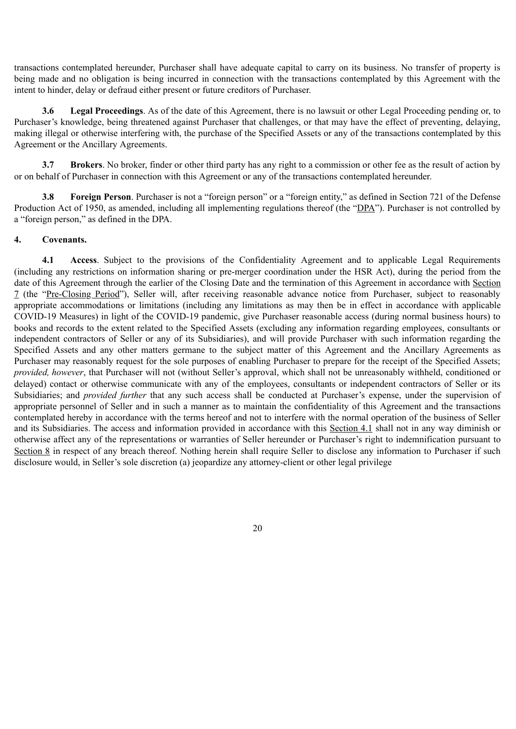transactions contemplated hereunder, Purchaser shall have adequate capital to carry on its business. No transfer of property is being made and no obligation is being incurred in connection with the transactions contemplated by this Agreement with the intent to hinder, delay or defraud either present or future creditors of Purchaser.

**3.6 Legal Proceedings**. As of the date of this Agreement, there is no lawsuit or other Legal Proceeding pending or, to Purchaser's knowledge, being threatened against Purchaser that challenges, or that may have the effect of preventing, delaying, making illegal or otherwise interfering with, the purchase of the Specified Assets or any of the transactions contemplated by this Agreement or the Ancillary Agreements.

**3.7 Brokers**. No broker, finder or other third party has any right to a commission or other fee as the result of action by or on behalf of Purchaser in connection with this Agreement or any of the transactions contemplated hereunder.

**3.8 Foreign Person**. Purchaser is not a "foreign person" or a "foreign entity," as defined in Section 721 of the Defense Production Act of 1950, as amended, including all implementing regulations thereof (the "DPA"). Purchaser is not controlled by a "foreign person," as defined in the DPA.

**4. Covenants.**

**4.1 Access**. Subject to the provisions of the Confidentiality Agreement and to applicable Legal Requirements (including any restrictions on information sharing or pre-merger coordination under the HSR Act), during the period from the date of this Agreement through the earlier of the Closing Date and the termination of this Agreement in accordance with Section 7 (the "Pre-Closing Period"), Seller will, after receiving reasonable advance notice from Purchaser, subject to reasonably appropriate accommodations or limitations (including any limitations as may then be in effect in accordance with applicable COVID-19 Measures) in light of the COVID-19 pandemic, give Purchaser reasonable access (during normal business hours) to books and records to the extent related to the Specified Assets (excluding any information regarding employees, consultants or independent contractors of Seller or any of its Subsidiaries), and will provide Purchaser with such information regarding the Specified Assets and any other matters germane to the subject matter of this Agreement and the Ancillary Agreements as Purchaser may reasonably request for the sole purposes of enabling Purchaser to prepare for the receipt of the Specified Assets; *provided, however*, that Purchaser will not (without Seller's approval, which shall not be unreasonably withheld, conditioned or delayed) contact or otherwise communicate with any of the employees, consultants or independent contractors of Seller or its Subsidiaries; and *provided further* that any such access shall be conducted at Purchaser's expense, under the supervision of appropriate personnel of Seller and in such a manner as to maintain the confidentiality of this Agreement and the transactions contemplated hereby in accordance with the terms hereof and not to interfere with the normal operation of the business of Seller and its Subsidiaries. The access and information provided in accordance with this Section 4.1 shall not in any way diminish or otherwise affect any of the representations or warranties of Seller hereunder or Purchaser's right to indemnification pursuant to Section 8 in respect of any breach thereof. Nothing herein shall require Seller to disclose any information to Purchaser if such disclosure would, in Seller's sole discretion (a) jeopardize any attorney-client or other legal privilege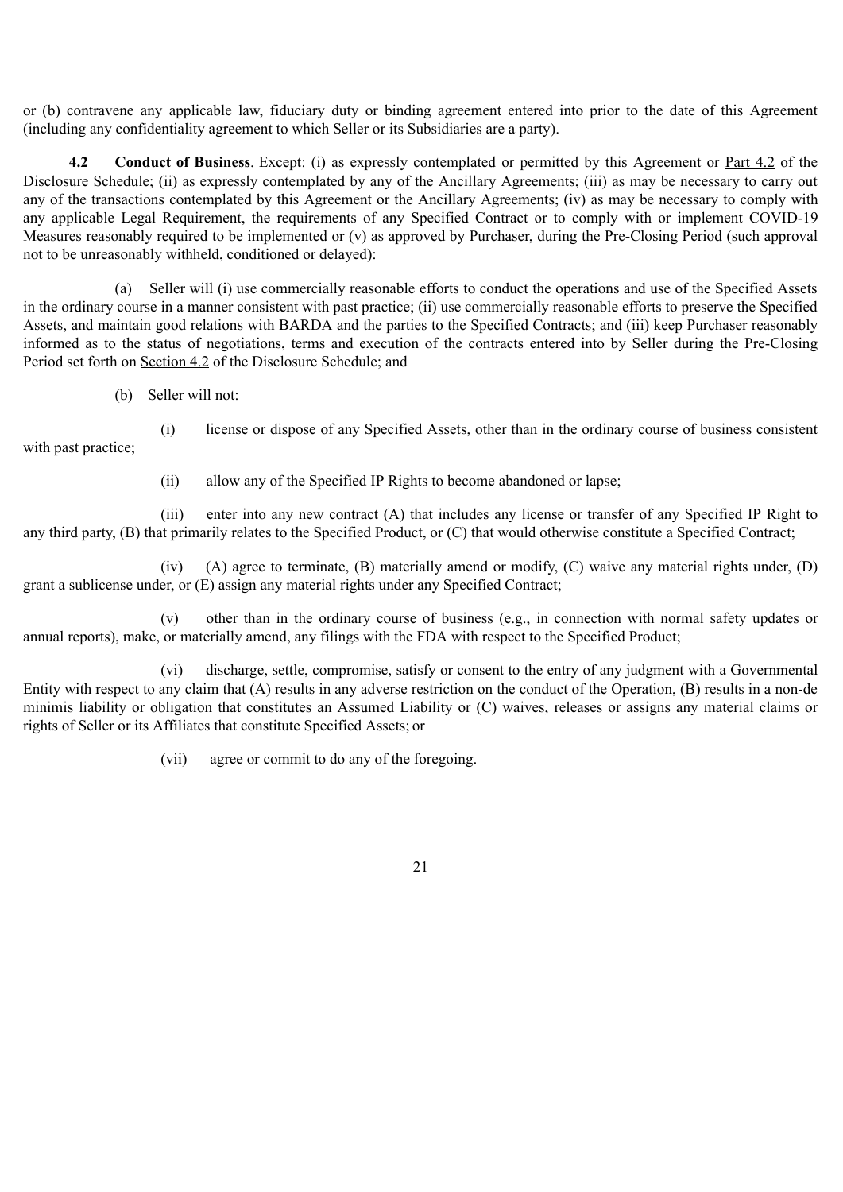or (b) contravene any applicable law, fiduciary duty or binding agreement entered into prior to the date of this Agreement (including any confidentiality agreement to which Seller or its Subsidiaries are a party).

**4.2 Conduct of Business**. Except: (i) as expressly contemplated or permitted by this Agreement or Part 4.2 of the Disclosure Schedule; (ii) as expressly contemplated by any of the Ancillary Agreements; (iii) as may be necessary to carry out any of the transactions contemplated by this Agreement or the Ancillary Agreements; (iv) as may be necessary to comply with any applicable Legal Requirement, the requirements of any Specified Contract or to comply with or implement COVID-19 Measures reasonably required to be implemented or (v) as approved by Purchaser, during the Pre-Closing Period (such approval not to be unreasonably withheld, conditioned or delayed):

(a) Seller will (i) use commercially reasonable efforts to conduct the operations and use of the Specified Assets in the ordinary course in a manner consistent with past practice; (ii) use commercially reasonable efforts to preserve the Specified Assets, and maintain good relations with BARDA and the parties to the Specified Contracts; and (iii) keep Purchaser reasonably informed as to the status of negotiations, terms and execution of the contracts entered into by Seller during the Pre-Closing Period set forth on Section 4.2 of the Disclosure Schedule; and

(b) Seller will not:

(i) license or dispose of any Specified Assets, other than in the ordinary course of business consistent with past practice;

(ii) allow any of the Specified IP Rights to become abandoned or lapse;

(iii) enter into any new contract (A) that includes any license or transfer of any Specified IP Right to any third party, (B) that primarily relates to the Specified Product, or (C) that would otherwise constitute a Specified Contract;

(iv) (A) agree to terminate, (B) materially amend or modify, (C) waive any material rights under, (D) grant a sublicense under, or (E) assign any material rights under any Specified Contract;

(v) other than in the ordinary course of business (e.g., in connection with normal safety updates or annual reports), make, or materially amend, any filings with the FDA with respect to the Specified Product;

(vi) discharge, settle, compromise, satisfy or consent to the entry of any judgment with a Governmental Entity with respect to any claim that (A) results in any adverse restriction on the conduct of the Operation, (B) results in a non-de minimis liability or obligation that constitutes an Assumed Liability or (C) waives, releases or assigns any material claims or rights of Seller or its Affiliates that constitute Specified Assets; or

(vii) agree or commit to do any of the foregoing.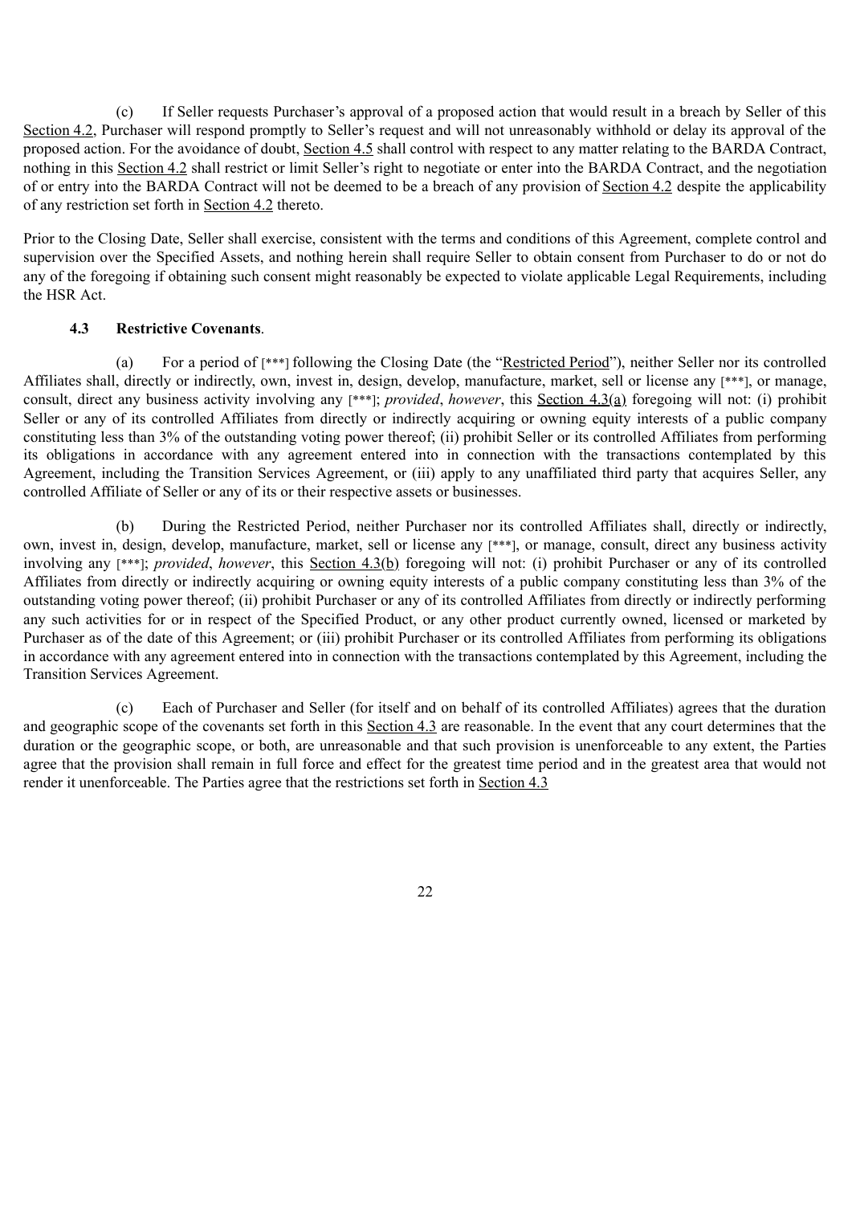(c) If Seller requests Purchaser's approval of a proposed action that would result in a breach by Seller of this Section 4.2, Purchaser will respond promptly to Seller's request and will not unreasonably withhold or delay its approval of the proposed action. For the avoidance of doubt, Section 4.5 shall control with respect to any matter relating to the BARDA Contract, nothing in this Section 4.2 shall restrict or limit Seller's right to negotiate or enter into the BARDA Contract, and the negotiation of or entry into the BARDA Contract will not be deemed to be a breach of any provision of Section 4.2 despite the applicability of any restriction set forth in Section 4.2 thereto.

Prior to the Closing Date, Seller shall exercise, consistent with the terms and conditions of this Agreement, complete control and supervision over the Specified Assets, and nothing herein shall require Seller to obtain consent from Purchaser to do or not do any of the foregoing if obtaining such consent might reasonably be expected to violate applicable Legal Requirements, including the HSR Act.

**4.3 Restrictive Covenants**.

(a) For a period of [***] following the Closing Date (the "Restricted Period"), neither Seller nor its controlled Affiliates shall, directly or indirectly, own, invest in, design, develop, manufacture, market, sell or license any [***], or manage, consult, direct any business activity involving any [***]; *provided*, *however*, this Section 4.3(a) foregoing will not: (i) prohibit Seller or any of its controlled Affiliates from directly or indirectly acquiring or owning equity interests of a public company constituting less than 3% of the outstanding voting power thereof; (ii) prohibit Seller or its controlled Affiliates from performing its obligations in accordance with any agreement entered into in connection with the transactions contemplated by this Agreement, including the Transition Services Agreement, or (iii) apply to any unaffiliated third party that acquires Seller, any controlled Affiliate of Seller or any of its or their respective assets or businesses.

(b) During the Restricted Period, neither Purchaser nor its controlled Affiliates shall, directly or indirectly, own, invest in, design, develop, manufacture, market, sell or license any [***], or manage, consult, direct any business activity involving any [***]; *provided*, *however*, this Section 4.3(b) foregoing will not: (i) prohibit Purchaser or any of its controlled Affiliates from directly or indirectly acquiring or owning equity interests of a public company constituting less than 3% of the outstanding voting power thereof; (ii) prohibit Purchaser or any of its controlled Affiliates from directly or indirectly performing any such activities for or in respect of the Specified Product, or any other product currently owned, licensed or marketed by Purchaser as of the date of this Agreement; or (iii) prohibit Purchaser or its controlled Affiliates from performing its obligations in accordance with any agreement entered into in connection with the transactions contemplated by this Agreement, including the Transition Services Agreement.

(c) Each of Purchaser and Seller (for itself and on behalf of its controlled Affiliates) agrees that the duration and geographic scope of the covenants set forth in this Section 4.3 are reasonable. In the event that any court determines that the duration or the geographic scope, or both, are unreasonable and that such provision is unenforceable to any extent, the Parties agree that the provision shall remain in full force and effect for the greatest time period and in the greatest area that would not render it unenforceable. The Parties agree that the restrictions set forth in Section 4.3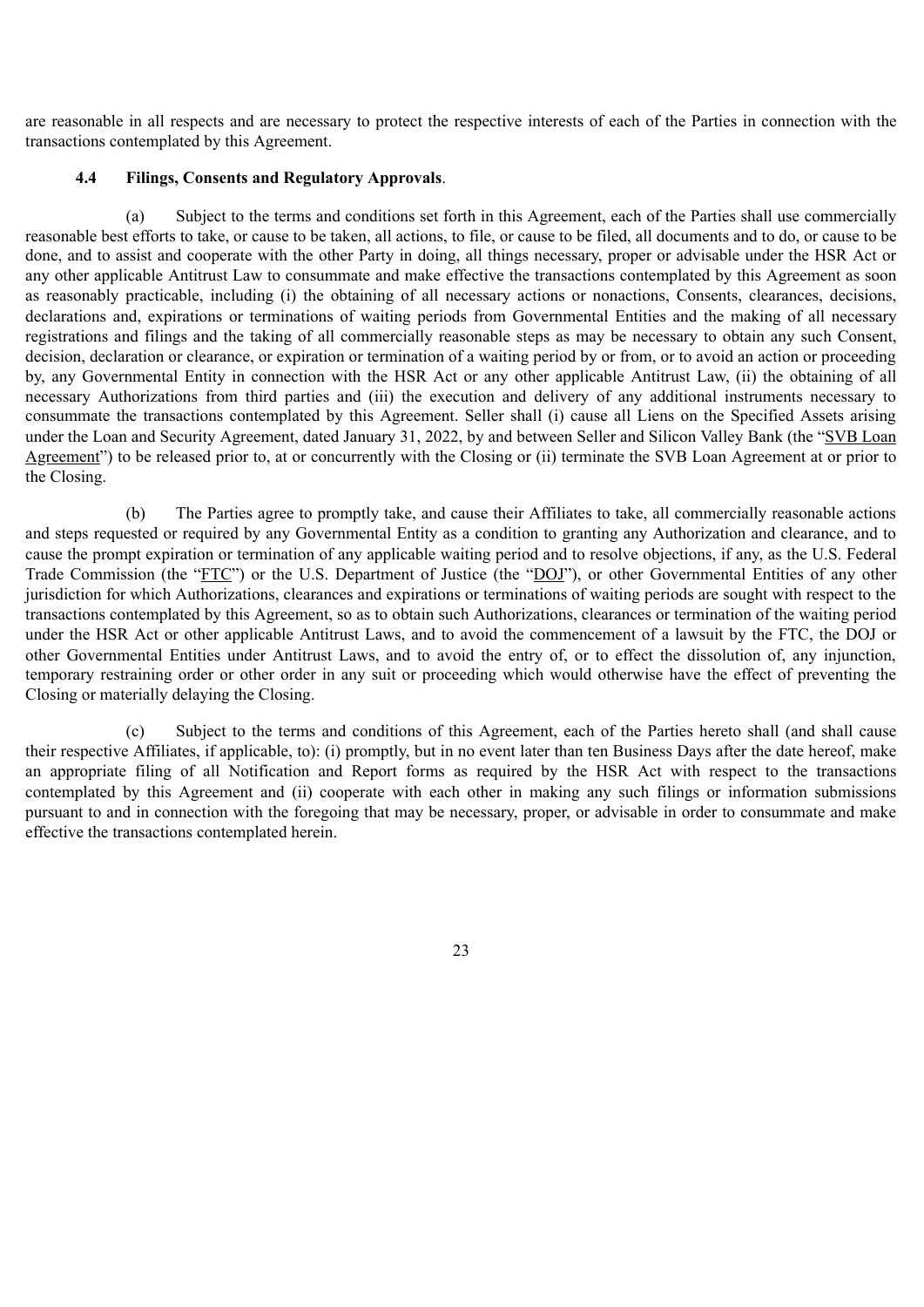are reasonable in all respects and are necessary to protect the respective interests of each of the Parties in connection with the transactions contemplated by this Agreement.

**4.4 Filings, Consents and Regulatory Approvals**.

(a) Subject to the terms and conditions set forth in this Agreement, each of the Parties shall use commercially reasonable best efforts to take, or cause to be taken, all actions, to file, or cause to be filed, all documents and to do, or cause to be done, and to assist and cooperate with the other Party in doing, all things necessary, proper or advisable under the HSR Act or any other applicable Antitrust Law to consummate and make effective the transactions contemplated by this Agreement as soon as reasonably practicable, including (i) the obtaining of all necessary actions or nonactions, Consents, clearances, decisions, declarations and, expirations or terminations of waiting periods from Governmental Entities and the making of all necessary registrations and filings and the taking of all commercially reasonable steps as may be necessary to obtain any such Consent, decision, declaration or clearance, or expiration or termination of a waiting period by or from, or to avoid an action or proceeding by, any Governmental Entity in connection with the HSR Act or any other applicable Antitrust Law, (ii) the obtaining of all necessary Authorizations from third parties and (iii) the execution and delivery of any additional instruments necessary to consummate the transactions contemplated by this Agreement. Seller shall (i) cause all Liens on the Specified Assets arising under the Loan and Security Agreement, dated January 31, 2022, by and between Seller and Silicon Valley Bank (the "SVB Loan Agreement") to be released prior to, at or concurrently with the Closing or (ii) terminate the SVB Loan Agreement at or prior to the Closing.

(b) The Parties agree to promptly take, and cause their Affiliates to take, all commercially reasonable actions and steps requested or required by any Governmental Entity as a condition to granting any Authorization and clearance, and to cause the prompt expiration or termination of any applicable waiting period and to resolve objections, if any, as the U.S. Federal Trade Commission (the "FTC") or the U.S. Department of Justice (the "DOJ"), or other Governmental Entities of any other jurisdiction for which Authorizations, clearances and expirations or terminations of waiting periods are sought with respect to the transactions contemplated by this Agreement, so as to obtain such Authorizations, clearances or termination of the waiting period under the HSR Act or other applicable Antitrust Laws, and to avoid the commencement of a lawsuit by the FTC, the DOJ or other Governmental Entities under Antitrust Laws, and to avoid the entry of, or to effect the dissolution of, any injunction, temporary restraining order or other order in any suit or proceeding which would otherwise have the effect of preventing the Closing or materially delaying the Closing.

(c) Subject to the terms and conditions of this Agreement, each of the Parties hereto shall (and shall cause their respective Affiliates, if applicable, to): (i) promptly, but in no event later than ten Business Days after the date hereof, make an appropriate filing of all Notification and Report forms as required by the HSR Act with respect to the transactions contemplated by this Agreement and (ii) cooperate with each other in making any such filings or information submissions pursuant to and in connection with the foregoing that may be necessary, proper, or advisable in order to consummate and make effective the transactions contemplated herein.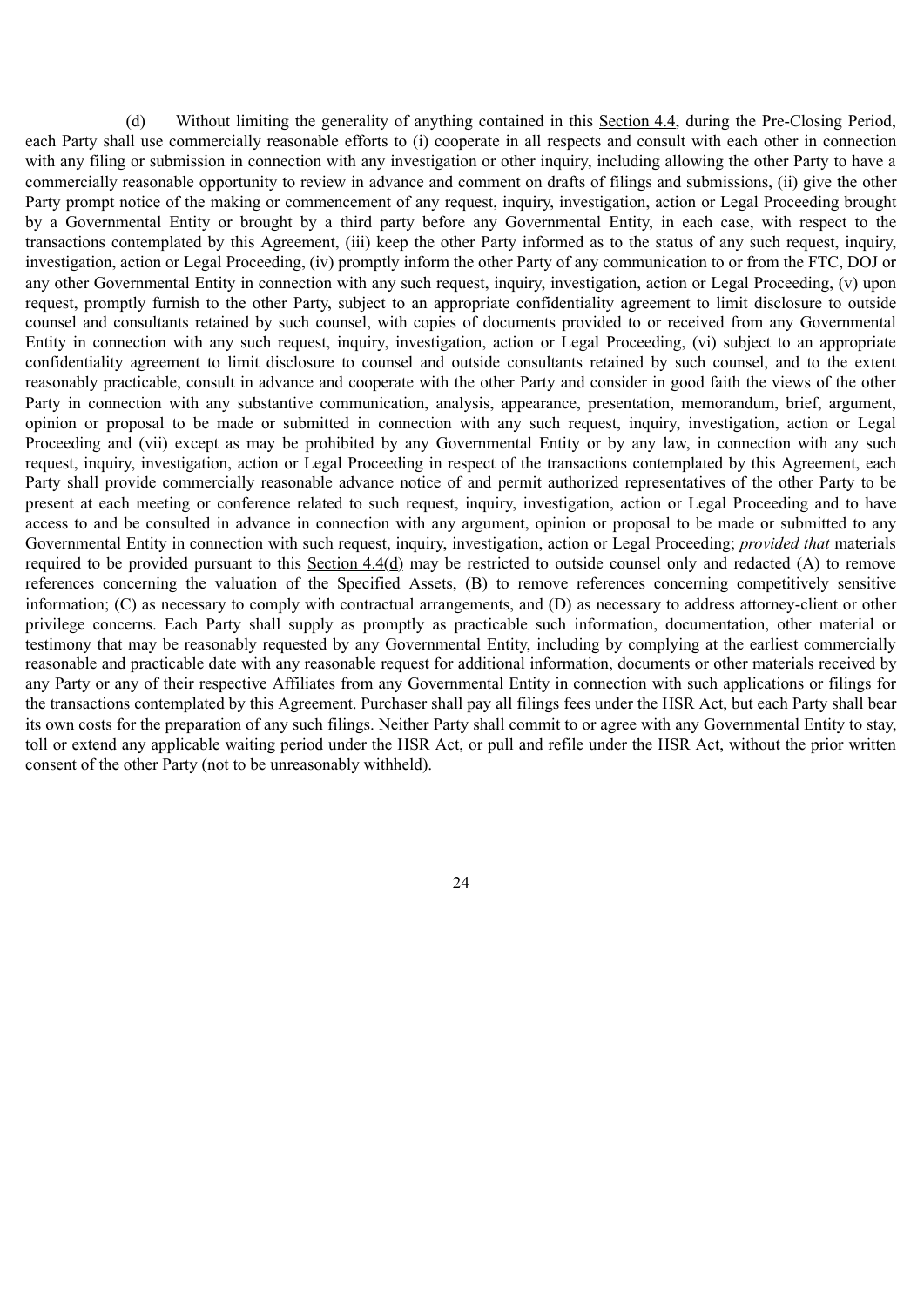(d) Without limiting the generality of anything contained in this Section 4.4, during the Pre-Closing Period, each Party shall use commercially reasonable efforts to (i) cooperate in all respects and consult with each other in connection with any filing or submission in connection with any investigation or other inquiry, including allowing the other Party to have a commercially reasonable opportunity to review in advance and comment on drafts of filings and submissions, (ii) give the other Party prompt notice of the making or commencement of any request, inquiry, investigation, action or Legal Proceeding brought by a Governmental Entity or brought by a third party before any Governmental Entity, in each case, with respect to the transactions contemplated by this Agreement, (iii) keep the other Party informed as to the status of any such request, inquiry, investigation, action or Legal Proceeding, (iv) promptly inform the other Party of any communication to or from the FTC, DOJ or any other Governmental Entity in connection with any such request, inquiry, investigation, action or Legal Proceeding, (v) upon request, promptly furnish to the other Party, subject to an appropriate confidentiality agreement to limit disclosure to outside counsel and consultants retained by such counsel, with copies of documents provided to or received from any Governmental Entity in connection with any such request, inquiry, investigation, action or Legal Proceeding, (vi) subject to an appropriate confidentiality agreement to limit disclosure to counsel and outside consultants retained by such counsel, and to the extent reasonably practicable, consult in advance and cooperate with the other Party and consider in good faith the views of the other Party in connection with any substantive communication, analysis, appearance, presentation, memorandum, brief, argument, opinion or proposal to be made or submitted in connection with any such request, inquiry, investigation, action or Legal Proceeding and (vii) except as may be prohibited by any Governmental Entity or by any law, in connection with any such request, inquiry, investigation, action or Legal Proceeding in respect of the transactions contemplated by this Agreement, each Party shall provide commercially reasonable advance notice of and permit authorized representatives of the other Party to be present at each meeting or conference related to such request, inquiry, investigation, action or Legal Proceeding and to have access to and be consulted in advance in connection with any argument, opinion or proposal to be made or submitted to any Governmental Entity in connection with such request, inquiry, investigation, action or Legal Proceeding; *provided that* materials required to be provided pursuant to this Section 4.4(d) may be restricted to outside counsel only and redacted (A) to remove references concerning the valuation of the Specified Assets, (B) to remove references concerning competitively sensitive information; (C) as necessary to comply with contractual arrangements, and (D) as necessary to address attorney-client or other privilege concerns. Each Party shall supply as promptly as practicable such information, documentation, other material or testimony that may be reasonably requested by any Governmental Entity, including by complying at the earliest commercially reasonable and practicable date with any reasonable request for additional information, documents or other materials received by any Party or any of their respective Affiliates from any Governmental Entity in connection with such applications or filings for the transactions contemplated by this Agreement. Purchaser shall pay all filings fees under the HSR Act, but each Party shall bear its own costs for the preparation of any such filings. Neither Party shall commit to or agree with any Governmental Entity to stay, toll or extend any applicable waiting period under the HSR Act, or pull and refile under the HSR Act, without the prior written consent of the other Party (not to be unreasonably withheld).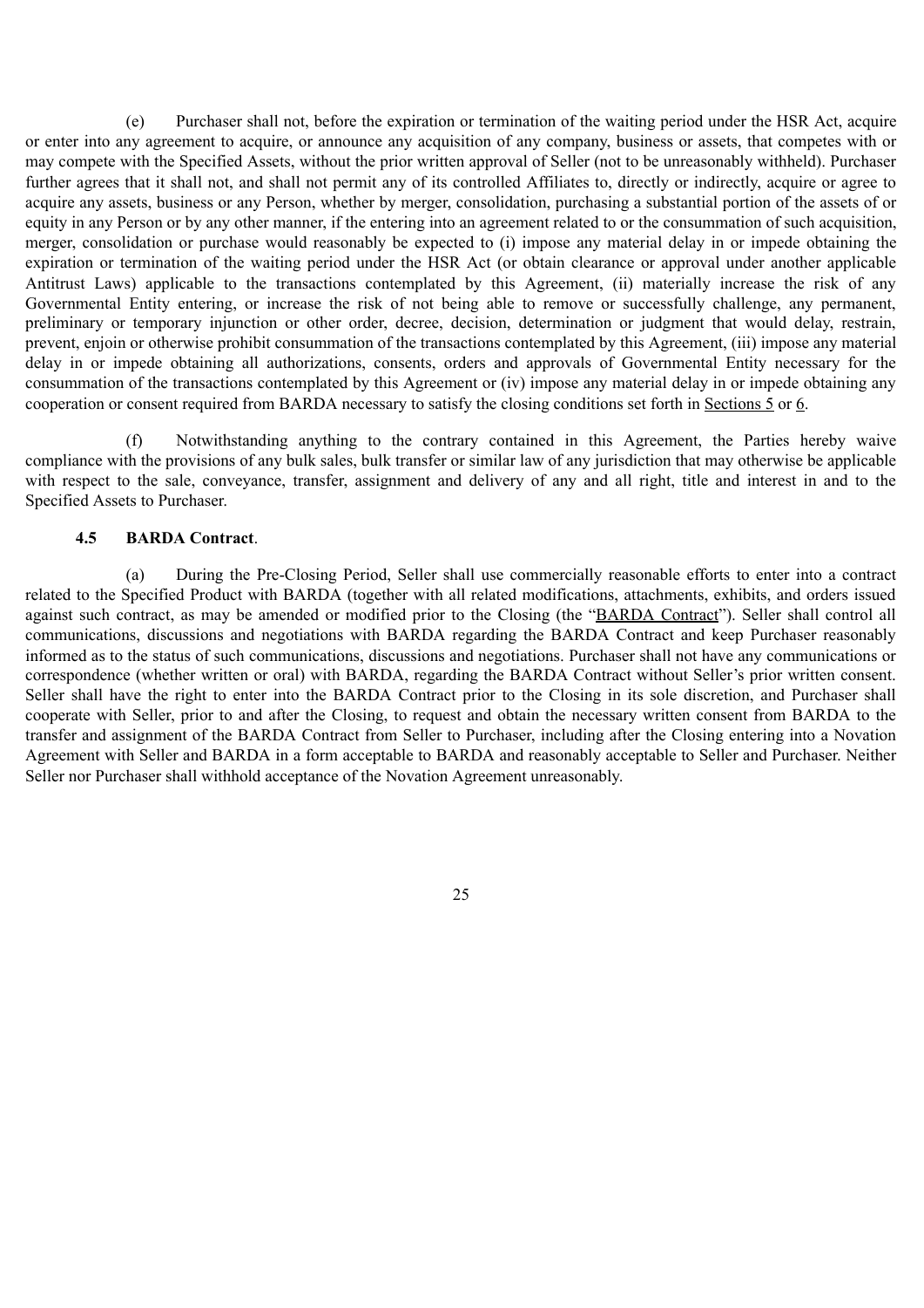(e) Purchaser shall not, before the expiration or termination of the waiting period under the HSR Act, acquire or enter into any agreement to acquire, or announce any acquisition of any company, business or assets, that competes with or may compete with the Specified Assets, without the prior written approval of Seller (not to be unreasonably withheld). Purchaser further agrees that it shall not, and shall not permit any of its controlled Affiliates to, directly or indirectly, acquire or agree to acquire any assets, business or any Person, whether by merger, consolidation, purchasing a substantial portion of the assets of or equity in any Person or by any other manner, if the entering into an agreement related to or the consummation of such acquisition, merger, consolidation or purchase would reasonably be expected to (i) impose any material delay in or impede obtaining the expiration or termination of the waiting period under the HSR Act (or obtain clearance or approval under another applicable Antitrust Laws) applicable to the transactions contemplated by this Agreement, (ii) materially increase the risk of any Governmental Entity entering, or increase the risk of not being able to remove or successfully challenge, any permanent, preliminary or temporary injunction or other order, decree, decision, determination or judgment that would delay, restrain, prevent, enjoin or otherwise prohibit consummation of the transactions contemplated by this Agreement, (iii) impose any material delay in or impede obtaining all authorizations, consents, orders and approvals of Governmental Entity necessary for the consummation of the transactions contemplated by this Agreement or (iv) impose any material delay in or impede obtaining any cooperation or consent required from BARDA necessary to satisfy the closing conditions set forth in Sections 5 or 6.

(f) Notwithstanding anything to the contrary contained in this Agreement, the Parties hereby waive compliance with the provisions of any bulk sales, bulk transfer or similar law of any jurisdiction that may otherwise be applicable with respect to the sale, conveyance, transfer, assignment and delivery of any and all right, title and interest in and to the Specified Assets to Purchaser.

**4.5 BARDA Contract**.

(a) During the Pre-Closing Period, Seller shall use commercially reasonable efforts to enter into a contract related to the Specified Product with BARDA (together with all related modifications, attachments, exhibits, and orders issued against such contract, as may be amended or modified prior to the Closing (the "BARDA Contract"). Seller shall control all communications, discussions and negotiations with BARDA regarding the BARDA Contract and keep Purchaser reasonably informed as to the status of such communications, discussions and negotiations. Purchaser shall not have any communications or correspondence (whether written or oral) with BARDA, regarding the BARDA Contract without Seller's prior written consent. Seller shall have the right to enter into the BARDA Contract prior to the Closing in its sole discretion, and Purchaser shall cooperate with Seller, prior to and after the Closing, to request and obtain the necessary written consent from BARDA to the transfer and assignment of the BARDA Contract from Seller to Purchaser, including after the Closing entering into a Novation Agreement with Seller and BARDA in a form acceptable to BARDA and reasonably acceptable to Seller and Purchaser. Neither Seller nor Purchaser shall withhold acceptance of the Novation Agreement unreasonably.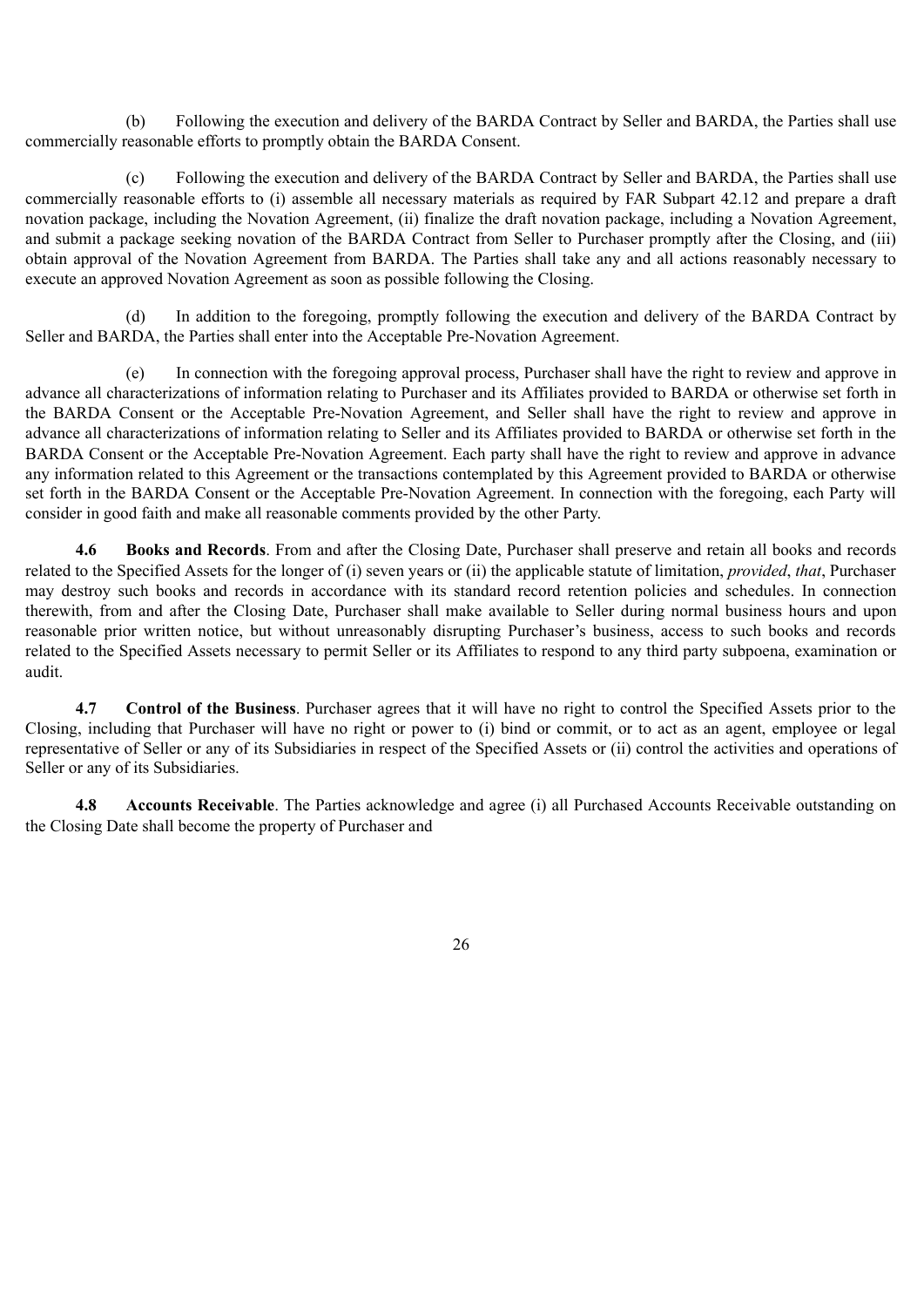(b) Following the execution and delivery of the BARDA Contract by Seller and BARDA, the Parties shall use commercially reasonable efforts to promptly obtain the BARDA Consent.

(c) Following the execution and delivery of the BARDA Contract by Seller and BARDA, the Parties shall use commercially reasonable efforts to (i) assemble all necessary materials as required by FAR Subpart 42.12 and prepare a draft novation package, including the Novation Agreement, (ii) finalize the draft novation package, including a Novation Agreement, and submit a package seeking novation of the BARDA Contract from Seller to Purchaser promptly after the Closing, and (iii) obtain approval of the Novation Agreement from BARDA. The Parties shall take any and all actions reasonably necessary to execute an approved Novation Agreement as soon as possible following the Closing.

(d) In addition to the foregoing, promptly following the execution and delivery of the BARDA Contract by Seller and BARDA, the Parties shall enter into the Acceptable Pre-Novation Agreement.

(e) In connection with the foregoing approval process, Purchaser shall have the right to review and approve in advance all characterizations of information relating to Purchaser and its Affiliates provided to BARDA or otherwise set forth in the BARDA Consent or the Acceptable Pre-Novation Agreement, and Seller shall have the right to review and approve in advance all characterizations of information relating to Seller and its Affiliates provided to BARDA or otherwise set forth in the BARDA Consent or the Acceptable Pre-Novation Agreement. Each party shall have the right to review and approve in advance any information related to this Agreement or the transactions contemplated by this Agreement provided to BARDA or otherwise set forth in the BARDA Consent or the Acceptable Pre-Novation Agreement. In connection with the foregoing, each Party will consider in good faith and make all reasonable comments provided by the other Party.

**4.6 Books and Records**. From and after the Closing Date, Purchaser shall preserve and retain all books and records related to the Specified Assets for the longer of (i) seven years or (ii) the applicable statute of limitation, *provided*, *that*, Purchaser may destroy such books and records in accordance with its standard record retention policies and schedules. In connection therewith, from and after the Closing Date, Purchaser shall make available to Seller during normal business hours and upon reasonable prior written notice, but without unreasonably disrupting Purchaser's business, access to such books and records related to the Specified Assets necessary to permit Seller or its Affiliates to respond to any third party subpoena, examination or audit.

**4.7 Control of the Business**. Purchaser agrees that it will have no right to control the Specified Assets prior to the Closing, including that Purchaser will have no right or power to (i) bind or commit, or to act as an agent, employee or legal representative of Seller or any of its Subsidiaries in respect of the Specified Assets or (ii) control the activities and operations of Seller or any of its Subsidiaries.

**4.8 Accounts Receivable**. The Parties acknowledge and agree (i) all Purchased Accounts Receivable outstanding on the Closing Date shall become the property of Purchaser and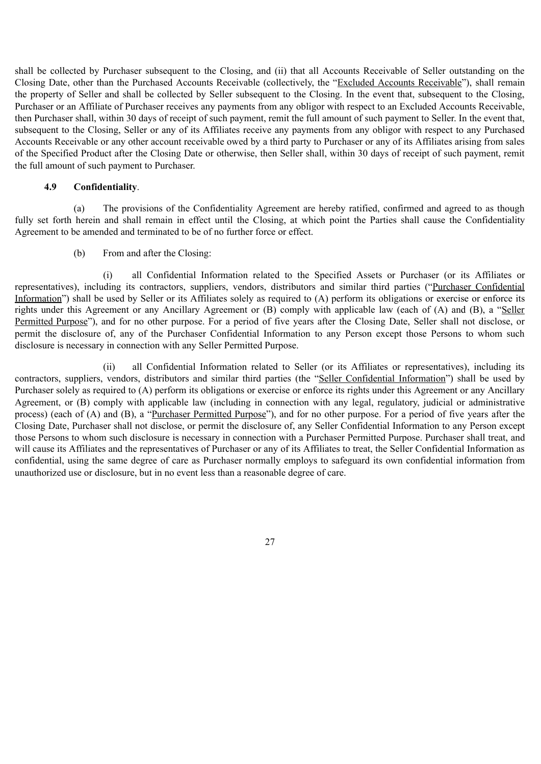shall be collected by Purchaser subsequent to the Closing, and (ii) that all Accounts Receivable of Seller outstanding on the Closing Date, other than the Purchased Accounts Receivable (collectively, the "Excluded Accounts Receivable"), shall remain the property of Seller and shall be collected by Seller subsequent to the Closing. In the event that, subsequent to the Closing, Purchaser or an Affiliate of Purchaser receives any payments from any obligor with respect to an Excluded Accounts Receivable, then Purchaser shall, within 30 days of receipt of such payment, remit the full amount of such payment to Seller. In the event that, subsequent to the Closing, Seller or any of its Affiliates receive any payments from any obligor with respect to any Purchased Accounts Receivable or any other account receivable owed by a third party to Purchaser or any of its Affiliates arising from sales of the Specified Product after the Closing Date or otherwise, then Seller shall, within 30 days of receipt of such payment, remit the full amount of such payment to Purchaser.

**4.9 Confidentiality**.

(a) The provisions of the Confidentiality Agreement are hereby ratified, confirmed and agreed to as though fully set forth herein and shall remain in effect until the Closing, at which point the Parties shall cause the Confidentiality Agreement to be amended and terminated to be of no further force or effect.

(b) From and after the Closing:

(i) all Confidential Information related to the Specified Assets or Purchaser (or its Affiliates or representatives), including its contractors, suppliers, vendors, distributors and similar third parties ("Purchaser Confidential Information") shall be used by Seller or its Affiliates solely as required to (A) perform its obligations or exercise or enforce its rights under this Agreement or any Ancillary Agreement or (B) comply with applicable law (each of (A) and (B), a "Seller Permitted Purpose"), and for no other purpose. For a period of five years after the Closing Date, Seller shall not disclose, or permit the disclosure of, any of the Purchaser Confidential Information to any Person except those Persons to whom such disclosure is necessary in connection with any Seller Permitted Purpose.

(ii) all Confidential Information related to Seller (or its Affiliates or representatives), including its contractors, suppliers, vendors, distributors and similar third parties (the "Seller Confidential Information") shall be used by Purchaser solely as required to (A) perform its obligations or exercise or enforce its rights under this Agreement or any Ancillary Agreement, or (B) comply with applicable law (including in connection with any legal, regulatory, judicial or administrative process) (each of (A) and (B), a "Purchaser Permitted Purpose"), and for no other purpose. For a period of five years after the Closing Date, Purchaser shall not disclose, or permit the disclosure of, any Seller Confidential Information to any Person except those Persons to whom such disclosure is necessary in connection with a Purchaser Permitted Purpose. Purchaser shall treat, and will cause its Affiliates and the representatives of Purchaser or any of its Affiliates to treat, the Seller Confidential Information as confidential, using the same degree of care as Purchaser normally employs to safeguard its own confidential information from unauthorized use or disclosure, but in no event less than a reasonable degree of care.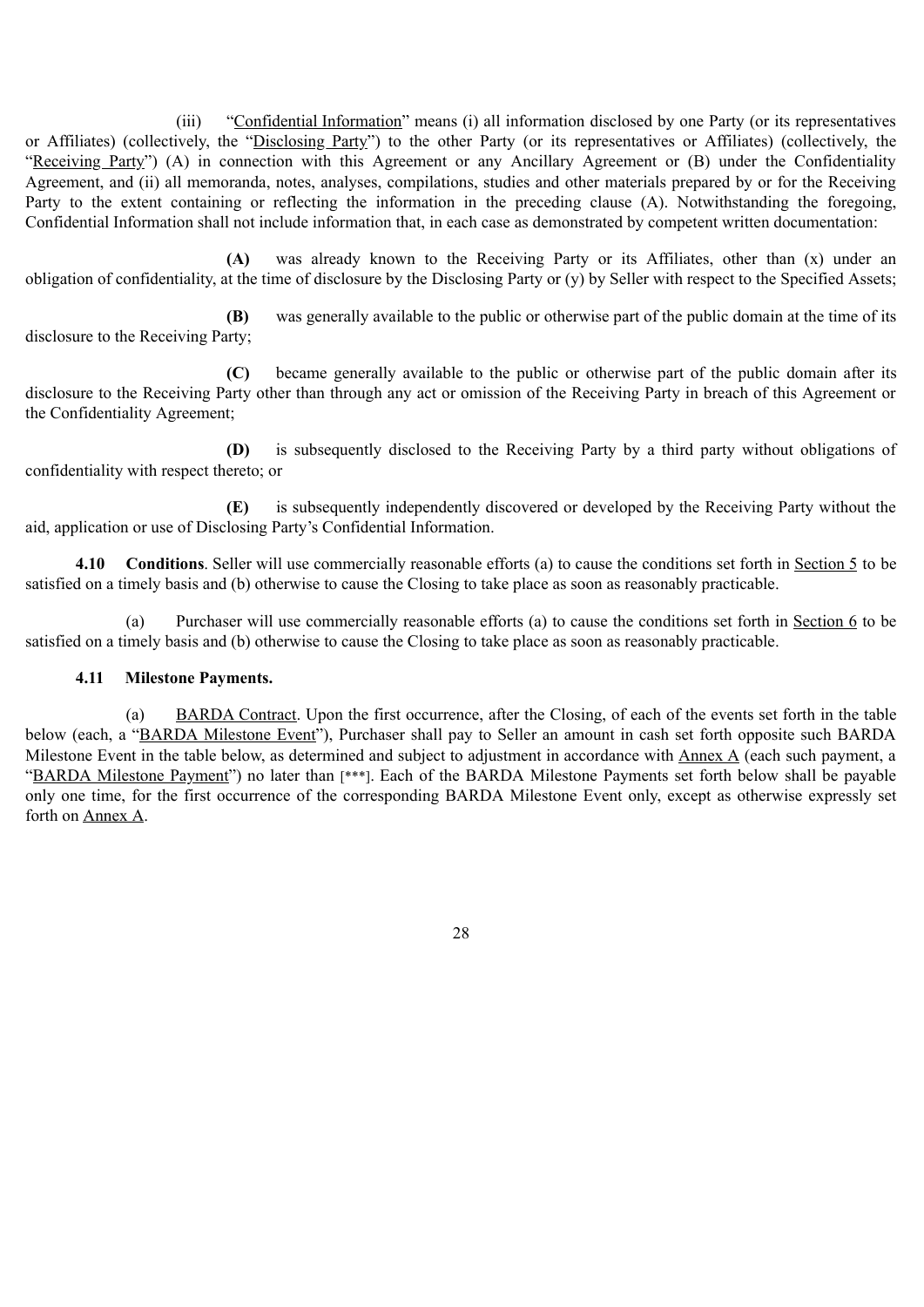(iii) "Confidential Information" means (i) all information disclosed by one Party (or its representatives or Affiliates) (collectively, the "Disclosing Party") to the other Party (or its representatives or Affiliates) (collectively, the "Receiving Party") (A) in connection with this Agreement or any Ancillary Agreement or (B) under the Confidentiality Agreement, and (ii) all memoranda, notes, analyses, compilations, studies and other materials prepared by or for the Receiving Party to the extent containing or reflecting the information in the preceding clause (A). Notwithstanding the foregoing, Confidential Information shall not include information that, in each case as demonstrated by competent written documentation:

**(A)** was already known to the Receiving Party or its Affiliates, other than (x) under an obligation of confidentiality, at the time of disclosure by the Disclosing Party or (y) by Seller with respect to the Specified Assets;

**(B)** was generally available to the public or otherwise part of the public domain at the time of its disclosure to the Receiving Party;

**(C)** became generally available to the public or otherwise part of the public domain after its disclosure to the Receiving Party other than through any act or omission of the Receiving Party in breach of this Agreement or the Confidentiality Agreement;

**(D)** is subsequently disclosed to the Receiving Party by a third party without obligations of confidentiality with respect thereto; or

**(E)** is subsequently independently discovered or developed by the Receiving Party without the aid, application or use of Disclosing Party's Confidential Information.

**4.10 Conditions**. Seller will use commercially reasonable efforts (a) to cause the conditions set forth in Section 5 to be satisfied on a timely basis and (b) otherwise to cause the Closing to take place as soon as reasonably practicable.

(a) Purchaser will use commercially reasonable efforts (a) to cause the conditions set forth in Section 6 to be satisfied on a timely basis and (b) otherwise to cause the Closing to take place as soon as reasonably practicable.

**4.11 Milestone Payments.**

(a) BARDA Contract. Upon the first occurrence, after the Closing, of each of the events set forth in the table below (each, a "BARDA Milestone Event"), Purchaser shall pay to Seller an amount in cash set forth opposite such BARDA Milestone Event in the table below, as determined and subject to adjustment in accordance with Annex A (each such payment, a "BARDA Milestone Payment") no later than [***]. Each of the BARDA Milestone Payments set forth below shall be payable only one time, for the first occurrence of the corresponding BARDA Milestone Event only, except as otherwise expressly set forth on Annex A.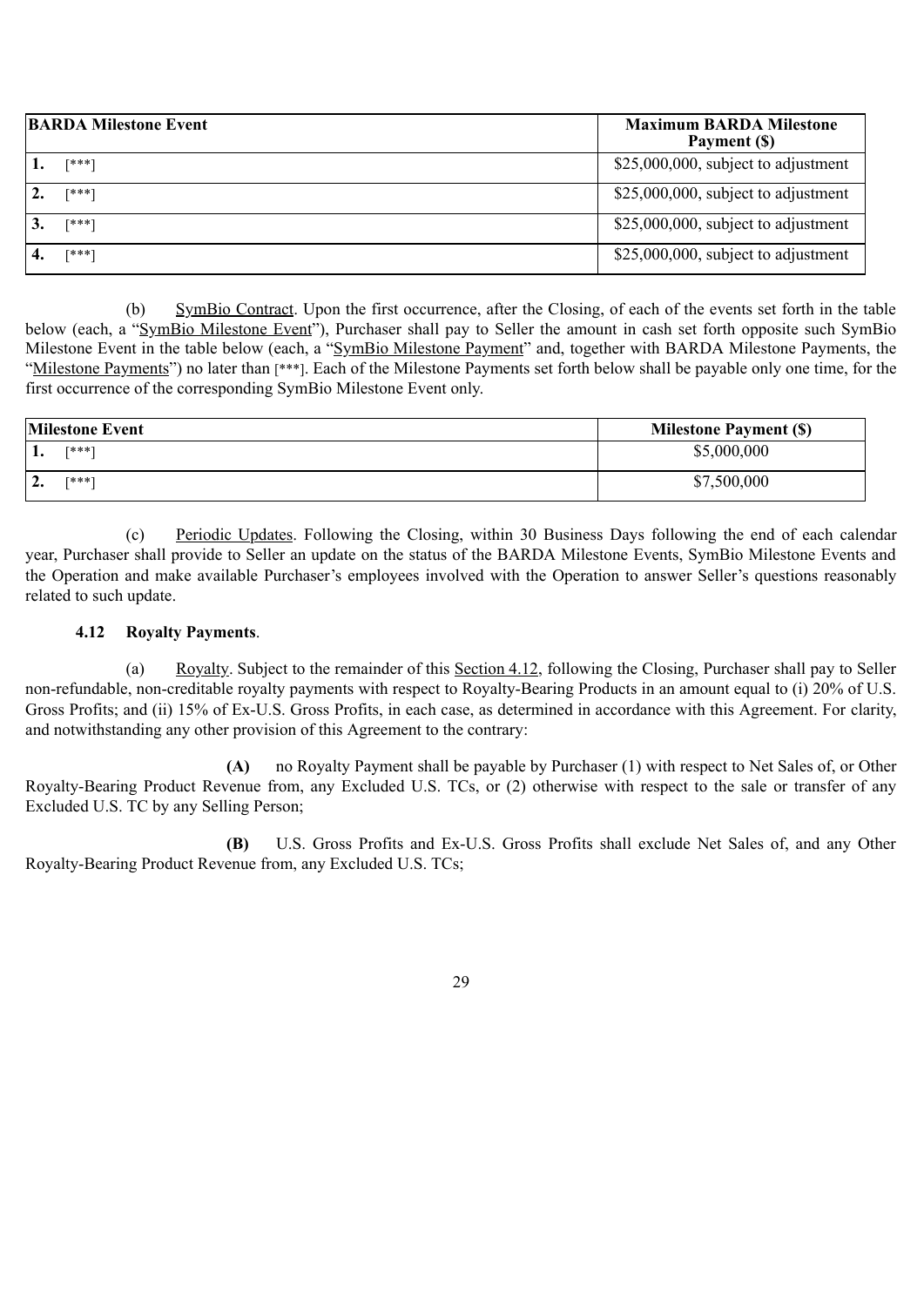| BARDA Milestone Event | Maximum BARDA Milestone Payment ($) |
| --- | --- |
| **1.** [***] | $25,000,000, subject to adjustment |
| **2.** [***] | $25,000,000, subject to adjustment |
| **3.** [***] | $25,000,000, subject to adjustment |
| **4.** [***] | $25,000,000, subject to adjustment |

(b) SymBio Contract. Upon the first occurrence, after the Closing, of each of the events set forth in the table below (each, a "SymBio Milestone Event"), Purchaser shall pay to Seller the amount in cash set forth opposite such SymBio Milestone Event in the table below (each, a "SymBio Milestone Payment" and, together with BARDA Milestone Payments, the "Milestone Payments") no later than [***]. Each of the Milestone Payments set forth below shall be payable only one time, for the first occurrence of the corresponding SymBio Milestone Event only.

| Milestone Event | Milestone Payment ($) |
| --- | --- |
| **1.** [***] | $5,000,000 |
| **2.** [***] | $7,500,000 |

(c) Periodic Updates. Following the Closing, within 30 Business Days following the end of each calendar year, Purchaser shall provide to Seller an update on the status of the BARDA Milestone Events, SymBio Milestone Events and the Operation and make available Purchaser's employees involved with the Operation to answer Seller's questions reasonably related to such update.

**4.12 Royalty Payments**.

(a) Royalty. Subject to the remainder of this Section 4.12, following the Closing, Purchaser shall pay to Seller non-refundable, non-creditable royalty payments with respect to Royalty-Bearing Products in an amount equal to (i) 20% of U.S. Gross Profits; and (ii) 15% of Ex-U.S. Gross Profits, in each case, as determined in accordance with this Agreement. For clarity, and notwithstanding any other provision of this Agreement to the contrary:

**(A)** no Royalty Payment shall be payable by Purchaser (1) with respect to Net Sales of, or Other Royalty-Bearing Product Revenue from, any Excluded U.S. TCs, or (2) otherwise with respect to the sale or transfer of any Excluded U.S. TC by any Selling Person;

**(B)** U.S. Gross Profits and Ex-U.S. Gross Profits shall exclude Net Sales of, and any Other Royalty-Bearing Product Revenue from, any Excluded U.S. TCs;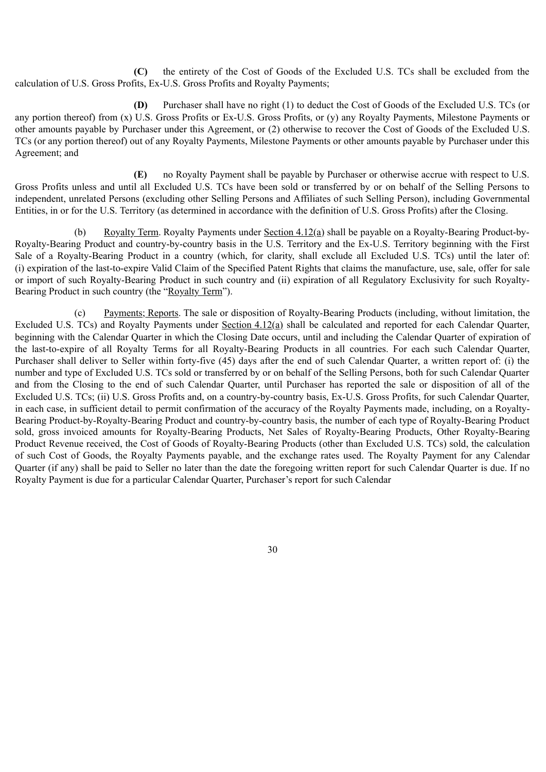**(C)** the entirety of the Cost of Goods of the Excluded U.S. TCs shall be excluded from the calculation of U.S. Gross Profits, Ex-U.S. Gross Profits and Royalty Payments;

**(D)** Purchaser shall have no right (1) to deduct the Cost of Goods of the Excluded U.S. TCs (or any portion thereof) from (x) U.S. Gross Profits or Ex-U.S. Gross Profits, or (y) any Royalty Payments, Milestone Payments or other amounts payable by Purchaser under this Agreement, or (2) otherwise to recover the Cost of Goods of the Excluded U.S. TCs (or any portion thereof) out of any Royalty Payments, Milestone Payments or other amounts payable by Purchaser under this Agreement; and

**(E)** no Royalty Payment shall be payable by Purchaser or otherwise accrue with respect to U.S. Gross Profits unless and until all Excluded U.S. TCs have been sold or transferred by or on behalf of the Selling Persons to independent, unrelated Persons (excluding other Selling Persons and Affiliates of such Selling Person), including Governmental Entities, in or for the U.S. Territory (as determined in accordance with the definition of U.S. Gross Profits) after the Closing.

(b) Royalty Term. Royalty Payments under Section 4.12(a) shall be payable on a Royalty-Bearing Product-by-Royalty-Bearing Product and country-by-country basis in the U.S. Territory and the Ex-U.S. Territory beginning with the First Sale of a Royalty-Bearing Product in a country (which, for clarity, shall exclude all Excluded U.S. TCs) until the later of: (i) expiration of the last-to-expire Valid Claim of the Specified Patent Rights that claims the manufacture, use, sale, offer for sale or import of such Royalty-Bearing Product in such country and (ii) expiration of all Regulatory Exclusivity for such Royalty-Bearing Product in such country (the "Royalty Term").

(c) Payments; Reports. The sale or disposition of Royalty-Bearing Products (including, without limitation, the Excluded U.S. TCs) and Royalty Payments under Section 4.12(a) shall be calculated and reported for each Calendar Quarter, beginning with the Calendar Quarter in which the Closing Date occurs, until and including the Calendar Quarter of expiration of the last-to-expire of all Royalty Terms for all Royalty-Bearing Products in all countries. For each such Calendar Quarter, Purchaser shall deliver to Seller within forty-five (45) days after the end of such Calendar Quarter, a written report of: (i) the number and type of Excluded U.S. TCs sold or transferred by or on behalf of the Selling Persons, both for such Calendar Quarter and from the Closing to the end of such Calendar Quarter, until Purchaser has reported the sale or disposition of all of the Excluded U.S. TCs; (ii) U.S. Gross Profits and, on a country-by-country basis, Ex-U.S. Gross Profits, for such Calendar Quarter, in each case, in sufficient detail to permit confirmation of the accuracy of the Royalty Payments made, including, on a Royalty-Bearing Product-by-Royalty-Bearing Product and country-by-country basis, the number of each type of Royalty-Bearing Product sold, gross invoiced amounts for Royalty-Bearing Products, Net Sales of Royalty-Bearing Products, Other Royalty-Bearing Product Revenue received, the Cost of Goods of Royalty-Bearing Products (other than Excluded U.S. TCs) sold, the calculation of such Cost of Goods, the Royalty Payments payable, and the exchange rates used. The Royalty Payment for any Calendar Quarter (if any) shall be paid to Seller no later than the date the foregoing written report for such Calendar Quarter is due. If no Royalty Payment is due for a particular Calendar Quarter, Purchaser's report for such Calendar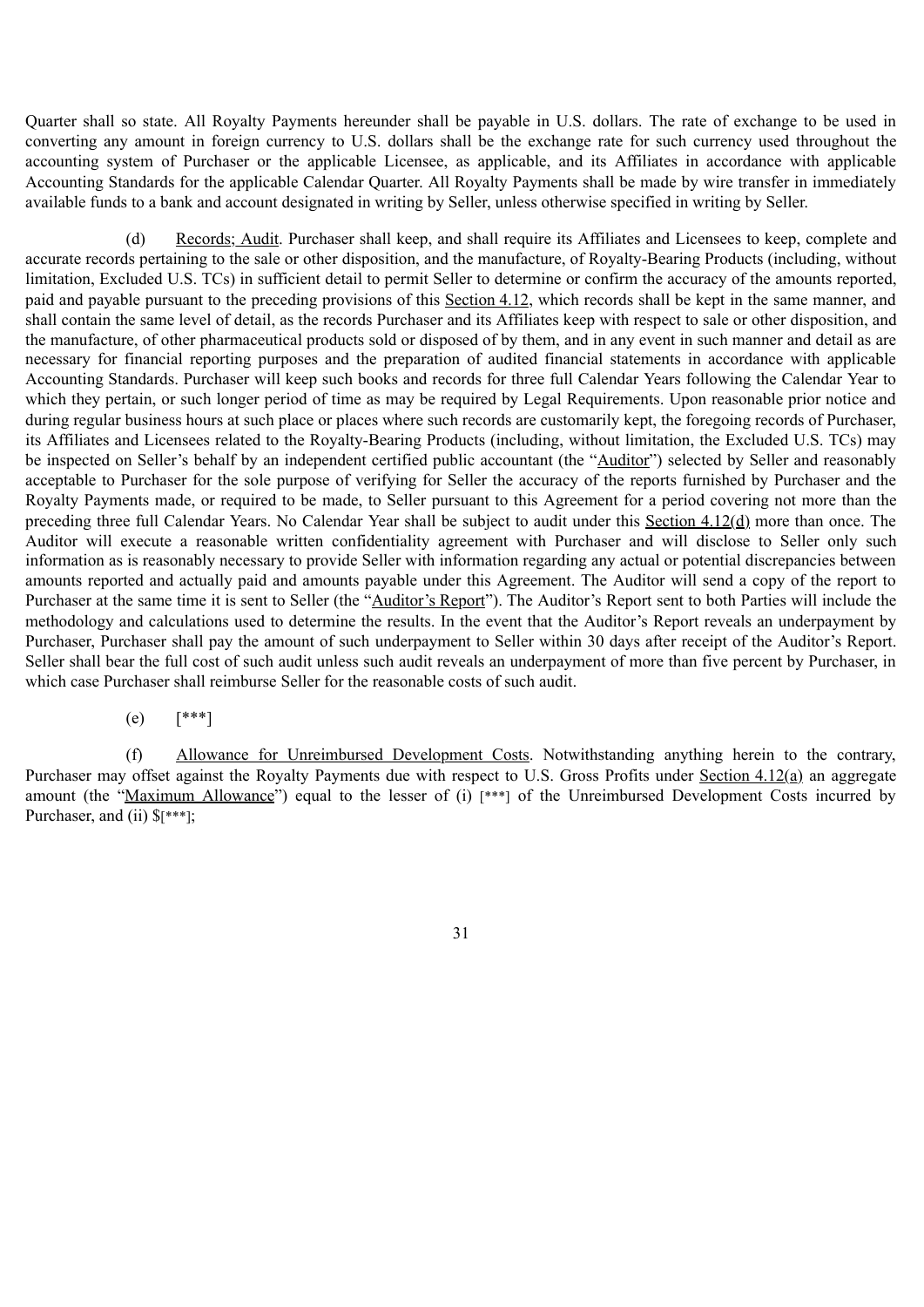Quarter shall so state. All Royalty Payments hereunder shall be payable in U.S. dollars. The rate of exchange to be used in converting any amount in foreign currency to U.S. dollars shall be the exchange rate for such currency used throughout the accounting system of Purchaser or the applicable Licensee, as applicable, and its Affiliates in accordance with applicable Accounting Standards for the applicable Calendar Quarter. All Royalty Payments shall be made by wire transfer in immediately available funds to a bank and account designated in writing by Seller, unless otherwise specified in writing by Seller.

(d) Records; Audit. Purchaser shall keep, and shall require its Affiliates and Licensees to keep, complete and accurate records pertaining to the sale or other disposition, and the manufacture, of Royalty-Bearing Products (including, without limitation, Excluded U.S. TCs) in sufficient detail to permit Seller to determine or confirm the accuracy of the amounts reported, paid and payable pursuant to the preceding provisions of this Section 4.12, which records shall be kept in the same manner, and shall contain the same level of detail, as the records Purchaser and its Affiliates keep with respect to sale or other disposition, and the manufacture, of other pharmaceutical products sold or disposed of by them, and in any event in such manner and detail as are necessary for financial reporting purposes and the preparation of audited financial statements in accordance with applicable Accounting Standards. Purchaser will keep such books and records for three full Calendar Years following the Calendar Year to which they pertain, or such longer period of time as may be required by Legal Requirements. Upon reasonable prior notice and during regular business hours at such place or places where such records are customarily kept, the foregoing records of Purchaser, its Affiliates and Licensees related to the Royalty-Bearing Products (including, without limitation, the Excluded U.S. TCs) may be inspected on Seller's behalf by an independent certified public accountant (the "Auditor") selected by Seller and reasonably acceptable to Purchaser for the sole purpose of verifying for Seller the accuracy of the reports furnished by Purchaser and the Royalty Payments made, or required to be made, to Seller pursuant to this Agreement for a period covering not more than the preceding three full Calendar Years. No Calendar Year shall be subject to audit under this Section 4.12(d) more than once. The Auditor will execute a reasonable written confidentiality agreement with Purchaser and will disclose to Seller only such information as is reasonably necessary to provide Seller with information regarding any actual or potential discrepancies between amounts reported and actually paid and amounts payable under this Agreement. The Auditor will send a copy of the report to Purchaser at the same time it is sent to Seller (the "Auditor's Report"). The Auditor's Report sent to both Parties will include the methodology and calculations used to determine the results. In the event that the Auditor's Report reveals an underpayment by Purchaser, Purchaser shall pay the amount of such underpayment to Seller within 30 days after receipt of the Auditor's Report. Seller shall bear the full cost of such audit unless such audit reveals an underpayment of more than five percent by Purchaser, in which case Purchaser shall reimburse Seller for the reasonable costs of such audit.

(e) [***]

(f) Allowance for Unreimbursed Development Costs. Notwithstanding anything herein to the contrary, Purchaser may offset against the Royalty Payments due with respect to U.S. Gross Profits under Section 4.12(a) an aggregate amount (the "Maximum Allowance") equal to the lesser of (i) [***] of the Unreimbursed Development Costs incurred by Purchaser, and (ii) $[***];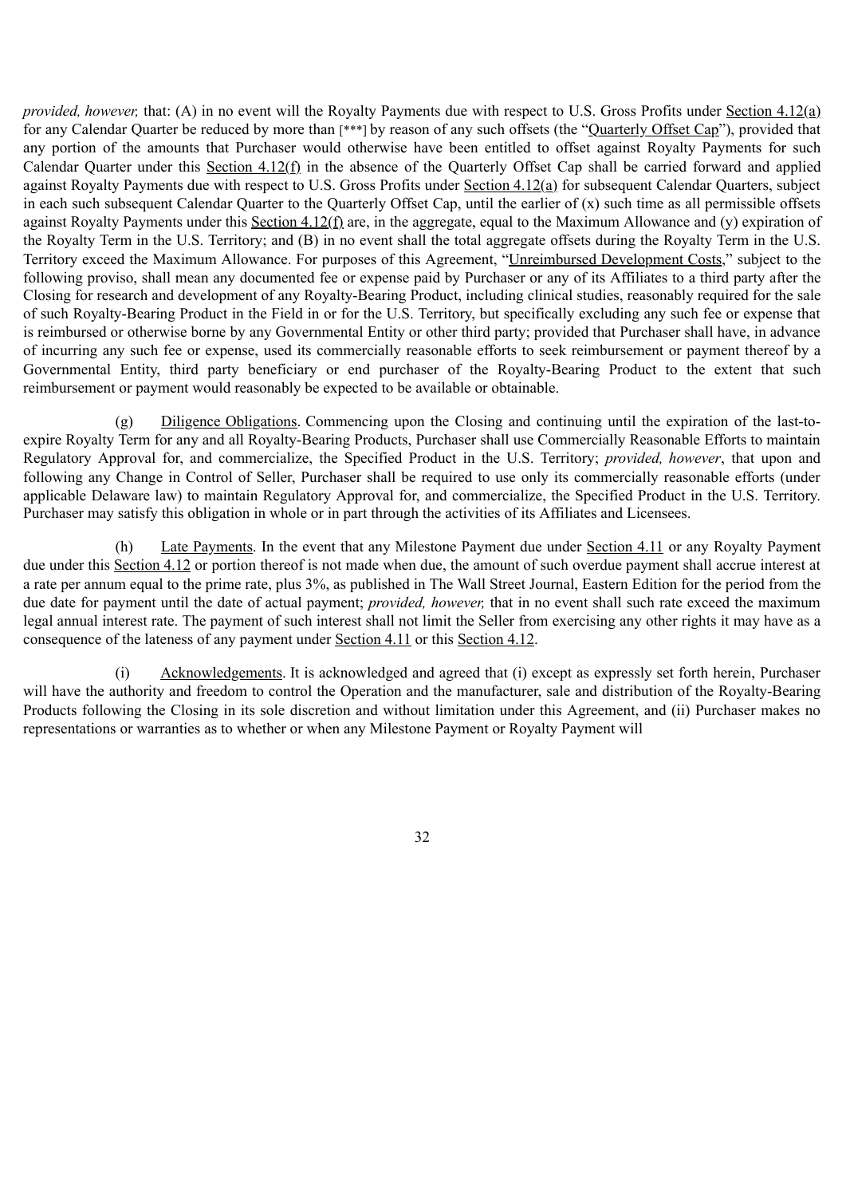*provided, however,* that: (A) in no event will the Royalty Payments due with respect to U.S. Gross Profits under Section 4.12(a) for any Calendar Quarter be reduced by more than [***] by reason of any such offsets (the "Quarterly Offset Cap"), provided that any portion of the amounts that Purchaser would otherwise have been entitled to offset against Royalty Payments for such Calendar Quarter under this Section 4.12(f) in the absence of the Quarterly Offset Cap shall be carried forward and applied against Royalty Payments due with respect to U.S. Gross Profits under Section 4.12(a) for subsequent Calendar Quarters, subject in each such subsequent Calendar Quarter to the Quarterly Offset Cap, until the earlier of (x) such time as all permissible offsets against Royalty Payments under this Section 4.12(f) are, in the aggregate, equal to the Maximum Allowance and (y) expiration of the Royalty Term in the U.S. Territory; and (B) in no event shall the total aggregate offsets during the Royalty Term in the U.S. Territory exceed the Maximum Allowance. For purposes of this Agreement, "Unreimbursed Development Costs," subject to the following proviso, shall mean any documented fee or expense paid by Purchaser or any of its Affiliates to a third party after the Closing for research and development of any Royalty-Bearing Product, including clinical studies, reasonably required for the sale of such Royalty-Bearing Product in the Field in or for the U.S. Territory, but specifically excluding any such fee or expense that is reimbursed or otherwise borne by any Governmental Entity or other third party; provided that Purchaser shall have, in advance of incurring any such fee or expense, used its commercially reasonable efforts to seek reimbursement or payment thereof by a Governmental Entity, third party beneficiary or end purchaser of the Royalty-Bearing Product to the extent that such reimbursement or payment would reasonably be expected to be available or obtainable.

(g) Diligence Obligations. Commencing upon the Closing and continuing until the expiration of the last-to-expire Royalty Term for any and all Royalty-Bearing Products, Purchaser shall use Commercially Reasonable Efforts to maintain Regulatory Approval for, and commercialize, the Specified Product in the U.S. Territory; *provided, however*, that upon and following any Change in Control of Seller, Purchaser shall be required to use only its commercially reasonable efforts (under applicable Delaware law) to maintain Regulatory Approval for, and commercialize, the Specified Product in the U.S. Territory. Purchaser may satisfy this obligation in whole or in part through the activities of its Affiliates and Licensees.

(h) Late Payments. In the event that any Milestone Payment due under Section 4.11 or any Royalty Payment due under this Section 4.12 or portion thereof is not made when due, the amount of such overdue payment shall accrue interest at a rate per annum equal to the prime rate, plus 3%, as published in The Wall Street Journal, Eastern Edition for the period from the due date for payment until the date of actual payment; *provided, however,* that in no event shall such rate exceed the maximum legal annual interest rate. The payment of such interest shall not limit the Seller from exercising any other rights it may have as a consequence of the lateness of any payment under Section 4.11 or this Section 4.12.

(i) Acknowledgements. It is acknowledged and agreed that (i) except as expressly set forth herein, Purchaser will have the authority and freedom to control the Operation and the manufacturer, sale and distribution of the Royalty-Bearing Products following the Closing in its sole discretion and without limitation under this Agreement, and (ii) Purchaser makes no representations or warranties as to whether or when any Milestone Payment or Royalty Payment will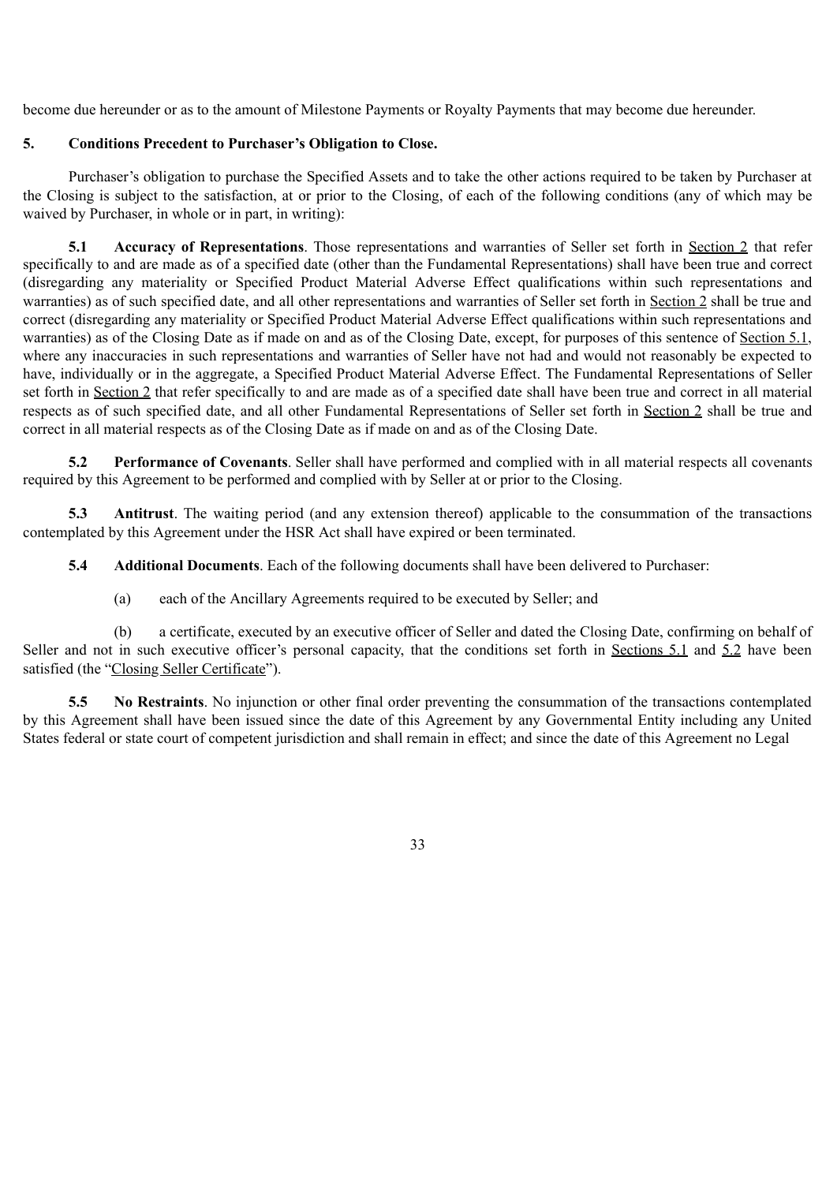become due hereunder or as to the amount of Milestone Payments or Royalty Payments that may become due hereunder.

## 5. Conditions Precedent to Purchaser's Obligation to Close.

Purchaser's obligation to purchase the Specified Assets and to take the other actions required to be taken by Purchaser at the Closing is subject to the satisfaction, at or prior to the Closing, of each of the following conditions (any of which may be waived by Purchaser, in whole or in part, in writing):

**5.1 Accuracy of Representations**. Those representations and warranties of Seller set forth in Section 2 that refer specifically to and are made as of a specified date (other than the Fundamental Representations) shall have been true and correct (disregarding any materiality or Specified Product Material Adverse Effect qualifications within such representations and warranties) as of such specified date, and all other representations and warranties of Seller set forth in Section 2 shall be true and correct (disregarding any materiality or Specified Product Material Adverse Effect qualifications within such representations and warranties) as of the Closing Date as if made on and as of the Closing Date, except, for purposes of this sentence of Section 5.1, where any inaccuracies in such representations and warranties of Seller have not had and would not reasonably be expected to have, individually or in the aggregate, a Specified Product Material Adverse Effect. The Fundamental Representations of Seller set forth in Section 2 that refer specifically to and are made as of a specified date shall have been true and correct in all material respects as of such specified date, and all other Fundamental Representations of Seller set forth in Section 2 shall be true and correct in all material respects as of the Closing Date as if made on and as of the Closing Date.

**5.2 Performance of Covenants**. Seller shall have performed and complied with in all material respects all covenants required by this Agreement to be performed and complied with by Seller at or prior to the Closing.

**5.3 Antitrust**. The waiting period (and any extension thereof) applicable to the consummation of the transactions contemplated by this Agreement under the HSR Act shall have expired or been terminated.

**5.4 Additional Documents**. Each of the following documents shall have been delivered to Purchaser:

(a) each of the Ancillary Agreements required to be executed by Seller; and

(b) a certificate, executed by an executive officer of Seller and dated the Closing Date, confirming on behalf of Seller and not in such executive officer's personal capacity, that the conditions set forth in Sections 5.1 and 5.2 have been satisfied (the "Closing Seller Certificate").

**5.5 No Restraints**. No injunction or other final order preventing the consummation of the transactions contemplated by this Agreement shall have been issued since the date of this Agreement by any Governmental Entity including any United States federal or state court of competent jurisdiction and shall remain in effect; and since the date of this Agreement no Legal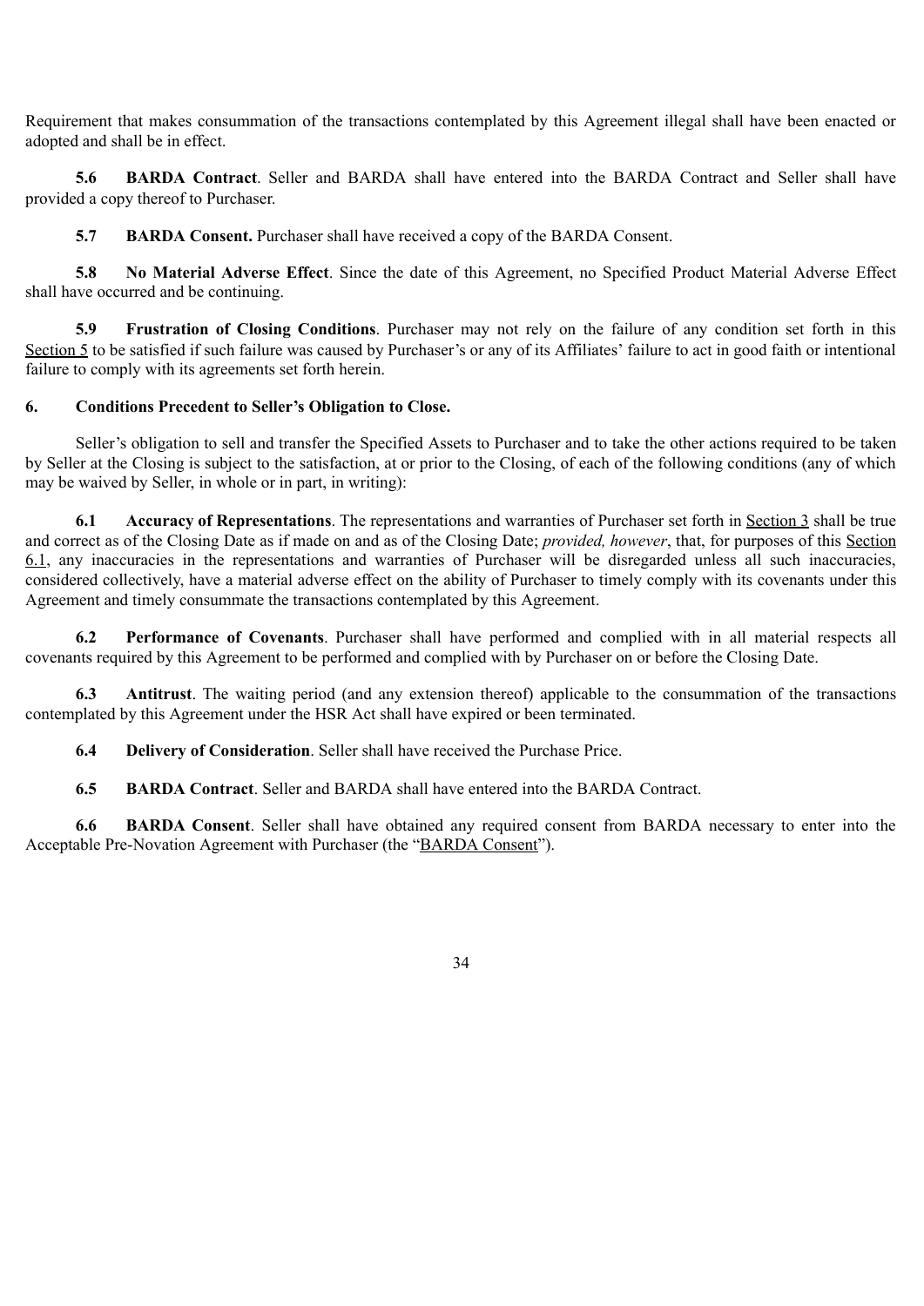Requirement that makes consummation of the transactions contemplated by this Agreement illegal shall have been enacted or adopted and shall be in effect.

**5.6 BARDA Contract**. Seller and BARDA shall have entered into the BARDA Contract and Seller shall have provided a copy thereof to Purchaser.

**5.7 BARDA Consent.** Purchaser shall have received a copy of the BARDA Consent.

**5.8 No Material Adverse Effect**. Since the date of this Agreement, no Specified Product Material Adverse Effect shall have occurred and be continuing.

**5.9 Frustration of Closing Conditions**. Purchaser may not rely on the failure of any condition set forth in this Section 5 to be satisfied if such failure was caused by Purchaser's or any of its Affiliates' failure to act in good faith or intentional failure to comply with its agreements set forth herein.

**6. Conditions Precedent to Seller's Obligation to Close.**

Seller's obligation to sell and transfer the Specified Assets to Purchaser and to take the other actions required to be taken by Seller at the Closing is subject to the satisfaction, at or prior to the Closing, of each of the following conditions (any of which may be waived by Seller, in whole or in part, in writing):

**6.1 Accuracy of Representations**. The representations and warranties of Purchaser set forth in Section 3 shall be true and correct as of the Closing Date as if made on and as of the Closing Date; *provided, however*, that, for purposes of this Section 6.1, any inaccuracies in the representations and warranties of Purchaser will be disregarded unless all such inaccuracies, considered collectively, have a material adverse effect on the ability of Purchaser to timely comply with its covenants under this Agreement and timely consummate the transactions contemplated by this Agreement.

**6.2 Performance of Covenants**. Purchaser shall have performed and complied with in all material respects all covenants required by this Agreement to be performed and complied with by Purchaser on or before the Closing Date.

**6.3 Antitrust**. The waiting period (and any extension thereof) applicable to the consummation of the transactions contemplated by this Agreement under the HSR Act shall have expired or been terminated.

**6.4 Delivery of Consideration**. Seller shall have received the Purchase Price.

**6.5 BARDA Contract**. Seller and BARDA shall have entered into the BARDA Contract.

**6.6 BARDA Consent**. Seller shall have obtained any required consent from BARDA necessary to enter into the Acceptable Pre-Novation Agreement with Purchaser (the "BARDA Consent").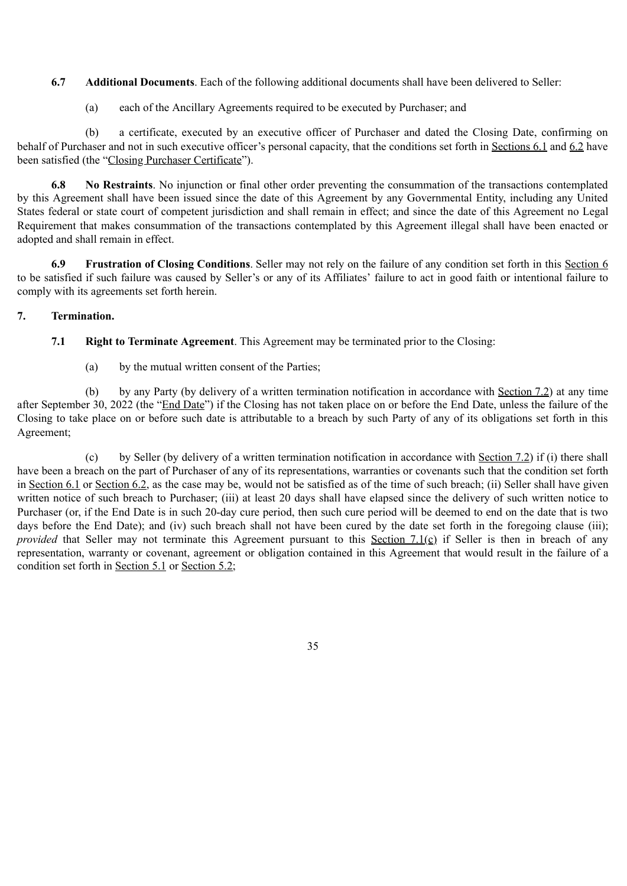**6.7 Additional Documents**. Each of the following additional documents shall have been delivered to Seller:

(a) each of the Ancillary Agreements required to be executed by Purchaser; and

(b) a certificate, executed by an executive officer of Purchaser and dated the Closing Date, confirming on behalf of Purchaser and not in such executive officer's personal capacity, that the conditions set forth in Sections 6.1 and 6.2 have been satisfied (the "Closing Purchaser Certificate").

**6.8 No Restraints**. No injunction or final other order preventing the consummation of the transactions contemplated by this Agreement shall have been issued since the date of this Agreement by any Governmental Entity, including any United States federal or state court of competent jurisdiction and shall remain in effect; and since the date of this Agreement no Legal Requirement that makes consummation of the transactions contemplated by this Agreement illegal shall have been enacted or adopted and shall remain in effect.

**6.9 Frustration of Closing Conditions**. Seller may not rely on the failure of any condition set forth in this Section 6 to be satisfied if such failure was caused by Seller's or any of its Affiliates' failure to act in good faith or intentional failure to comply with its agreements set forth herein.

## 7. Termination.

**7.1 Right to Terminate Agreement**. This Agreement may be terminated prior to the Closing:

(a) by the mutual written consent of the Parties;

(b) by any Party (by delivery of a written termination notification in accordance with Section 7.2) at any time after September 30, 2022 (the "End Date") if the Closing has not taken place on or before the End Date, unless the failure of the Closing to take place on or before such date is attributable to a breach by such Party of any of its obligations set forth in this Agreement;

(c) by Seller (by delivery of a written termination notification in accordance with Section 7.2) if (i) there shall have been a breach on the part of Purchaser of any of its representations, warranties or covenants such that the condition set forth in Section 6.1 or Section 6.2, as the case may be, would not be satisfied as of the time of such breach; (ii) Seller shall have given written notice of such breach to Purchaser; (iii) at least 20 days shall have elapsed since the delivery of such written notice to Purchaser (or, if the End Date is in such 20-day cure period, then such cure period will be deemed to end on the date that is two days before the End Date); and (iv) such breach shall not have been cured by the date set forth in the foregoing clause (iii); *provided* that Seller may not terminate this Agreement pursuant to this Section 7.1(c) if Seller is then in breach of any representation, warranty or covenant, agreement or obligation contained in this Agreement that would result in the failure of a condition set forth in Section 5.1 or Section 5.2;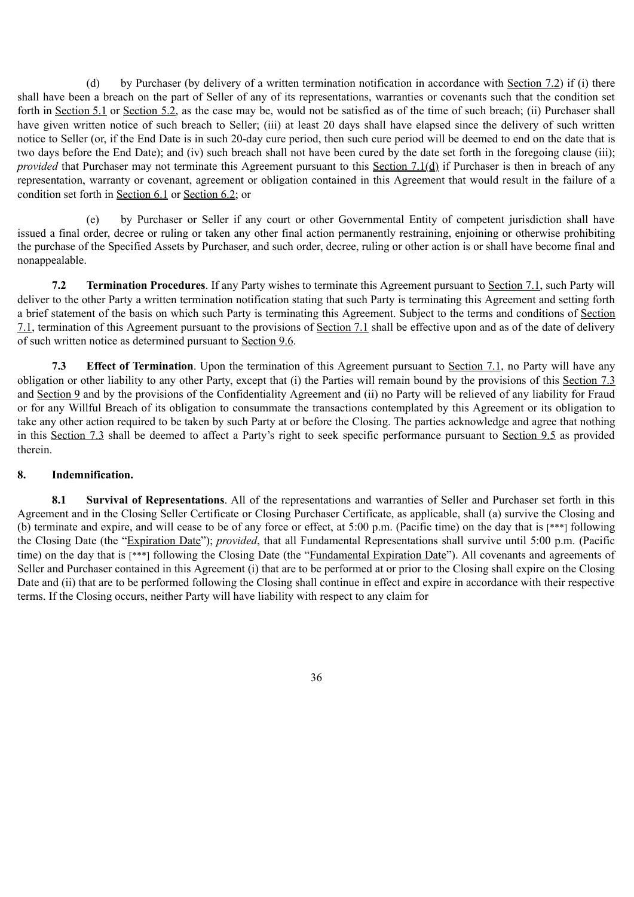(d) by Purchaser (by delivery of a written termination notification in accordance with Section 7.2) if (i) there shall have been a breach on the part of Seller of any of its representations, warranties or covenants such that the condition set forth in Section 5.1 or Section 5.2, as the case may be, would not be satisfied as of the time of such breach; (ii) Purchaser shall have given written notice of such breach to Seller; (iii) at least 20 days shall have elapsed since the delivery of such written notice to Seller (or, if the End Date is in such 20-day cure period, then such cure period will be deemed to end on the date that is two days before the End Date); and (iv) such breach shall not have been cured by the date set forth in the foregoing clause (iii); *provided* that Purchaser may not terminate this Agreement pursuant to this Section 7.1(d) if Purchaser is then in breach of any representation, warranty or covenant, agreement or obligation contained in this Agreement that would result in the failure of a condition set forth in Section 6.1 or Section 6.2; or

(e) by Purchaser or Seller if any court or other Governmental Entity of competent jurisdiction shall have issued a final order, decree or ruling or taken any other final action permanently restraining, enjoining or otherwise prohibiting the purchase of the Specified Assets by Purchaser, and such order, decree, ruling or other action is or shall have become final and nonappealable.

**7.2 Termination Procedures**. If any Party wishes to terminate this Agreement pursuant to Section 7.1, such Party will deliver to the other Party a written termination notification stating that such Party is terminating this Agreement and setting forth a brief statement of the basis on which such Party is terminating this Agreement. Subject to the terms and conditions of Section 7.1, termination of this Agreement pursuant to the provisions of Section 7.1 shall be effective upon and as of the date of delivery of such written notice as determined pursuant to Section 9.6.

**7.3 Effect of Termination**. Upon the termination of this Agreement pursuant to Section 7.1, no Party will have any obligation or other liability to any other Party, except that (i) the Parties will remain bound by the provisions of this Section 7.3 and Section 9 and by the provisions of the Confidentiality Agreement and (ii) no Party will be relieved of any liability for Fraud or for any Willful Breach of its obligation to consummate the transactions contemplated by this Agreement or its obligation to take any other action required to be taken by such Party at or before the Closing. The parties acknowledge and agree that nothing in this Section 7.3 shall be deemed to affect a Party's right to seek specific performance pursuant to Section 9.5 as provided therein.

## 8. Indemnification.

**8.1 Survival of Representations**. All of the representations and warranties of Seller and Purchaser set forth in this Agreement and in the Closing Seller Certificate or Closing Purchaser Certificate, as applicable, shall (a) survive the Closing and (b) terminate and expire, and will cease to be of any force or effect, at 5:00 p.m. (Pacific time) on the day that is [***] following the Closing Date (the "Expiration Date"); *provided*, that all Fundamental Representations shall survive until 5:00 p.m. (Pacific time) on the day that is [***] following the Closing Date (the "Fundamental Expiration Date"). All covenants and agreements of Seller and Purchaser contained in this Agreement (i) that are to be performed at or prior to the Closing shall expire on the Closing Date and (ii) that are to be performed following the Closing shall continue in effect and expire in accordance with their respective terms. If the Closing occurs, neither Party will have liability with respect to any claim for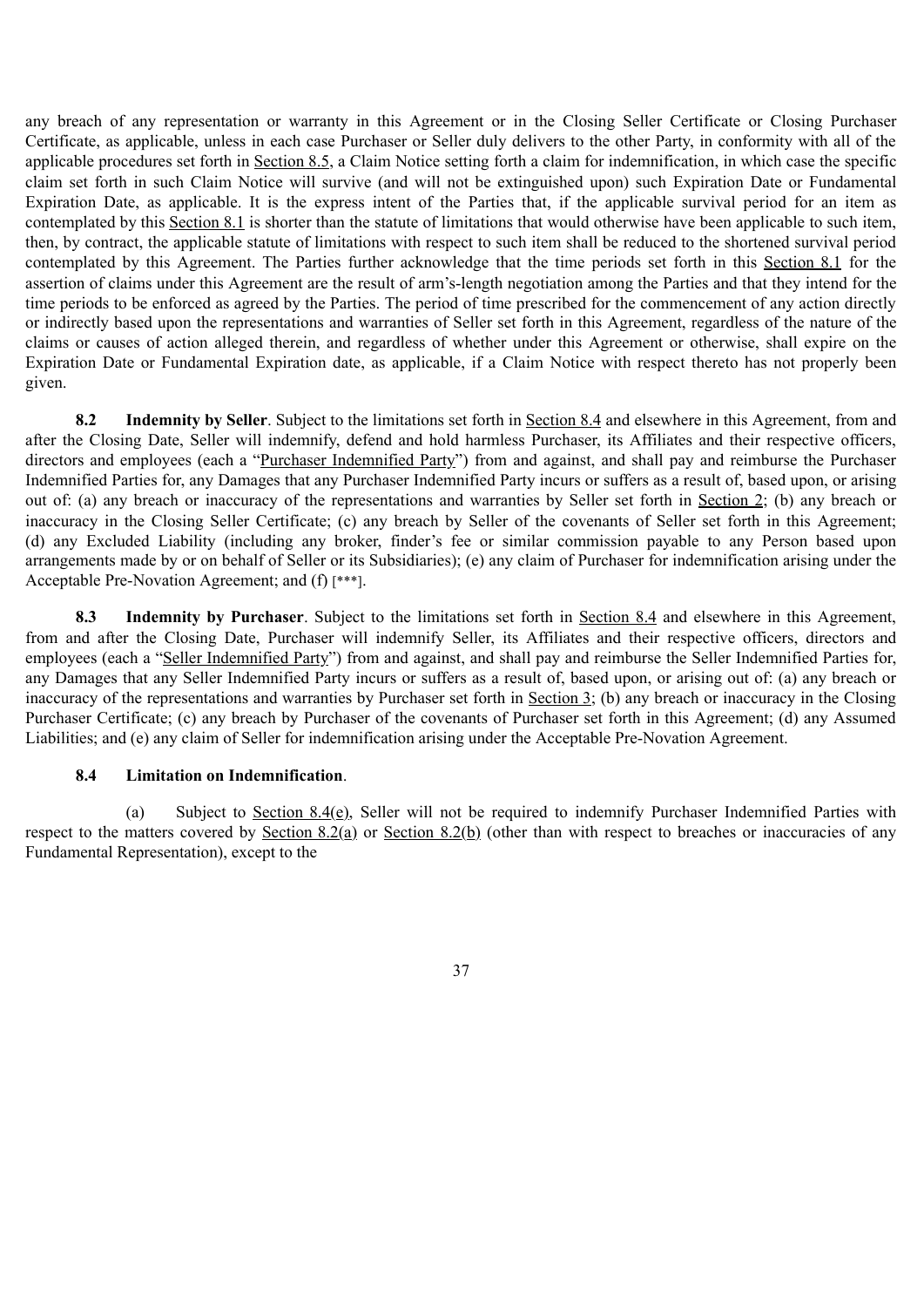any breach of any representation or warranty in this Agreement or in the Closing Seller Certificate or Closing Purchaser Certificate, as applicable, unless in each case Purchaser or Seller duly delivers to the other Party, in conformity with all of the applicable procedures set forth in Section 8.5, a Claim Notice setting forth a claim for indemnification, in which case the specific claim set forth in such Claim Notice will survive (and will not be extinguished upon) such Expiration Date or Fundamental Expiration Date, as applicable. It is the express intent of the Parties that, if the applicable survival period for an item as contemplated by this Section 8.1 is shorter than the statute of limitations that would otherwise have been applicable to such item, then, by contract, the applicable statute of limitations with respect to such item shall be reduced to the shortened survival period contemplated by this Agreement. The Parties further acknowledge that the time periods set forth in this Section 8.1 for the assertion of claims under this Agreement are the result of arm's-length negotiation among the Parties and that they intend for the time periods to be enforced as agreed by the Parties. The period of time prescribed for the commencement of any action directly or indirectly based upon the representations and warranties of Seller set forth in this Agreement, regardless of the nature of the claims or causes of action alleged therein, and regardless of whether under this Agreement or otherwise, shall expire on the Expiration Date or Fundamental Expiration date, as applicable, if a Claim Notice with respect thereto has not properly been given.

**8.2 Indemnity by Seller**. Subject to the limitations set forth in Section 8.4 and elsewhere in this Agreement, from and after the Closing Date, Seller will indemnify, defend and hold harmless Purchaser, its Affiliates and their respective officers, directors and employees (each a "Purchaser Indemnified Party") from and against, and shall pay and reimburse the Purchaser Indemnified Parties for, any Damages that any Purchaser Indemnified Party incurs or suffers as a result of, based upon, or arising out of: (a) any breach or inaccuracy of the representations and warranties by Seller set forth in Section 2; (b) any breach or inaccuracy in the Closing Seller Certificate; (c) any breach by Seller of the covenants of Seller set forth in this Agreement; (d) any Excluded Liability (including any broker, finder's fee or similar commission payable to any Person based upon arrangements made by or on behalf of Seller or its Subsidiaries); (e) any claim of Purchaser for indemnification arising under the Acceptable Pre-Novation Agreement; and (f) [***].

**8.3 Indemnity by Purchaser**. Subject to the limitations set forth in Section 8.4 and elsewhere in this Agreement, from and after the Closing Date, Purchaser will indemnify Seller, its Affiliates and their respective officers, directors and employees (each a "Seller Indemnified Party") from and against, and shall pay and reimburse the Seller Indemnified Parties for, any Damages that any Seller Indemnified Party incurs or suffers as a result of, based upon, or arising out of: (a) any breach or inaccuracy of the representations and warranties by Purchaser set forth in Section 3; (b) any breach or inaccuracy in the Closing Purchaser Certificate; (c) any breach by Purchaser of the covenants of Purchaser set forth in this Agreement; (d) any Assumed Liabilities; and (e) any claim of Seller for indemnification arising under the Acceptable Pre-Novation Agreement.

**8.4 Limitation on Indemnification**.

(a) Subject to Section 8.4(e), Seller will not be required to indemnify Purchaser Indemnified Parties with respect to the matters covered by Section 8.2(a) or Section 8.2(b) (other than with respect to breaches or inaccuracies of any Fundamental Representation), except to the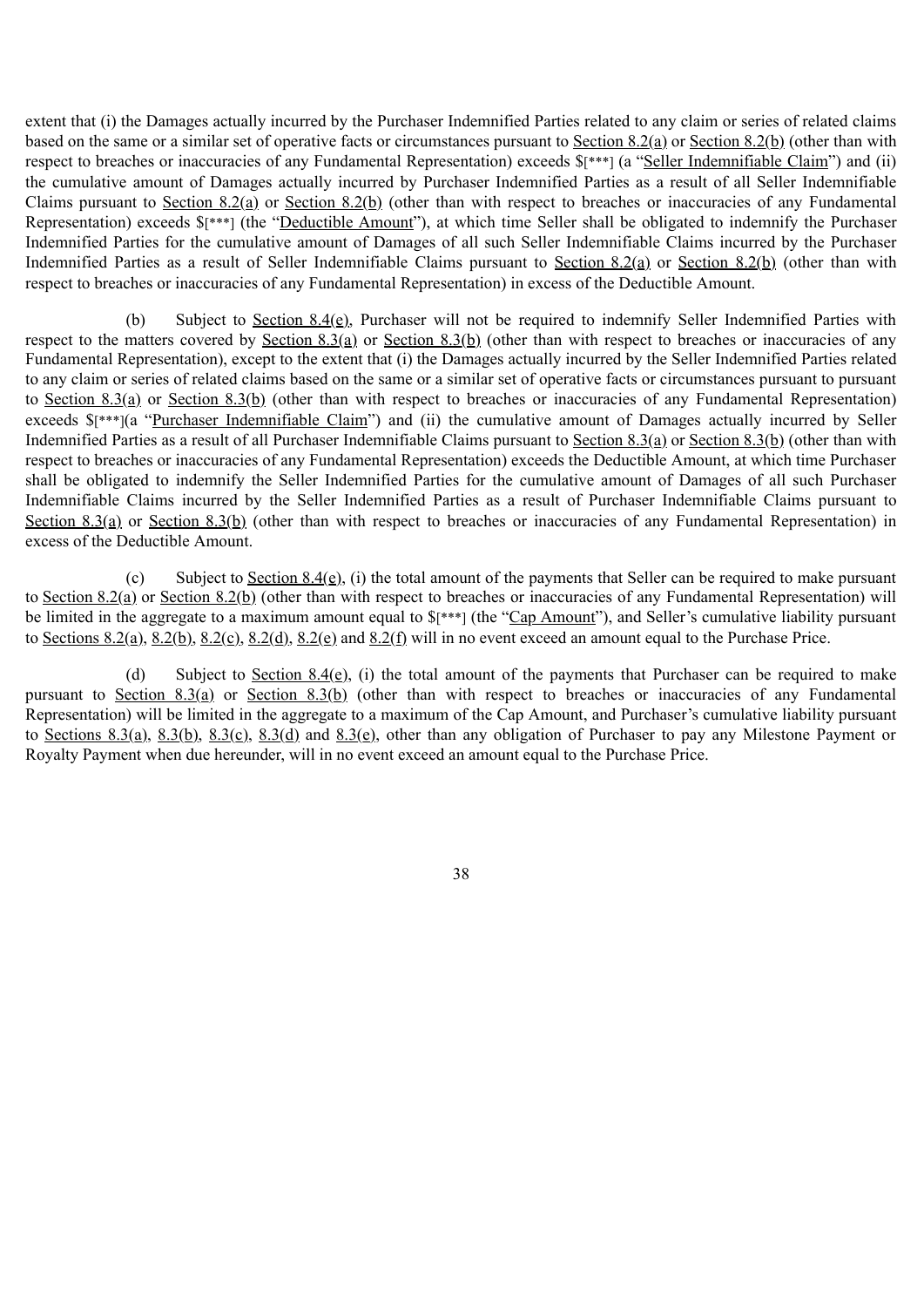extent that (i) the Damages actually incurred by the Purchaser Indemnified Parties related to any claim or series of related claims based on the same or a similar set of operative facts or circumstances pursuant to Section 8.2(a) or Section 8.2(b) (other than with respect to breaches or inaccuracies of any Fundamental Representation) exceeds $[***] (a "Seller Indemnifiable Claim") and (ii) the cumulative amount of Damages actually incurred by Purchaser Indemnified Parties as a result of all Seller Indemnifiable Claims pursuant to Section 8.2(a) or Section 8.2(b) (other than with respect to breaches or inaccuracies of any Fundamental Representation) exceeds $[***] (the "Deductible Amount"), at which time Seller shall be obligated to indemnify the Purchaser Indemnified Parties for the cumulative amount of Damages of all such Seller Indemnifiable Claims incurred by the Purchaser Indemnified Parties as a result of Seller Indemnifiable Claims pursuant to Section 8.2(a) or Section 8.2(b) (other than with respect to breaches or inaccuracies of any Fundamental Representation) in excess of the Deductible Amount.

(b) Subject to Section 8.4(e), Purchaser will not be required to indemnify Seller Indemnified Parties with respect to the matters covered by Section 8.3(a) or Section 8.3(b) (other than with respect to breaches or inaccuracies of any Fundamental Representation), except to the extent that (i) the Damages actually incurred by the Seller Indemnified Parties related to any claim or series of related claims based on the same or a similar set of operative facts or circumstances pursuant to pursuant to Section 8.3(a) or Section 8.3(b) (other than with respect to breaches or inaccuracies of any Fundamental Representation) exceeds $[***](a "Purchaser Indemnifiable Claim") and (ii) the cumulative amount of Damages actually incurred by Seller Indemnified Parties as a result of all Purchaser Indemnifiable Claims pursuant to Section 8.3(a) or Section 8.3(b) (other than with respect to breaches or inaccuracies of any Fundamental Representation) exceeds the Deductible Amount, at which time Purchaser shall be obligated to indemnify the Seller Indemnified Parties for the cumulative amount of Damages of all such Purchaser Indemnifiable Claims incurred by the Seller Indemnified Parties as a result of Purchaser Indemnifiable Claims pursuant to Section 8.3(a) or Section 8.3(b) (other than with respect to breaches or inaccuracies of any Fundamental Representation) in excess of the Deductible Amount.

(c) Subject to Section 8.4(e), (i) the total amount of the payments that Seller can be required to make pursuant to Section 8.2(a) or Section 8.2(b) (other than with respect to breaches or inaccuracies of any Fundamental Representation) will be limited in the aggregate to a maximum amount equal to $[***] (the "Cap Amount"), and Seller's cumulative liability pursuant to Sections 8.2(a), 8.2(b), 8.2(c), 8.2(d), 8.2(e) and 8.2(f) will in no event exceed an amount equal to the Purchase Price.

(d) Subject to Section 8.4(e), (i) the total amount of the payments that Purchaser can be required to make pursuant to Section 8.3(a) or Section 8.3(b) (other than with respect to breaches or inaccuracies of any Fundamental Representation) will be limited in the aggregate to a maximum of the Cap Amount, and Purchaser's cumulative liability pursuant to Sections 8.3(a), 8.3(b), 8.3(c), 8.3(d) and 8.3(e), other than any obligation of Purchaser to pay any Milestone Payment or Royalty Payment when due hereunder, will in no event exceed an amount equal to the Purchase Price.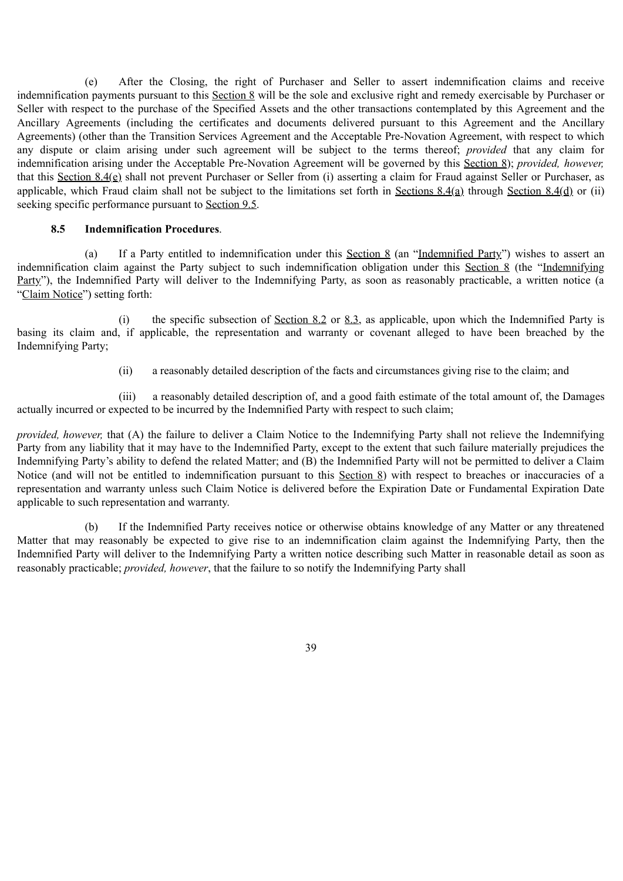(e) After the Closing, the right of Purchaser and Seller to assert indemnification claims and receive indemnification payments pursuant to this Section 8 will be the sole and exclusive right and remedy exercisable by Purchaser or Seller with respect to the purchase of the Specified Assets and the other transactions contemplated by this Agreement and the Ancillary Agreements (including the certificates and documents delivered pursuant to this Agreement and the Ancillary Agreements) (other than the Transition Services Agreement and the Acceptable Pre-Novation Agreement, with respect to which any dispute or claim arising under such agreement will be subject to the terms thereof; *provided* that any claim for indemnification arising under the Acceptable Pre-Novation Agreement will be governed by this Section 8); *provided, however,* that this Section 8.4(e) shall not prevent Purchaser or Seller from (i) asserting a claim for Fraud against Seller or Purchaser, as applicable, which Fraud claim shall not be subject to the limitations set forth in Sections 8.4(a) through Section 8.4(d) or (ii) seeking specific performance pursuant to Section 9.5.

**8.5 Indemnification Procedures**.

(a) If a Party entitled to indemnification under this Section 8 (an "Indemnified Party") wishes to assert an indemnification claim against the Party subject to such indemnification obligation under this Section 8 (the "Indemnifying Party"), the Indemnified Party will deliver to the Indemnifying Party, as soon as reasonably practicable, a written notice (a "Claim Notice") setting forth:

(i) the specific subsection of Section 8.2 or 8.3, as applicable, upon which the Indemnified Party is basing its claim and, if applicable, the representation and warranty or covenant alleged to have been breached by the Indemnifying Party;

(ii) a reasonably detailed description of the facts and circumstances giving rise to the claim; and

(iii) a reasonably detailed description of, and a good faith estimate of the total amount of, the Damages actually incurred or expected to be incurred by the Indemnified Party with respect to such claim;

*provided, however,* that (A) the failure to deliver a Claim Notice to the Indemnifying Party shall not relieve the Indemnifying Party from any liability that it may have to the Indemnified Party, except to the extent that such failure materially prejudices the Indemnifying Party's ability to defend the related Matter; and (B) the Indemnified Party will not be permitted to deliver a Claim Notice (and will not be entitled to indemnification pursuant to this Section 8) with respect to breaches or inaccuracies of a representation and warranty unless such Claim Notice is delivered before the Expiration Date or Fundamental Expiration Date applicable to such representation and warranty.

(b) If the Indemnified Party receives notice or otherwise obtains knowledge of any Matter or any threatened Matter that may reasonably be expected to give rise to an indemnification claim against the Indemnifying Party, then the Indemnified Party will deliver to the Indemnifying Party a written notice describing such Matter in reasonable detail as soon as reasonably practicable; *provided, however*, that the failure to so notify the Indemnifying Party shall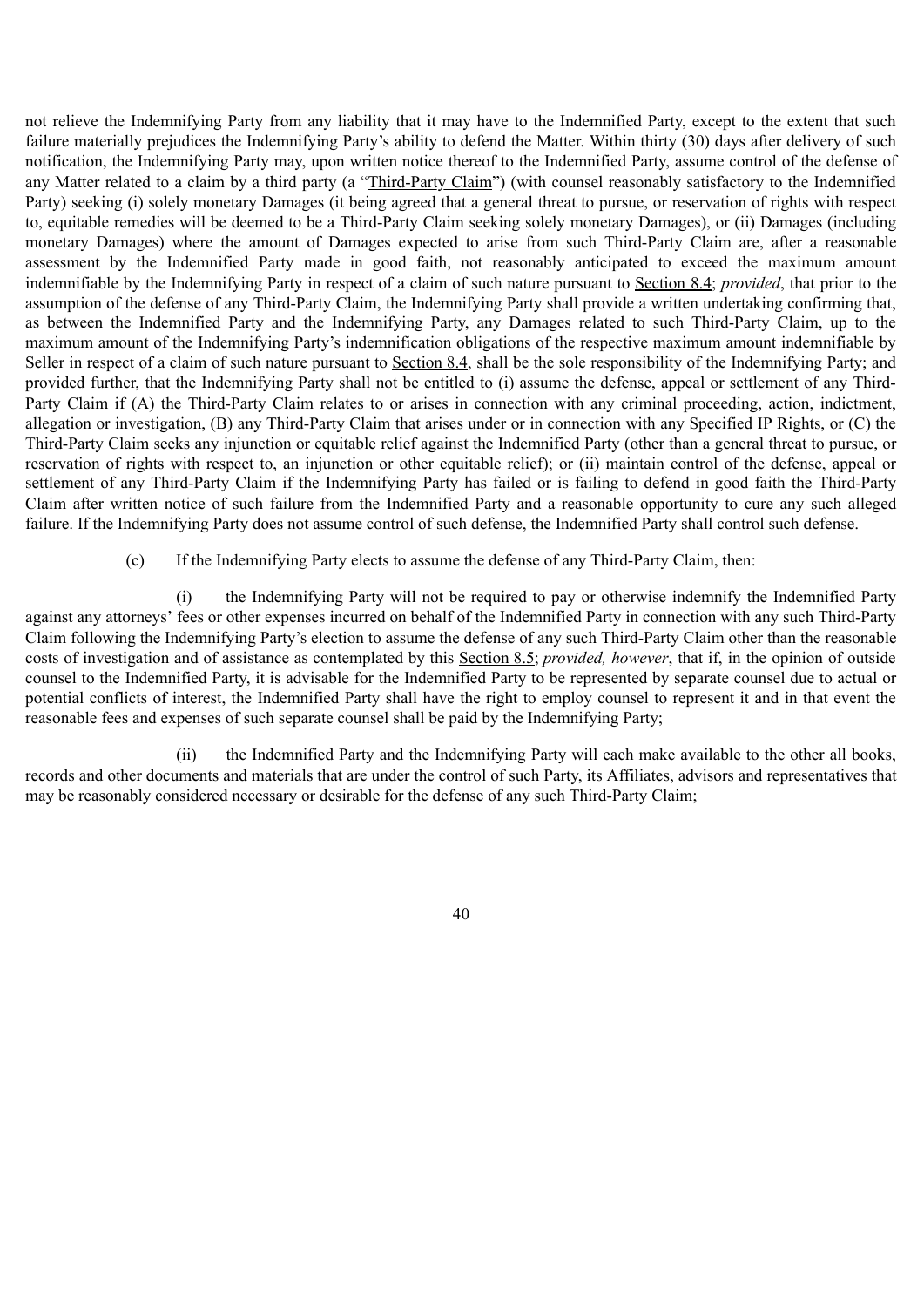not relieve the Indemnifying Party from any liability that it may have to the Indemnified Party, except to the extent that such failure materially prejudices the Indemnifying Party's ability to defend the Matter. Within thirty (30) days after delivery of such notification, the Indemnifying Party may, upon written notice thereof to the Indemnified Party, assume control of the defense of any Matter related to a claim by a third party (a "Third-Party Claim") (with counsel reasonably satisfactory to the Indemnified Party) seeking (i) solely monetary Damages (it being agreed that a general threat to pursue, or reservation of rights with respect to, equitable remedies will be deemed to be a Third-Party Claim seeking solely monetary Damages), or (ii) Damages (including monetary Damages) where the amount of Damages expected to arise from such Third-Party Claim are, after a reasonable assessment by the Indemnified Party made in good faith, not reasonably anticipated to exceed the maximum amount indemnifiable by the Indemnifying Party in respect of a claim of such nature pursuant to Section 8.4; *provided*, that prior to the assumption of the defense of any Third-Party Claim, the Indemnifying Party shall provide a written undertaking confirming that, as between the Indemnified Party and the Indemnifying Party, any Damages related to such Third-Party Claim, up to the maximum amount of the Indemnifying Party's indemnification obligations of the respective maximum amount indemnifiable by Seller in respect of a claim of such nature pursuant to Section 8.4, shall be the sole responsibility of the Indemnifying Party; and provided further, that the Indemnifying Party shall not be entitled to (i) assume the defense, appeal or settlement of any Third-Party Claim if (A) the Third-Party Claim relates to or arises in connection with any criminal proceeding, action, indictment, allegation or investigation, (B) any Third-Party Claim that arises under or in connection with any Specified IP Rights, or (C) the Third-Party Claim seeks any injunction or equitable relief against the Indemnified Party (other than a general threat to pursue, or reservation of rights with respect to, an injunction or other equitable relief); or (ii) maintain control of the defense, appeal or settlement of any Third-Party Claim if the Indemnifying Party has failed or is failing to defend in good faith the Third-Party Claim after written notice of such failure from the Indemnified Party and a reasonable opportunity to cure any such alleged failure. If the Indemnifying Party does not assume control of such defense, the Indemnified Party shall control such defense.

(c) If the Indemnifying Party elects to assume the defense of any Third-Party Claim, then:

(i) the Indemnifying Party will not be required to pay or otherwise indemnify the Indemnified Party against any attorneys' fees or other expenses incurred on behalf of the Indemnified Party in connection with any such Third-Party Claim following the Indemnifying Party's election to assume the defense of any such Third-Party Claim other than the reasonable costs of investigation and of assistance as contemplated by this Section 8.5; *provided, however*, that if, in the opinion of outside counsel to the Indemnified Party, it is advisable for the Indemnified Party to be represented by separate counsel due to actual or potential conflicts of interest, the Indemnified Party shall have the right to employ counsel to represent it and in that event the reasonable fees and expenses of such separate counsel shall be paid by the Indemnifying Party;

(ii) the Indemnified Party and the Indemnifying Party will each make available to the other all books, records and other documents and materials that are under the control of such Party, its Affiliates, advisors and representatives that may be reasonably considered necessary or desirable for the defense of any such Third-Party Claim;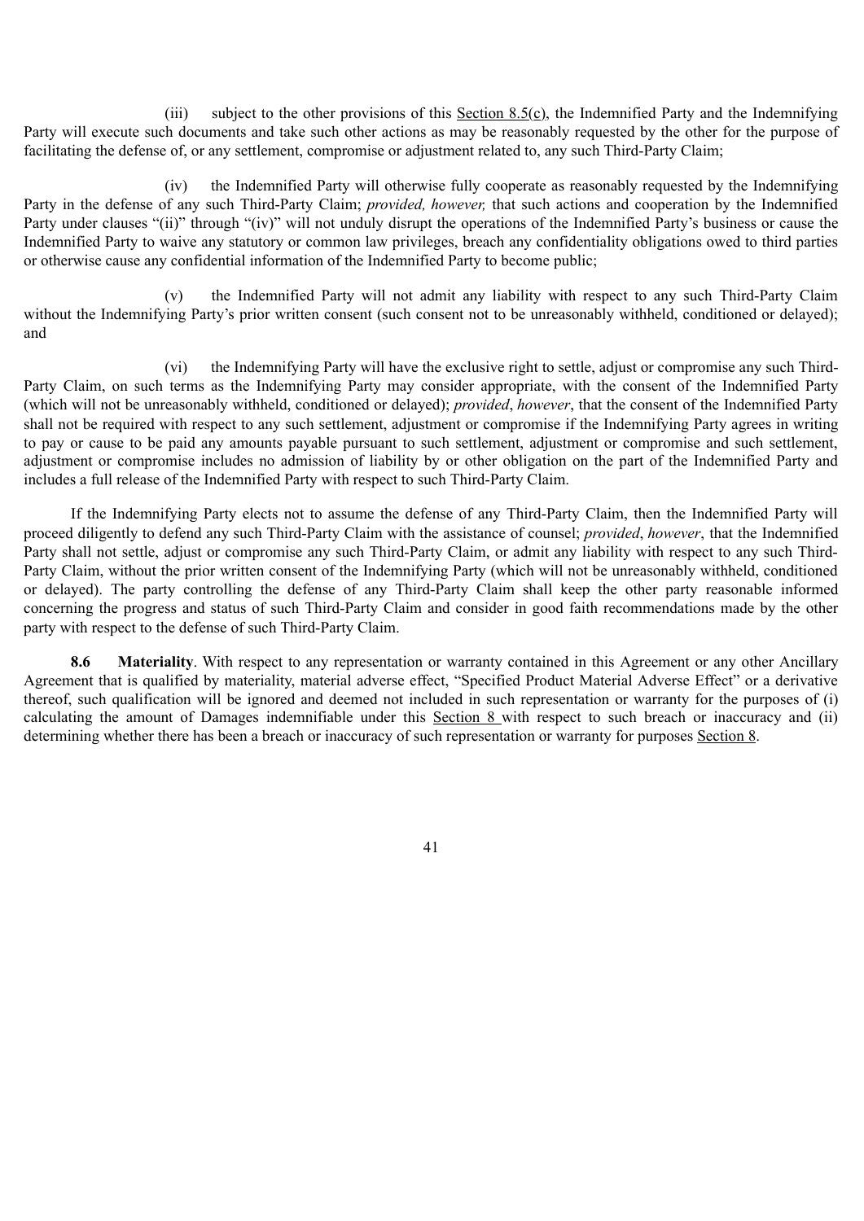(iii) subject to the other provisions of this Section 8.5(c), the Indemnified Party and the Indemnifying Party will execute such documents and take such other actions as may be reasonably requested by the other for the purpose of facilitating the defense of, or any settlement, compromise or adjustment related to, any such Third-Party Claim;

(iv) the Indemnified Party will otherwise fully cooperate as reasonably requested by the Indemnifying Party in the defense of any such Third-Party Claim; *provided, however,* that such actions and cooperation by the Indemnified Party under clauses "(ii)" through "(iv)" will not unduly disrupt the operations of the Indemnified Party's business or cause the Indemnified Party to waive any statutory or common law privileges, breach any confidentiality obligations owed to third parties or otherwise cause any confidential information of the Indemnified Party to become public;

(v) the Indemnified Party will not admit any liability with respect to any such Third-Party Claim without the Indemnifying Party's prior written consent (such consent not to be unreasonably withheld, conditioned or delayed); and

(vi) the Indemnifying Party will have the exclusive right to settle, adjust or compromise any such Third-Party Claim, on such terms as the Indemnifying Party may consider appropriate, with the consent of the Indemnified Party (which will not be unreasonably withheld, conditioned or delayed); *provided*, *however*, that the consent of the Indemnified Party shall not be required with respect to any such settlement, adjustment or compromise if the Indemnifying Party agrees in writing to pay or cause to be paid any amounts payable pursuant to such settlement, adjustment or compromise and such settlement, adjustment or compromise includes no admission of liability by or other obligation on the part of the Indemnified Party and includes a full release of the Indemnified Party with respect to such Third-Party Claim.

If the Indemnifying Party elects not to assume the defense of any Third-Party Claim, then the Indemnified Party will proceed diligently to defend any such Third-Party Claim with the assistance of counsel; *provided*, *however*, that the Indemnified Party shall not settle, adjust or compromise any such Third-Party Claim, or admit any liability with respect to any such Third-Party Claim, without the prior written consent of the Indemnifying Party (which will not be unreasonably withheld, conditioned or delayed). The party controlling the defense of any Third-Party Claim shall keep the other party reasonable informed concerning the progress and status of such Third-Party Claim and consider in good faith recommendations made by the other party with respect to the defense of such Third-Party Claim.

**8.6 Materiality**. With respect to any representation or warranty contained in this Agreement or any other Ancillary Agreement that is qualified by materiality, material adverse effect, "Specified Product Material Adverse Effect" or a derivative thereof, such qualification will be ignored and deemed not included in such representation or warranty for the purposes of (i) calculating the amount of Damages indemnifiable under this Section 8 with respect to such breach or inaccuracy and (ii) determining whether there has been a breach or inaccuracy of such representation or warranty for purposes Section 8.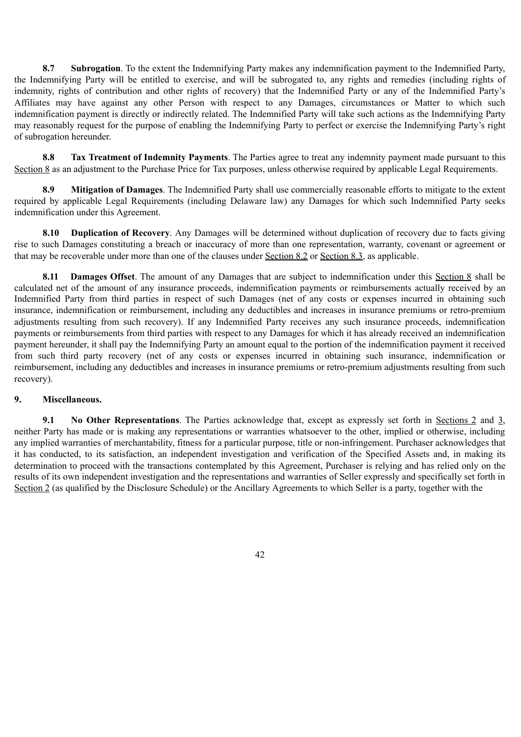**8.7 Subrogation**. To the extent the Indemnifying Party makes any indemnification payment to the Indemnified Party, the Indemnifying Party will be entitled to exercise, and will be subrogated to, any rights and remedies (including rights of indemnity, rights of contribution and other rights of recovery) that the Indemnified Party or any of the Indemnified Party's Affiliates may have against any other Person with respect to any Damages, circumstances or Matter to which such indemnification payment is directly or indirectly related. The Indemnified Party will take such actions as the Indemnifying Party may reasonably request for the purpose of enabling the Indemnifying Party to perfect or exercise the Indemnifying Party's right of subrogation hereunder.

**8.8 Tax Treatment of Indemnity Payments**. The Parties agree to treat any indemnity payment made pursuant to this Section 8 as an adjustment to the Purchase Price for Tax purposes, unless otherwise required by applicable Legal Requirements.

**8.9 Mitigation of Damages**. The Indemnified Party shall use commercially reasonable efforts to mitigate to the extent required by applicable Legal Requirements (including Delaware law) any Damages for which such Indemnified Party seeks indemnification under this Agreement.

**8.10 Duplication of Recovery**. Any Damages will be determined without duplication of recovery due to facts giving rise to such Damages constituting a breach or inaccuracy of more than one representation, warranty, covenant or agreement or that may be recoverable under more than one of the clauses under Section 8.2 or Section 8.3, as applicable.

**8.11 Damages Offset**. The amount of any Damages that are subject to indemnification under this Section 8 shall be calculated net of the amount of any insurance proceeds, indemnification payments or reimbursements actually received by an Indemnified Party from third parties in respect of such Damages (net of any costs or expenses incurred in obtaining such insurance, indemnification or reimbursement, including any deductibles and increases in insurance premiums or retro-premium adjustments resulting from such recovery). If any Indemnified Party receives any such insurance proceeds, indemnification payments or reimbursements from third parties with respect to any Damages for which it has already received an indemnification payment hereunder, it shall pay the Indemnifying Party an amount equal to the portion of the indemnification payment it received from such third party recovery (net of any costs or expenses incurred in obtaining such insurance, indemnification or reimbursement, including any deductibles and increases in insurance premiums or retro-premium adjustments resulting from such recovery).

**9. Miscellaneous.**

**9.1 No Other Representations**. The Parties acknowledge that, except as expressly set forth in Sections 2 and 3, neither Party has made or is making any representations or warranties whatsoever to the other, implied or otherwise, including any implied warranties of merchantability, fitness for a particular purpose, title or non-infringement. Purchaser acknowledges that it has conducted, to its satisfaction, an independent investigation and verification of the Specified Assets and, in making its determination to proceed with the transactions contemplated by this Agreement, Purchaser is relying and has relied only on the results of its own independent investigation and the representations and warranties of Seller expressly and specifically set forth in Section 2 (as qualified by the Disclosure Schedule) or the Ancillary Agreements to which Seller is a party, together with the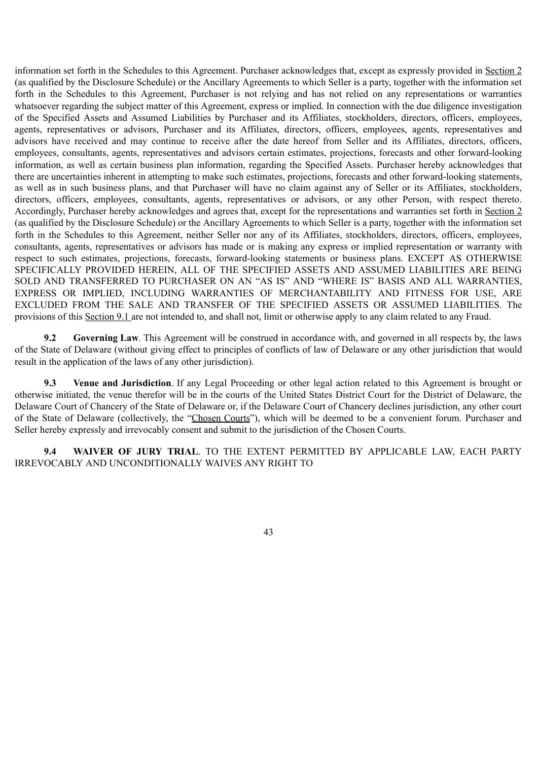information set forth in the Schedules to this Agreement. Purchaser acknowledges that, except as expressly provided in Section 2 (as qualified by the Disclosure Schedule) or the Ancillary Agreements to which Seller is a party, together with the information set forth in the Schedules to this Agreement, Purchaser is not relying and has not relied on any representations or warranties whatsoever regarding the subject matter of this Agreement, express or implied. In connection with the due diligence investigation of the Specified Assets and Assumed Liabilities by Purchaser and its Affiliates, stockholders, directors, officers, employees, agents, representatives or advisors, Purchaser and its Affiliates, directors, officers, employees, agents, representatives and advisors have received and may continue to receive after the date hereof from Seller and its Affiliates, directors, officers, employees, consultants, agents, representatives and advisors certain estimates, projections, forecasts and other forward-looking information, as well as certain business plan information, regarding the Specified Assets. Purchaser hereby acknowledges that there are uncertainties inherent in attempting to make such estimates, projections, forecasts and other forward-looking statements, as well as in such business plans, and that Purchaser will have no claim against any of Seller or its Affiliates, stockholders, directors, officers, employees, consultants, agents, representatives or advisors, or any other Person, with respect thereto. Accordingly, Purchaser hereby acknowledges and agrees that, except for the representations and warranties set forth in Section 2 (as qualified by the Disclosure Schedule) or the Ancillary Agreements to which Seller is a party, together with the information set forth in the Schedules to this Agreement, neither Seller nor any of its Affiliates, stockholders, directors, officers, employees, consultants, agents, representatives or advisors has made or is making any express or implied representation or warranty with respect to such estimates, projections, forecasts, forward-looking statements or business plans. EXCEPT AS OTHERWISE SPECIFICALLY PROVIDED HEREIN, ALL OF THE SPECIFIED ASSETS AND ASSUMED LIABILITIES ARE BEING SOLD AND TRANSFERRED TO PURCHASER ON AN "AS IS" AND "WHERE IS" BASIS AND ALL WARRANTIES, EXPRESS OR IMPLIED, INCLUDING WARRANTIES OF MERCHANTABILITY AND FITNESS FOR USE, ARE EXCLUDED FROM THE SALE AND TRANSFER OF THE SPECIFIED ASSETS OR ASSUMED LIABILITIES. The provisions of this Section 9.1 are not intended to, and shall not, limit or otherwise apply to any claim related to any Fraud.

**9.2 Governing Law**. This Agreement will be construed in accordance with, and governed in all respects by, the laws of the State of Delaware (without giving effect to principles of conflicts of law of Delaware or any other jurisdiction that would result in the application of the laws of any other jurisdiction).

**9.3 Venue and Jurisdiction**. If any Legal Proceeding or other legal action related to this Agreement is brought or otherwise initiated, the venue therefor will be in the courts of the United States District Court for the District of Delaware, the Delaware Court of Chancery of the State of Delaware or, if the Delaware Court of Chancery declines jurisdiction, any other court of the State of Delaware (collectively, the "Chosen Courts"), which will be deemed to be a convenient forum. Purchaser and Seller hereby expressly and irrevocably consent and submit to the jurisdiction of the Chosen Courts.

**9.4 WAIVER OF JURY TRIAL**. TO THE EXTENT PERMITTED BY APPLICABLE LAW, EACH PARTY IRREVOCABLY AND UNCONDITIONALLY WAIVES ANY RIGHT TO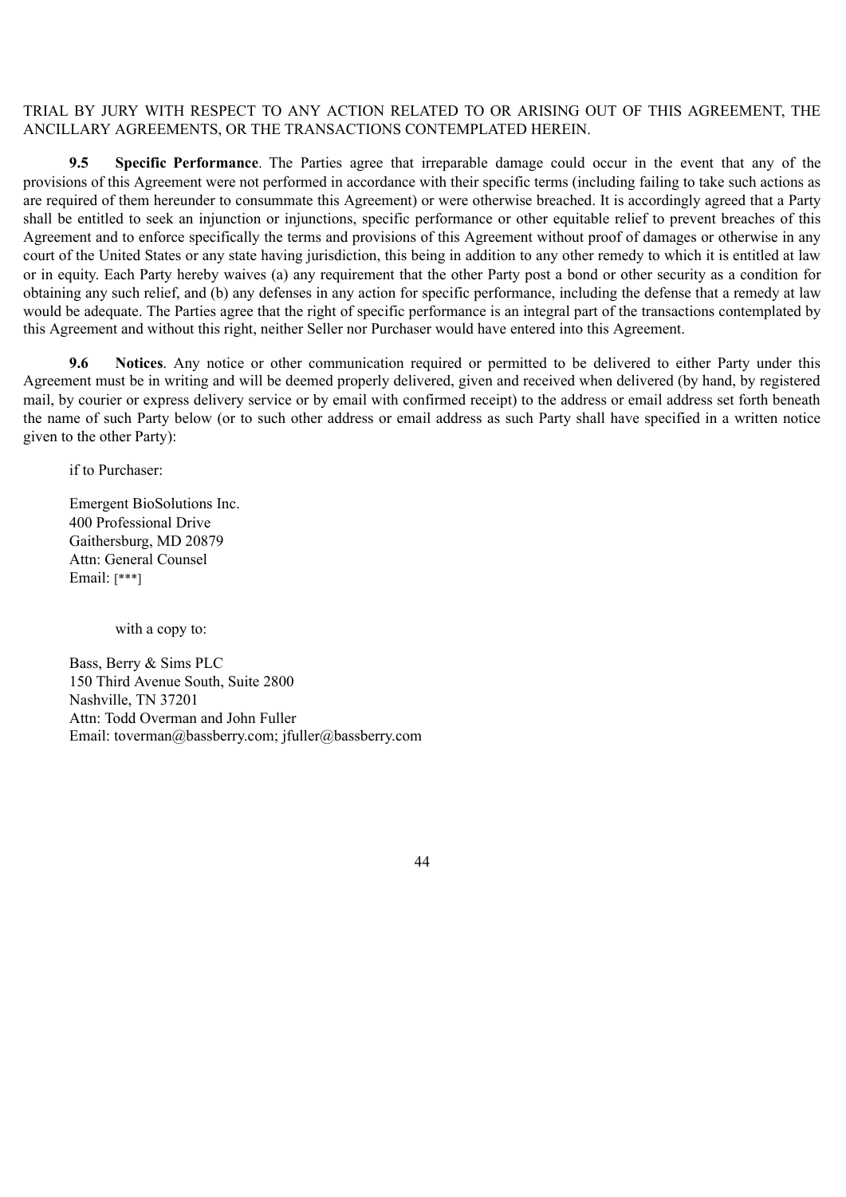TRIAL BY JURY WITH RESPECT TO ANY ACTION RELATED TO OR ARISING OUT OF THIS AGREEMENT, THE ANCILLARY AGREEMENTS, OR THE TRANSACTIONS CONTEMPLATED HEREIN.

**9.5 Specific Performance**. The Parties agree that irreparable damage could occur in the event that any of the provisions of this Agreement were not performed in accordance with their specific terms (including failing to take such actions as are required of them hereunder to consummate this Agreement) or were otherwise breached. It is accordingly agreed that a Party shall be entitled to seek an injunction or injunctions, specific performance or other equitable relief to prevent breaches of this Agreement and to enforce specifically the terms and provisions of this Agreement without proof of damages or otherwise in any court of the United States or any state having jurisdiction, this being in addition to any other remedy to which it is entitled at law or in equity. Each Party hereby waives (a) any requirement that the other Party post a bond or other security as a condition for obtaining any such relief, and (b) any defenses in any action for specific performance, including the defense that a remedy at law would be adequate. The Parties agree that the right of specific performance is an integral part of the transactions contemplated by this Agreement and without this right, neither Seller nor Purchaser would have entered into this Agreement.

**9.6 Notices**. Any notice or other communication required or permitted to be delivered to either Party under this Agreement must be in writing and will be deemed properly delivered, given and received when delivered (by hand, by registered mail, by courier or express delivery service or by email with confirmed receipt) to the address or email address set forth beneath the name of such Party below (or to such other address or email address as such Party shall have specified in a written notice given to the other Party):

if to Purchaser:

Emergent BioSolutions Inc.
400 Professional Drive
Gaithersburg, MD 20879
Attn: General Counsel
Email: [***]

with a copy to:

Bass, Berry & Sims PLC
150 Third Avenue South, Suite 2800
Nashville, TN 37201
Attn: Todd Overman and John Fuller
Email: toverman@bassberry.com; jfuller@bassberry.com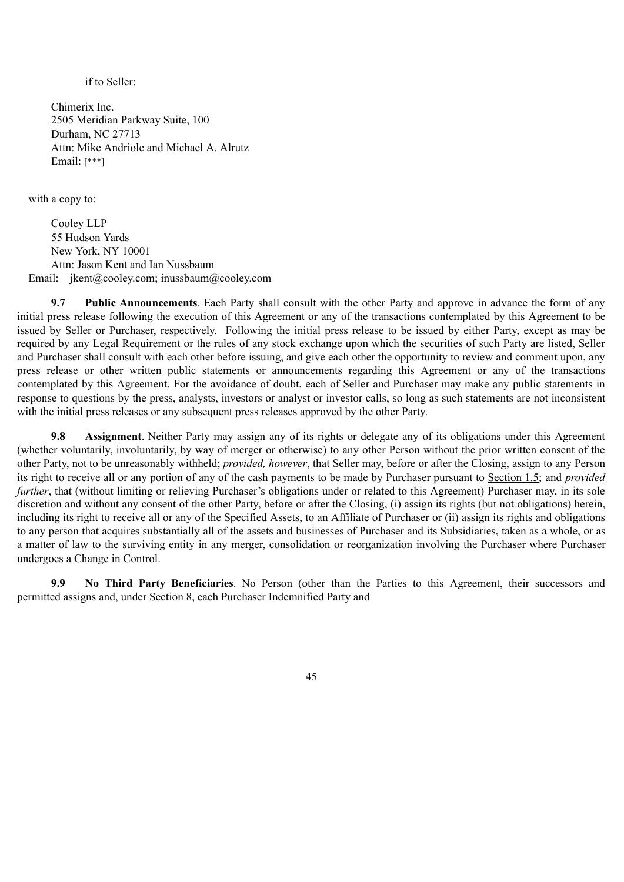if to Seller:

Chimerix Inc.
2505 Meridian Parkway Suite, 100
Durham, NC 27713
Attn: Mike Andriole and Michael A. Alrutz
Email: [***]

with a copy to:

Cooley LLP
55 Hudson Yards
New York, NY 10001
Attn: Jason Kent and Ian Nussbaum
Email: jkent@cooley.com; inussbaum@cooley.com

**9.7 Public Announcements**. Each Party shall consult with the other Party and approve in advance the form of any initial press release following the execution of this Agreement or any of the transactions contemplated by this Agreement to be issued by Seller or Purchaser, respectively. Following the initial press release to be issued by either Party, except as may be required by any Legal Requirement or the rules of any stock exchange upon which the securities of such Party are listed, Seller and Purchaser shall consult with each other before issuing, and give each other the opportunity to review and comment upon, any press release or other written public statements or announcements regarding this Agreement or any of the transactions contemplated by this Agreement. For the avoidance of doubt, each of Seller and Purchaser may make any public statements in response to questions by the press, analysts, investors or analyst or investor calls, so long as such statements are not inconsistent with the initial press releases or any subsequent press releases approved by the other Party.

**9.8 Assignment**. Neither Party may assign any of its rights or delegate any of its obligations under this Agreement (whether voluntarily, involuntarily, by way of merger or otherwise) to any other Person without the prior written consent of the other Party, not to be unreasonably withheld; *provided, however*, that Seller may, before or after the Closing, assign to any Person its right to receive all or any portion of any of the cash payments to be made by Purchaser pursuant to Section 1.5; and *provided further*, that (without limiting or relieving Purchaser's obligations under or related to this Agreement) Purchaser may, in its sole discretion and without any consent of the other Party, before or after the Closing, (i) assign its rights (but not obligations) herein, including its right to receive all or any of the Specified Assets, to an Affiliate of Purchaser or (ii) assign its rights and obligations to any person that acquires substantially all of the assets and businesses of Purchaser and its Subsidiaries, taken as a whole, or as a matter of law to the surviving entity in any merger, consolidation or reorganization involving the Purchaser where Purchaser undergoes a Change in Control.

**9.9 No Third Party Beneficiaries**. No Person (other than the Parties to this Agreement, their successors and permitted assigns and, under Section 8, each Purchaser Indemnified Party and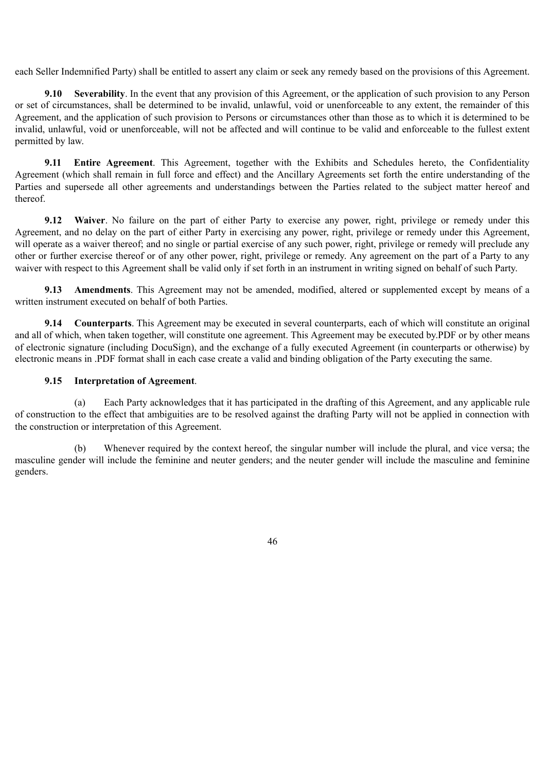each Seller Indemnified Party) shall be entitled to assert any claim or seek any remedy based on the provisions of this Agreement.

**9.10 Severability**. In the event that any provision of this Agreement, or the application of such provision to any Person or set of circumstances, shall be determined to be invalid, unlawful, void or unenforceable to any extent, the remainder of this Agreement, and the application of such provision to Persons or circumstances other than those as to which it is determined to be invalid, unlawful, void or unenforceable, will not be affected and will continue to be valid and enforceable to the fullest extent permitted by law.

**9.11 Entire Agreement**. This Agreement, together with the Exhibits and Schedules hereto, the Confidentiality Agreement (which shall remain in full force and effect) and the Ancillary Agreements set forth the entire understanding of the Parties and supersede all other agreements and understandings between the Parties related to the subject matter hereof and thereof.

**9.12 Waiver**. No failure on the part of either Party to exercise any power, right, privilege or remedy under this Agreement, and no delay on the part of either Party in exercising any power, right, privilege or remedy under this Agreement, will operate as a waiver thereof; and no single or partial exercise of any such power, right, privilege or remedy will preclude any other or further exercise thereof or of any other power, right, privilege or remedy. Any agreement on the part of a Party to any waiver with respect to this Agreement shall be valid only if set forth in an instrument in writing signed on behalf of such Party.

**9.13 Amendments**. This Agreement may not be amended, modified, altered or supplemented except by means of a written instrument executed on behalf of both Parties.

**9.14 Counterparts**. This Agreement may be executed in several counterparts, each of which will constitute an original and all of which, when taken together, will constitute one agreement. This Agreement may be executed by.PDF or by other means of electronic signature (including DocuSign), and the exchange of a fully executed Agreement (in counterparts or otherwise) by electronic means in .PDF format shall in each case create a valid and binding obligation of the Party executing the same.

**9.15 Interpretation of Agreement**.

(a) Each Party acknowledges that it has participated in the drafting of this Agreement, and any applicable rule of construction to the effect that ambiguities are to be resolved against the drafting Party will not be applied in connection with the construction or interpretation of this Agreement.

(b) Whenever required by the context hereof, the singular number will include the plural, and vice versa; the masculine gender will include the feminine and neuter genders; and the neuter gender will include the masculine and feminine genders.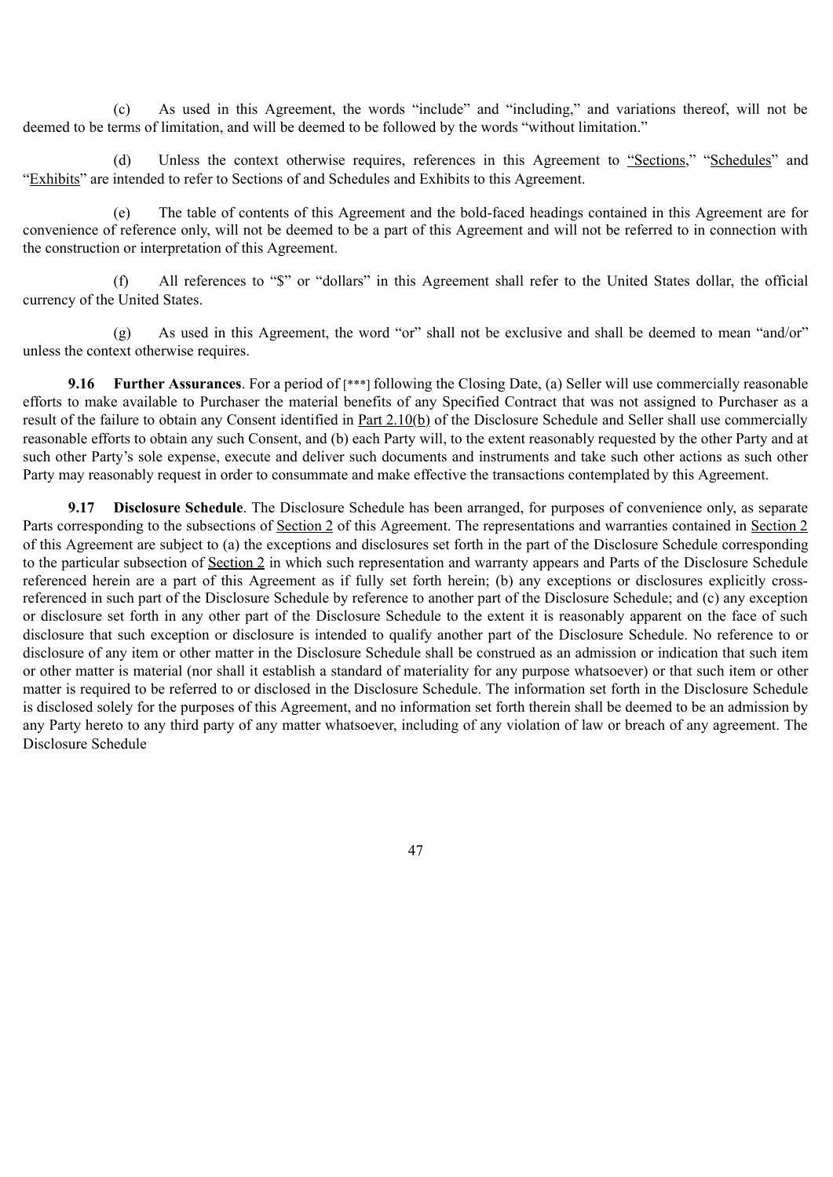(c) As used in this Agreement, the words "include" and "including," and variations thereof, will not be deemed to be terms of limitation, and will be deemed to be followed by the words "without limitation."

(d) Unless the context otherwise requires, references in this Agreement to "Sections," "Schedules" and "Exhibits" are intended to refer to Sections of and Schedules and Exhibits to this Agreement.

(e) The table of contents of this Agreement and the bold-faced headings contained in this Agreement are for convenience of reference only, will not be deemed to be a part of this Agreement and will not be referred to in connection with the construction or interpretation of this Agreement.

(f) All references to "$" or "dollars" in this Agreement shall refer to the United States dollar, the official currency of the United States.

(g) As used in this Agreement, the word "or" shall not be exclusive and shall be deemed to mean "and/or" unless the context otherwise requires.

**9.16 Further Assurances**. For a period of [***] following the Closing Date, (a) Seller will use commercially reasonable efforts to make available to Purchaser the material benefits of any Specified Contract that was not assigned to Purchaser as a result of the failure to obtain any Consent identified in Part 2.10(b) of the Disclosure Schedule and Seller shall use commercially reasonable efforts to obtain any such Consent, and (b) each Party will, to the extent reasonably requested by the other Party and at such other Party's sole expense, execute and deliver such documents and instruments and take such other actions as such other Party may reasonably request in order to consummate and make effective the transactions contemplated by this Agreement.

**9.17 Disclosure Schedule**. The Disclosure Schedule has been arranged, for purposes of convenience only, as separate Parts corresponding to the subsections of Section 2 of this Agreement. The representations and warranties contained in Section 2 of this Agreement are subject to (a) the exceptions and disclosures set forth in the part of the Disclosure Schedule corresponding to the particular subsection of Section 2 in which such representation and warranty appears and Parts of the Disclosure Schedule referenced herein are a part of this Agreement as if fully set forth herein; (b) any exceptions or disclosures explicitly cross-referenced in such part of the Disclosure Schedule by reference to another part of the Disclosure Schedule; and (c) any exception or disclosure set forth in any other part of the Disclosure Schedule to the extent it is reasonably apparent on the face of such disclosure that such exception or disclosure is intended to qualify another part of the Disclosure Schedule. No reference to or disclosure of any item or other matter in the Disclosure Schedule shall be construed as an admission or indication that such item or other matter is material (nor shall it establish a standard of materiality for any purpose whatsoever) or that such item or other matter is required to be referred to or disclosed in the Disclosure Schedule. The information set forth in the Disclosure Schedule is disclosed solely for the purposes of this Agreement, and no information set forth therein shall be deemed to be an admission by any Party hereto to any third party of any matter whatsoever, including of any violation of law or breach of any agreement. The Disclosure Schedule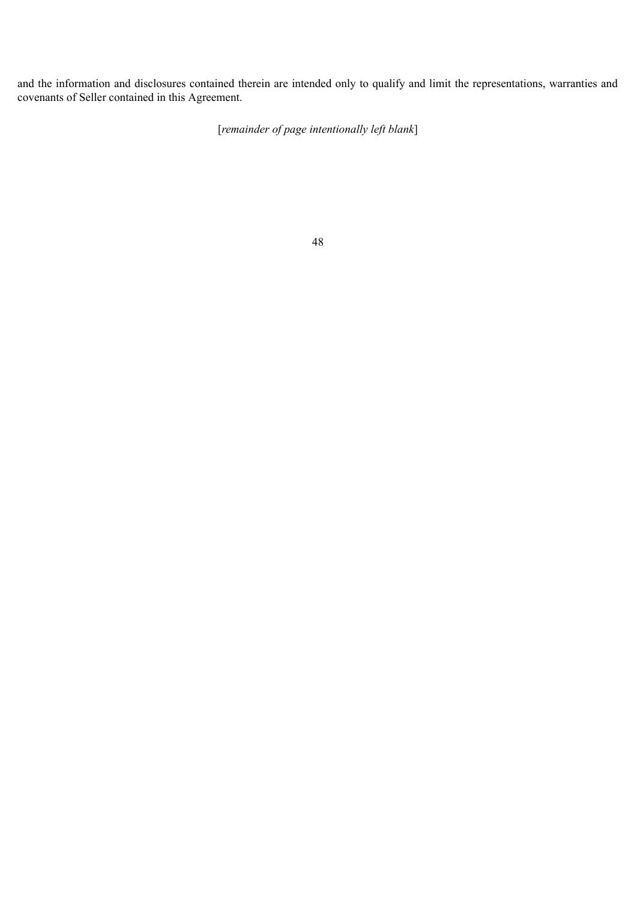and the information and disclosures contained therein are intended only to qualify and limit the representations, warranties and covenants of Seller contained in this Agreement.

[*remainder of page intentionally left blank*]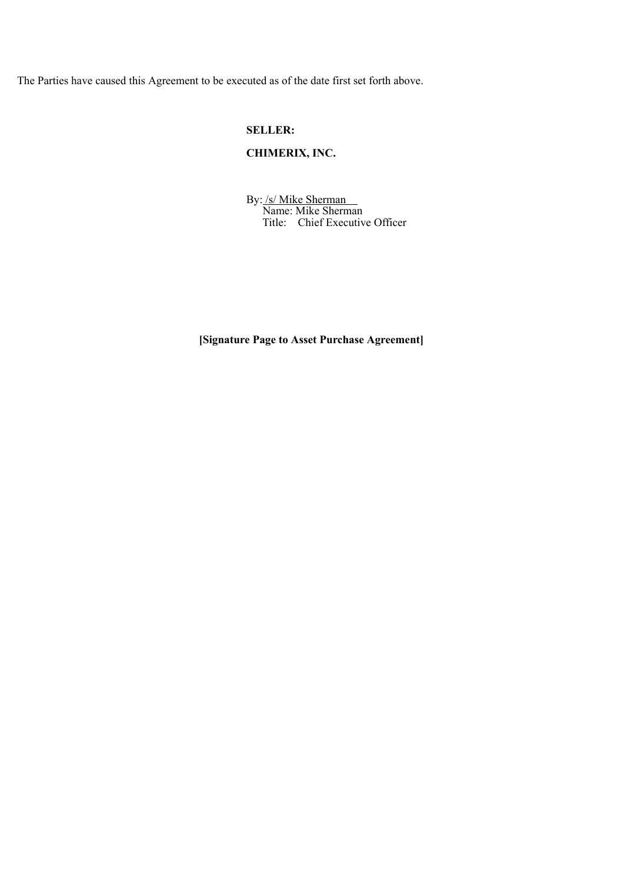The Parties have caused this Agreement to be executed as of the date first set forth above.

**SELLER:**

**CHIMERIX, INC.**

By: /s/ Mike Sherman
Name: Mike Sherman
Title: Chief Executive Officer

**[Signature Page to Asset Purchase Agreement]**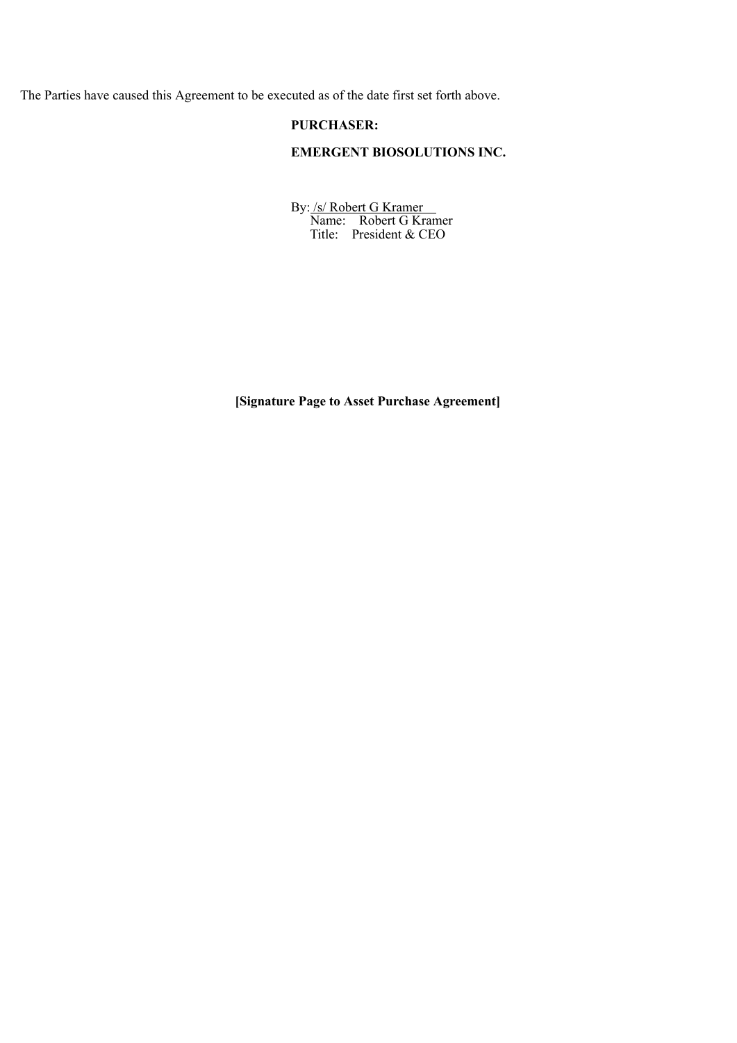The Parties have caused this Agreement to be executed as of the date first set forth above.

**PURCHASER:**

**EMERGENT BIOSOLUTIONS INC.**

By: /s/ Robert G Kramer
Name: Robert G Kramer
Title: President & CEO

**[Signature Page to Asset Purchase Agreement]**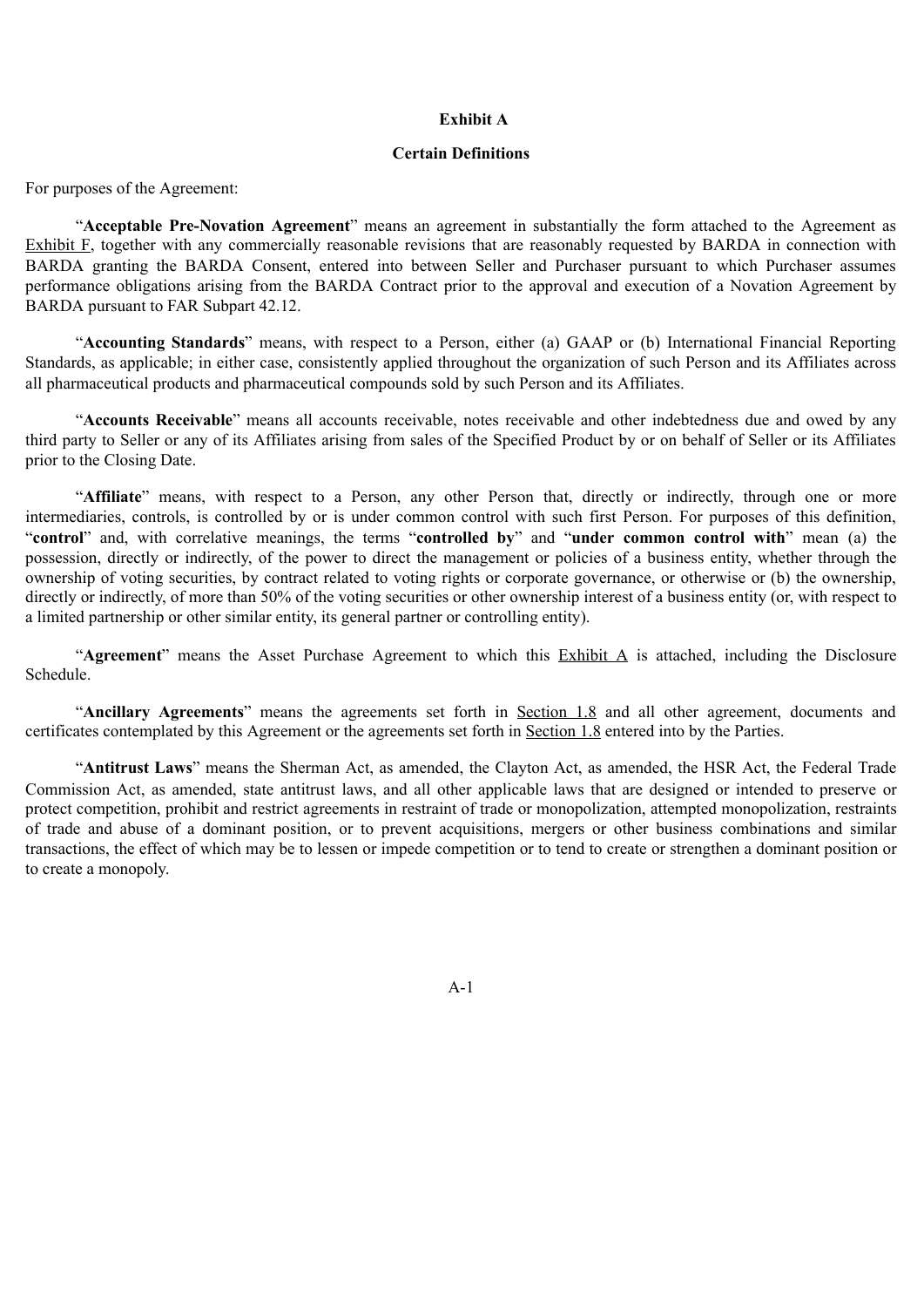**Exhibit A**

**Certain Definitions**

For purposes of the Agreement:

"**Acceptable Pre-Novation Agreement**" means an agreement in substantially the form attached to the Agreement as Exhibit F, together with any commercially reasonable revisions that are reasonably requested by BARDA in connection with BARDA granting the BARDA Consent, entered into between Seller and Purchaser pursuant to which Purchaser assumes performance obligations arising from the BARDA Contract prior to the approval and execution of a Novation Agreement by BARDA pursuant to FAR Subpart 42.12.

"**Accounting Standards**" means, with respect to a Person, either (a) GAAP or (b) International Financial Reporting Standards, as applicable; in either case, consistently applied throughout the organization of such Person and its Affiliates across all pharmaceutical products and pharmaceutical compounds sold by such Person and its Affiliates.

"**Accounts Receivable**" means all accounts receivable, notes receivable and other indebtedness due and owed by any third party to Seller or any of its Affiliates arising from sales of the Specified Product by or on behalf of Seller or its Affiliates prior to the Closing Date.

"**Affiliate**" means, with respect to a Person, any other Person that, directly or indirectly, through one or more intermediaries, controls, is controlled by or is under common control with such first Person. For purposes of this definition, "**control**" and, with correlative meanings, the terms "**controlled by**" and "**under common control with**" mean (a) the possession, directly or indirectly, of the power to direct the management or policies of a business entity, whether through the ownership of voting securities, by contract related to voting rights or corporate governance, or otherwise or (b) the ownership, directly or indirectly, of more than 50% of the voting securities or other ownership interest of a business entity (or, with respect to a limited partnership or other similar entity, its general partner or controlling entity).

"**Agreement**" means the Asset Purchase Agreement to which this Exhibit A is attached, including the Disclosure Schedule.

"**Ancillary Agreements**" means the agreements set forth in Section 1.8 and all other agreement, documents and certificates contemplated by this Agreement or the agreements set forth in Section 1.8 entered into by the Parties.

"**Antitrust Laws**" means the Sherman Act, as amended, the Clayton Act, as amended, the HSR Act, the Federal Trade Commission Act, as amended, state antitrust laws, and all other applicable laws that are designed or intended to preserve or protect competition, prohibit and restrict agreements in restraint of trade or monopolization, attempted monopolization, restraints of trade and abuse of a dominant position, or to prevent acquisitions, mergers or other business combinations and similar transactions, the effect of which may be to lessen or impede competition or to tend to create or strengthen a dominant position or to create a monopoly.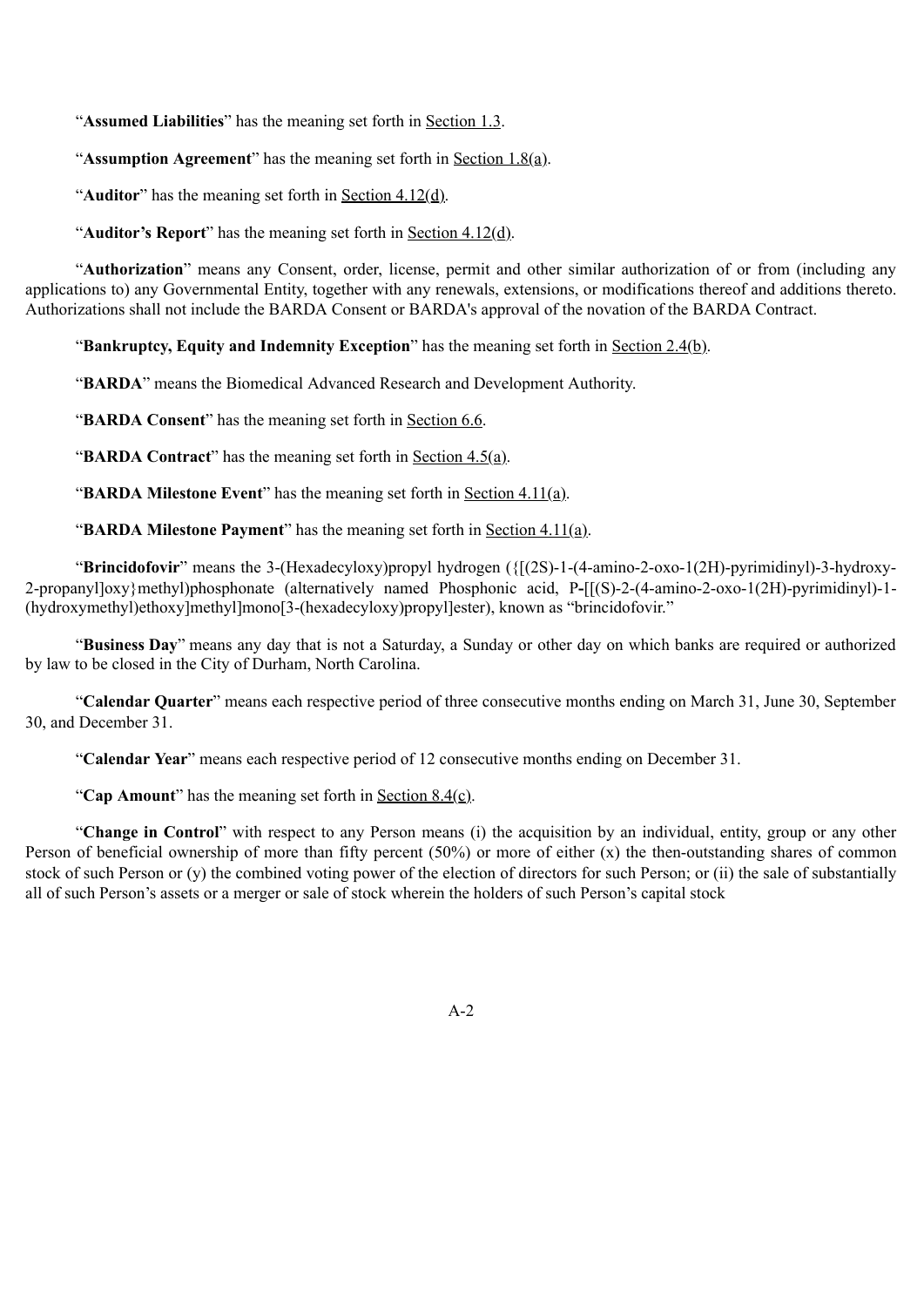"**Assumed Liabilities**" has the meaning set forth in Section 1.3.

"**Assumption Agreement**" has the meaning set forth in Section 1.8(a).

"**Auditor**" has the meaning set forth in Section 4.12(d).

"**Auditor's Report**" has the meaning set forth in Section 4.12(d).

"**Authorization**" means any Consent, order, license, permit and other similar authorization of or from (including any applications to) any Governmental Entity, together with any renewals, extensions, or modifications thereof and additions thereto. Authorizations shall not include the BARDA Consent or BARDA's approval of the novation of the BARDA Contract.

"**Bankruptcy, Equity and Indemnity Exception**" has the meaning set forth in Section 2.4(b).

"**BARDA**" means the Biomedical Advanced Research and Development Authority.

"**BARDA Consent**" has the meaning set forth in Section 6.6.

"**BARDA Contract**" has the meaning set forth in Section 4.5(a).

"**BARDA Milestone Event**" has the meaning set forth in Section 4.11(a).

"**BARDA Milestone Payment**" has the meaning set forth in Section 4.11(a).

"**Brincidofovir**" means the 3-(Hexadecyloxy)propyl hydrogen ({[(2S)-1-(4-amino-2-oxo-1(2H)-pyrimidinyl)-3-hydroxy-2-propanyl]oxy}methyl)phosphonate (alternatively named Phosphonic acid, P-[[(S)-2-(4-amino-2-oxo-1(2H)-pyrimidinyl)-1-(hydroxymethyl)ethoxy]methyl]mono[3-(hexadecyloxy)propyl]ester), known as "brincidofovir."

"**Business Day**" means any day that is not a Saturday, a Sunday or other day on which banks are required or authorized by law to be closed in the City of Durham, North Carolina.

"**Calendar Quarter**" means each respective period of three consecutive months ending on March 31, June 30, September 30, and December 31.

"**Calendar Year**" means each respective period of 12 consecutive months ending on December 31.

"**Cap Amount**" has the meaning set forth in Section 8.4(c).

"**Change in Control**" with respect to any Person means (i) the acquisition by an individual, entity, group or any other Person of beneficial ownership of more than fifty percent (50%) or more of either (x) the then-outstanding shares of common stock of such Person or (y) the combined voting power of the election of directors for such Person; or (ii) the sale of substantially all of such Person's assets or a merger or sale of stock wherein the holders of such Person's capital stock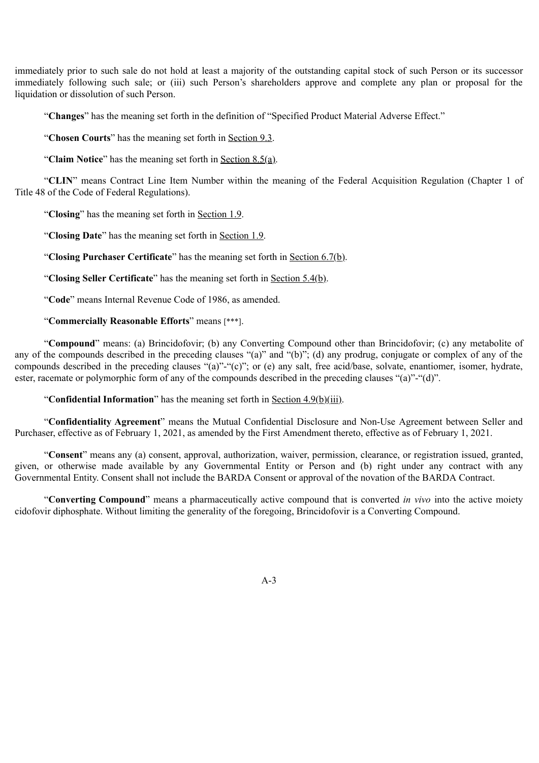immediately prior to such sale do not hold at least a majority of the outstanding capital stock of such Person or its successor immediately following such sale; or (iii) such Person's shareholders approve and complete any plan or proposal for the liquidation or dissolution of such Person.

"**Changes**" has the meaning set forth in the definition of "Specified Product Material Adverse Effect."

"**Chosen Courts**" has the meaning set forth in Section 9.3.

"**Claim Notice**" has the meaning set forth in Section 8.5(a).

"**CLIN**" means Contract Line Item Number within the meaning of the Federal Acquisition Regulation (Chapter 1 of Title 48 of the Code of Federal Regulations).

"**Closing**" has the meaning set forth in Section 1.9.

"**Closing Date**" has the meaning set forth in Section 1.9.

"**Closing Purchaser Certificate**" has the meaning set forth in Section 6.7(b).

"**Closing Seller Certificate**" has the meaning set forth in Section 5.4(b).

"**Code**" means Internal Revenue Code of 1986, as amended.

"**Commercially Reasonable Efforts**" means [***].

"**Compound**" means: (a) Brincidofovir; (b) any Converting Compound other than Brincidofovir; (c) any metabolite of any of the compounds described in the preceding clauses "(a)" and "(b)"; (d) any prodrug, conjugate or complex of any of the compounds described in the preceding clauses "(a)"-"(c)"; or (e) any salt, free acid/base, solvate, enantiomer, isomer, hydrate, ester, racemate or polymorphic form of any of the compounds described in the preceding clauses "(a)"-"(d)".

"**Confidential Information**" has the meaning set forth in Section 4.9(b)(iii).

"**Confidentiality Agreement**" means the Mutual Confidential Disclosure and Non-Use Agreement between Seller and Purchaser, effective as of February 1, 2021, as amended by the First Amendment thereto, effective as of February 1, 2021.

"**Consent**" means any (a) consent, approval, authorization, waiver, permission, clearance, or registration issued, granted, given, or otherwise made available by any Governmental Entity or Person and (b) right under any contract with any Governmental Entity. Consent shall not include the BARDA Consent or approval of the novation of the BARDA Contract.

"**Converting Compound**" means a pharmaceutically active compound that is converted *in vivo* into the active moiety cidofovir diphosphate. Without limiting the generality of the foregoing, Brincidofovir is a Converting Compound.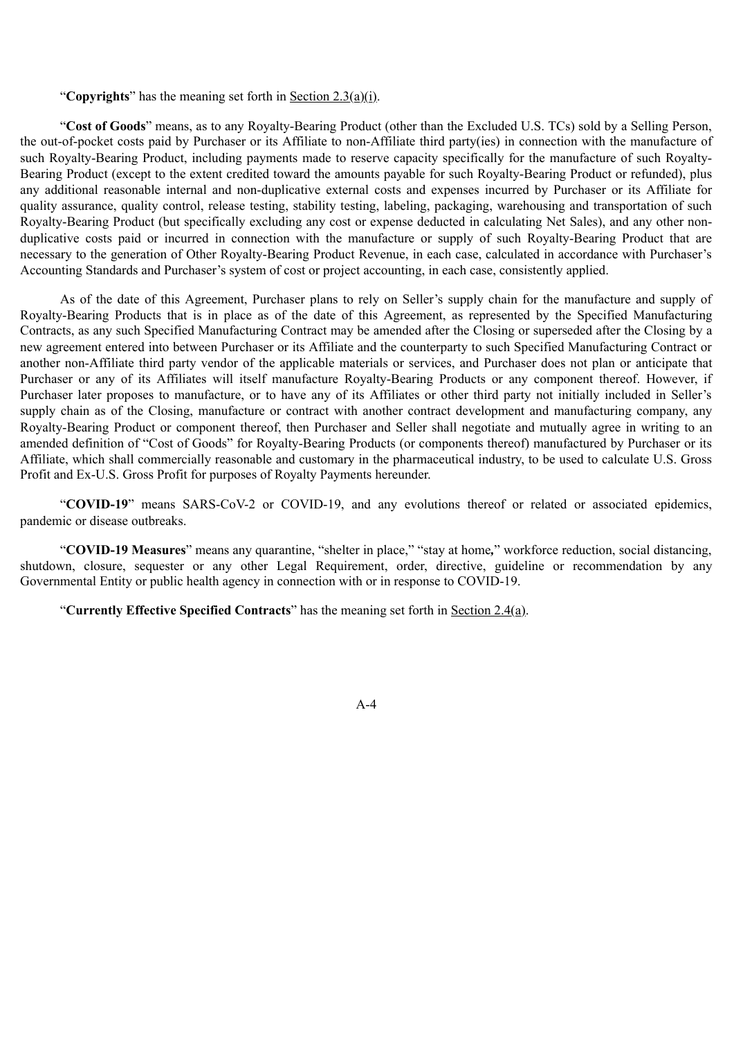"**Copyrights**" has the meaning set forth in Section 2.3(a)(i).

"**Cost of Goods**" means, as to any Royalty-Bearing Product (other than the Excluded U.S. TCs) sold by a Selling Person, the out-of-pocket costs paid by Purchaser or its Affiliate to non-Affiliate third party(ies) in connection with the manufacture of such Royalty-Bearing Product, including payments made to reserve capacity specifically for the manufacture of such Royalty-Bearing Product (except to the extent credited toward the amounts payable for such Royalty-Bearing Product or refunded), plus any additional reasonable internal and non-duplicative external costs and expenses incurred by Purchaser or its Affiliate for quality assurance, quality control, release testing, stability testing, labeling, packaging, warehousing and transportation of such Royalty-Bearing Product (but specifically excluding any cost or expense deducted in calculating Net Sales), and any other non-duplicative costs paid or incurred in connection with the manufacture or supply of such Royalty-Bearing Product that are necessary to the generation of Other Royalty-Bearing Product Revenue, in each case, calculated in accordance with Purchaser's Accounting Standards and Purchaser's system of cost or project accounting, in each case, consistently applied.

As of the date of this Agreement, Purchaser plans to rely on Seller's supply chain for the manufacture and supply of Royalty-Bearing Products that is in place as of the date of this Agreement, as represented by the Specified Manufacturing Contracts, as any such Specified Manufacturing Contract may be amended after the Closing or superseded after the Closing by a new agreement entered into between Purchaser or its Affiliate and the counterparty to such Specified Manufacturing Contract or another non-Affiliate third party vendor of the applicable materials or services, and Purchaser does not plan or anticipate that Purchaser or any of its Affiliates will itself manufacture Royalty-Bearing Products or any component thereof. However, if Purchaser later proposes to manufacture, or to have any of its Affiliates or other third party not initially included in Seller's supply chain as of the Closing, manufacture or contract with another contract development and manufacturing company, any Royalty-Bearing Product or component thereof, then Purchaser and Seller shall negotiate and mutually agree in writing to an amended definition of "Cost of Goods" for Royalty-Bearing Products (or components thereof) manufactured by Purchaser or its Affiliate, which shall commercially reasonable and customary in the pharmaceutical industry, to be used to calculate U.S. Gross Profit and Ex-U.S. Gross Profit for purposes of Royalty Payments hereunder.

"**COVID-19**" means SARS-CoV-2 or COVID-19, and any evolutions thereof or related or associated epidemics, pandemic or disease outbreaks.

"**COVID-19 Measures**" means any quarantine, "shelter in place," "stay at home," workforce reduction, social distancing, shutdown, closure, sequester or any other Legal Requirement, order, directive, guideline or recommendation by any Governmental Entity or public health agency in connection with or in response to COVID-19.

"**Currently Effective Specified Contracts**" has the meaning set forth in Section 2.4(a).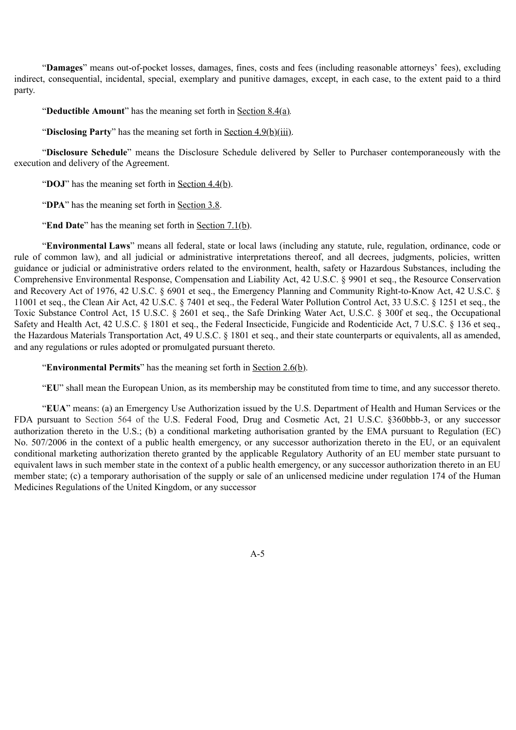"**Damages**" means out-of-pocket losses, damages, fines, costs and fees (including reasonable attorneys' fees), excluding indirect, consequential, incidental, special, exemplary and punitive damages, except, in each case, to the extent paid to a third party.

"**Deductible Amount**" has the meaning set forth in Section 8.4(a).

"**Disclosing Party**" has the meaning set forth in Section 4.9(b)(iii).

"**Disclosure Schedule**" means the Disclosure Schedule delivered by Seller to Purchaser contemporaneously with the execution and delivery of the Agreement.

"**DOJ**" has the meaning set forth in Section 4.4(b).

"**DPA**" has the meaning set forth in Section 3.8.

"**End Date**" has the meaning set forth in Section 7.1(b).

"**Environmental Laws**" means all federal, state or local laws (including any statute, rule, regulation, ordinance, code or rule of common law), and all judicial or administrative interpretations thereof, and all decrees, judgments, policies, written guidance or judicial or administrative orders related to the environment, health, safety or Hazardous Substances, including the Comprehensive Environmental Response, Compensation and Liability Act, 42 U.S.C. § 9901 et seq., the Resource Conservation and Recovery Act of 1976, 42 U.S.C. § 6901 et seq., the Emergency Planning and Community Right-to-Know Act, 42 U.S.C. § 11001 et seq., the Clean Air Act, 42 U.S.C. § 7401 et seq., the Federal Water Pollution Control Act, 33 U.S.C. § 1251 et seq., the Toxic Substance Control Act, 15 U.S.C. § 2601 et seq., the Safe Drinking Water Act, U.S.C. § 300f et seq., the Occupational Safety and Health Act, 42 U.S.C. § 1801 et seq., the Federal Insecticide, Fungicide and Rodenticide Act, 7 U.S.C. § 136 et seq., the Hazardous Materials Transportation Act, 49 U.S.C. § 1801 et seq., and their state counterparts or equivalents, all as amended, and any regulations or rules adopted or promulgated pursuant thereto.

"**Environmental Permits**" has the meaning set forth in Section 2.6(b).

"**EU**" shall mean the European Union, as its membership may be constituted from time to time, and any successor thereto.

"**EUA**" means: (a) an Emergency Use Authorization issued by the U.S. Department of Health and Human Services or the FDA pursuant to Section 564 of the U.S. Federal Food, Drug and Cosmetic Act, 21 U.S.C. §360bbb-3, or any successor authorization thereto in the U.S.; (b) a conditional marketing authorisation granted by the EMA pursuant to Regulation (EC) No. 507/2006 in the context of a public health emergency, or any successor authorization thereto in the EU, or an equivalent conditional marketing authorization thereto granted by the applicable Regulatory Authority of an EU member state pursuant to equivalent laws in such member state in the context of a public health emergency, or any successor authorization thereto in an EU member state; (c) a temporary authorisation of the supply or sale of an unlicensed medicine under regulation 174 of the Human Medicines Regulations of the United Kingdom, or any successor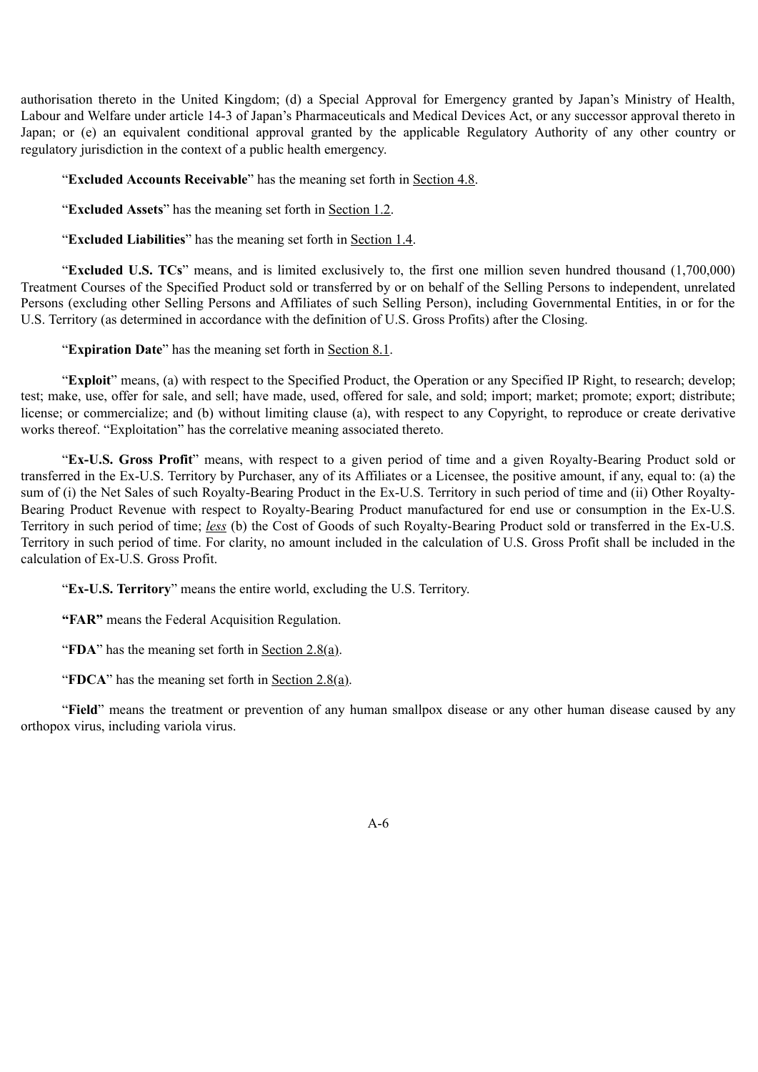authorisation thereto in the United Kingdom; (d) a Special Approval for Emergency granted by Japan's Ministry of Health, Labour and Welfare under article 14-3 of Japan's Pharmaceuticals and Medical Devices Act, or any successor approval thereto in Japan; or (e) an equivalent conditional approval granted by the applicable Regulatory Authority of any other country or regulatory jurisdiction in the context of a public health emergency.

"**Excluded Accounts Receivable**" has the meaning set forth in Section 4.8.

"**Excluded Assets**" has the meaning set forth in Section 1.2.

"**Excluded Liabilities**" has the meaning set forth in Section 1.4.

"**Excluded U.S. TCs**" means, and is limited exclusively to, the first one million seven hundred thousand (1,700,000) Treatment Courses of the Specified Product sold or transferred by or on behalf of the Selling Persons to independent, unrelated Persons (excluding other Selling Persons and Affiliates of such Selling Person), including Governmental Entities, in or for the U.S. Territory (as determined in accordance with the definition of U.S. Gross Profits) after the Closing.

"**Expiration Date**" has the meaning set forth in Section 8.1.

"**Exploit**" means, (a) with respect to the Specified Product, the Operation or any Specified IP Right, to research; develop; test; make, use, offer for sale, and sell; have made, used, offered for sale, and sold; import; market; promote; export; distribute; license; or commercialize; and (b) without limiting clause (a), with respect to any Copyright, to reproduce or create derivative works thereof. "Exploitation" has the correlative meaning associated thereto.

"**Ex-U.S. Gross Profit**" means, with respect to a given period of time and a given Royalty-Bearing Product sold or transferred in the Ex-U.S. Territory by Purchaser, any of its Affiliates or a Licensee, the positive amount, if any, equal to: (a) the sum of (i) the Net Sales of such Royalty-Bearing Product in the Ex-U.S. Territory in such period of time and (ii) Other Royalty-Bearing Product Revenue with respect to Royalty-Bearing Product manufactured for end use or consumption in the Ex-U.S. Territory in such period of time; *less* (b) the Cost of Goods of such Royalty-Bearing Product sold or transferred in the Ex-U.S. Territory in such period of time. For clarity, no amount included in the calculation of U.S. Gross Profit shall be included in the calculation of Ex-U.S. Gross Profit.

"**Ex-U.S. Territory**" means the entire world, excluding the U.S. Territory.

**"FAR"** means the Federal Acquisition Regulation.

"**FDA**" has the meaning set forth in Section 2.8(a).

"**FDCA**" has the meaning set forth in Section 2.8(a).

"**Field**" means the treatment or prevention of any human smallpox disease or any other human disease caused by any orthopox virus, including variola virus.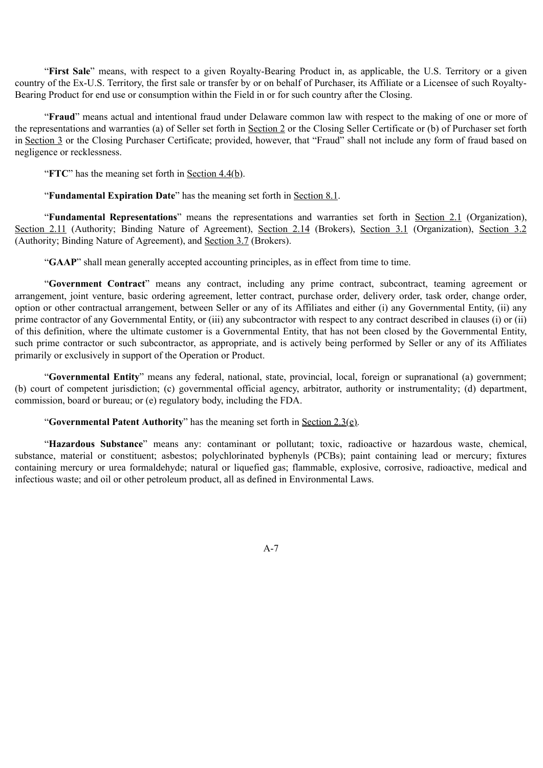"**First Sale**" means, with respect to a given Royalty-Bearing Product in, as applicable, the U.S. Territory or a given country of the Ex-U.S. Territory, the first sale or transfer by or on behalf of Purchaser, its Affiliate or a Licensee of such Royalty-Bearing Product for end use or consumption within the Field in or for such country after the Closing.

"**Fraud**" means actual and intentional fraud under Delaware common law with respect to the making of one or more of the representations and warranties (a) of Seller set forth in Section 2 or the Closing Seller Certificate or (b) of Purchaser set forth in Section 3 or the Closing Purchaser Certificate; provided, however, that "Fraud" shall not include any form of fraud based on negligence or recklessness.

"**FTC**" has the meaning set forth in Section 4.4(b).

"**Fundamental Expiration Date**" has the meaning set forth in Section 8.1.

"**Fundamental Representations**" means the representations and warranties set forth in Section 2.1 (Organization), Section 2.11 (Authority; Binding Nature of Agreement), Section 2.14 (Brokers), Section 3.1 (Organization), Section 3.2 (Authority; Binding Nature of Agreement), and Section 3.7 (Brokers).

"**GAAP**" shall mean generally accepted accounting principles, as in effect from time to time.

"**Government Contract**" means any contract, including any prime contract, subcontract, teaming agreement or arrangement, joint venture, basic ordering agreement, letter contract, purchase order, delivery order, task order, change order, option or other contractual arrangement, between Seller or any of its Affiliates and either (i) any Governmental Entity, (ii) any prime contractor of any Governmental Entity, or (iii) any subcontractor with respect to any contract described in clauses (i) or (ii) of this definition, where the ultimate customer is a Governmental Entity, that has not been closed by the Governmental Entity, such prime contractor or such subcontractor, as appropriate, and is actively being performed by Seller or any of its Affiliates primarily or exclusively in support of the Operation or Product.

"**Governmental Entity**" means any federal, national, state, provincial, local, foreign or supranational (a) government; (b) court of competent jurisdiction; (c) governmental official agency, arbitrator, authority or instrumentality; (d) department, commission, board or bureau; or (e) regulatory body, including the FDA.

"**Governmental Patent Authority**" has the meaning set forth in Section 2.3(e).

"**Hazardous Substance**" means any: contaminant or pollutant; toxic, radioactive or hazardous waste, chemical, substance, material or constituent; asbestos; polychlorinated byphenyls (PCBs); paint containing lead or mercury; fixtures containing mercury or urea formaldehyde; natural or liquefied gas; flammable, explosive, corrosive, radioactive, medical and infectious waste; and oil or other petroleum product, all as defined in Environmental Laws.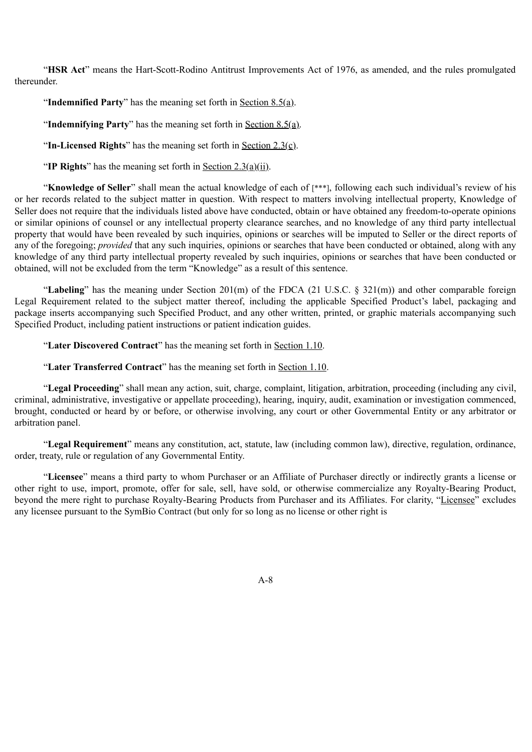"**HSR Act**" means the Hart-Scott-Rodino Antitrust Improvements Act of 1976, as amended, and the rules promulgated thereunder.

"**Indemnified Party**" has the meaning set forth in Section 8.5(a).

"**Indemnifying Party**" has the meaning set forth in Section 8.5(a).

"**In-Licensed Rights**" has the meaning set forth in Section 2.3(c).

"**IP Rights**" has the meaning set forth in Section 2.3(a)(ii).

"**Knowledge of Seller**" shall mean the actual knowledge of each of [***], following each such individual's review of his or her records related to the subject matter in question. With respect to matters involving intellectual property, Knowledge of Seller does not require that the individuals listed above have conducted, obtain or have obtained any freedom-to-operate opinions or similar opinions of counsel or any intellectual property clearance searches, and no knowledge of any third party intellectual property that would have been revealed by such inquiries, opinions or searches will be imputed to Seller or the direct reports of any of the foregoing; *provided* that any such inquiries, opinions or searches that have been conducted or obtained, along with any knowledge of any third party intellectual property revealed by such inquiries, opinions or searches that have been conducted or obtained, will not be excluded from the term "Knowledge" as a result of this sentence.

"**Labeling**" has the meaning under Section 201(m) of the FDCA (21 U.S.C. § 321(m)) and other comparable foreign Legal Requirement related to the subject matter thereof, including the applicable Specified Product's label, packaging and package inserts accompanying such Specified Product, and any other written, printed, or graphic materials accompanying such Specified Product, including patient instructions or patient indication guides.

"**Later Discovered Contract**" has the meaning set forth in Section 1.10.

"**Later Transferred Contract**" has the meaning set forth in Section 1.10.

"**Legal Proceeding**" shall mean any action, suit, charge, complaint, litigation, arbitration, proceeding (including any civil, criminal, administrative, investigative or appellate proceeding), hearing, inquiry, audit, examination or investigation commenced, brought, conducted or heard by or before, or otherwise involving, any court or other Governmental Entity or any arbitrator or arbitration panel.

"**Legal Requirement**" means any constitution, act, statute, law (including common law), directive, regulation, ordinance, order, treaty, rule or regulation of any Governmental Entity.

"**Licensee**" means a third party to whom Purchaser or an Affiliate of Purchaser directly or indirectly grants a license or other right to use, import, promote, offer for sale, sell, have sold, or otherwise commercialize any Royalty-Bearing Product, beyond the mere right to purchase Royalty-Bearing Products from Purchaser and its Affiliates. For clarity, "Licensee" excludes any licensee pursuant to the SymBio Contract (but only for so long as no license or other right is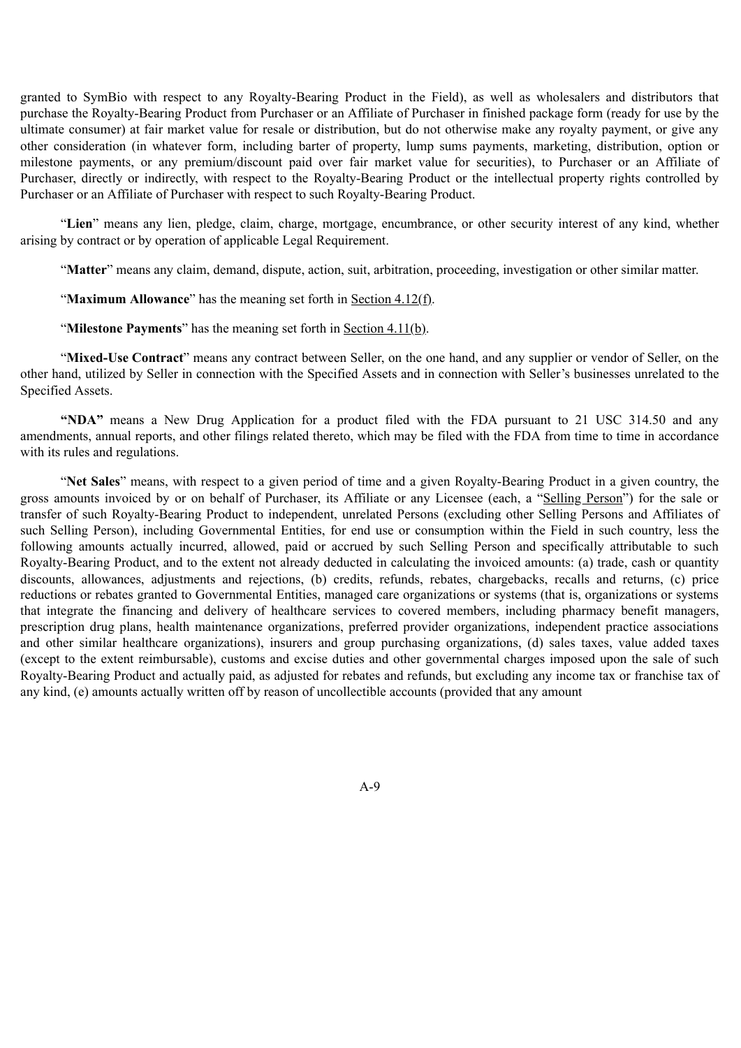granted to SymBio with respect to any Royalty-Bearing Product in the Field), as well as wholesalers and distributors that purchase the Royalty-Bearing Product from Purchaser or an Affiliate of Purchaser in finished package form (ready for use by the ultimate consumer) at fair market value for resale or distribution, but do not otherwise make any royalty payment, or give any other consideration (in whatever form, including barter of property, lump sums payments, marketing, distribution, option or milestone payments, or any premium/discount paid over fair market value for securities), to Purchaser or an Affiliate of Purchaser, directly or indirectly, with respect to the Royalty-Bearing Product or the intellectual property rights controlled by Purchaser or an Affiliate of Purchaser with respect to such Royalty-Bearing Product.

"**Lien**" means any lien, pledge, claim, charge, mortgage, encumbrance, or other security interest of any kind, whether arising by contract or by operation of applicable Legal Requirement.

"**Matter**" means any claim, demand, dispute, action, suit, arbitration, proceeding, investigation or other similar matter.

"**Maximum Allowance**" has the meaning set forth in Section 4.12(f).

"**Milestone Payments**" has the meaning set forth in Section 4.11(b).

"**Mixed-Use Contract**" means any contract between Seller, on the one hand, and any supplier or vendor of Seller, on the other hand, utilized by Seller in connection with the Specified Assets and in connection with Seller's businesses unrelated to the Specified Assets.

**"NDA"** means a New Drug Application for a product filed with the FDA pursuant to 21 USC 314.50 and any amendments, annual reports, and other filings related thereto, which may be filed with the FDA from time to time in accordance with its rules and regulations.

"**Net Sales**" means, with respect to a given period of time and a given Royalty-Bearing Product in a given country, the gross amounts invoiced by or on behalf of Purchaser, its Affiliate or any Licensee (each, a "Selling Person") for the sale or transfer of such Royalty-Bearing Product to independent, unrelated Persons (excluding other Selling Persons and Affiliates of such Selling Person), including Governmental Entities, for end use or consumption within the Field in such country, less the following amounts actually incurred, allowed, paid or accrued by such Selling Person and specifically attributable to such Royalty-Bearing Product, and to the extent not already deducted in calculating the invoiced amounts: (a) trade, cash or quantity discounts, allowances, adjustments and rejections, (b) credits, refunds, rebates, chargebacks, recalls and returns, (c) price reductions or rebates granted to Governmental Entities, managed care organizations or systems (that is, organizations or systems that integrate the financing and delivery of healthcare services to covered members, including pharmacy benefit managers, prescription drug plans, health maintenance organizations, preferred provider organizations, independent practice associations and other similar healthcare organizations), insurers and group purchasing organizations, (d) sales taxes, value added taxes (except to the extent reimbursable), customs and excise duties and other governmental charges imposed upon the sale of such Royalty-Bearing Product and actually paid, as adjusted for rebates and refunds, but excluding any income tax or franchise tax of any kind, (e) amounts actually written off by reason of uncollectible accounts (provided that any amount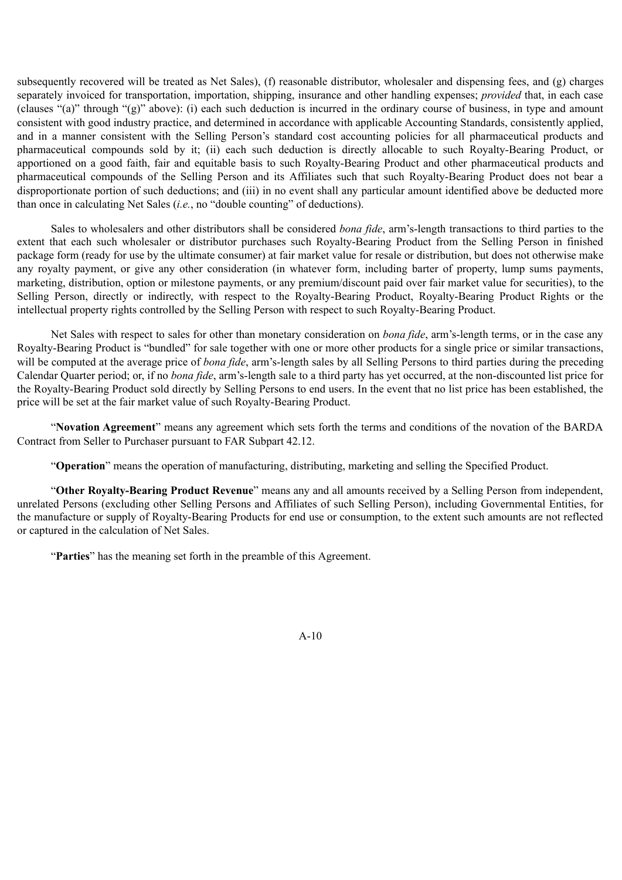subsequently recovered will be treated as Net Sales), (f) reasonable distributor, wholesaler and dispensing fees, and (g) charges separately invoiced for transportation, importation, shipping, insurance and other handling expenses; *provided* that, in each case (clauses "(a)" through "(g)" above): (i) each such deduction is incurred in the ordinary course of business, in type and amount consistent with good industry practice, and determined in accordance with applicable Accounting Standards, consistently applied, and in a manner consistent with the Selling Person's standard cost accounting policies for all pharmaceutical products and pharmaceutical compounds sold by it; (ii) each such deduction is directly allocable to such Royalty-Bearing Product, or apportioned on a good faith, fair and equitable basis to such Royalty-Bearing Product and other pharmaceutical products and pharmaceutical compounds of the Selling Person and its Affiliates such that such Royalty-Bearing Product does not bear a disproportionate portion of such deductions; and (iii) in no event shall any particular amount identified above be deducted more than once in calculating Net Sales (*i.e.*, no "double counting" of deductions).

Sales to wholesalers and other distributors shall be considered *bona fide*, arm's-length transactions to third parties to the extent that each such wholesaler or distributor purchases such Royalty-Bearing Product from the Selling Person in finished package form (ready for use by the ultimate consumer) at fair market value for resale or distribution, but does not otherwise make any royalty payment, or give any other consideration (in whatever form, including barter of property, lump sums payments, marketing, distribution, option or milestone payments, or any premium/discount paid over fair market value for securities), to the Selling Person, directly or indirectly, with respect to the Royalty-Bearing Product, Royalty-Bearing Product Rights or the intellectual property rights controlled by the Selling Person with respect to such Royalty-Bearing Product.

Net Sales with respect to sales for other than monetary consideration on *bona fide*, arm's-length terms, or in the case any Royalty-Bearing Product is "bundled" for sale together with one or more other products for a single price or similar transactions, will be computed at the average price of *bona fide*, arm's-length sales by all Selling Persons to third parties during the preceding Calendar Quarter period; or, if no *bona fide*, arm's-length sale to a third party has yet occurred, at the non-discounted list price for the Royalty-Bearing Product sold directly by Selling Persons to end users. In the event that no list price has been established, the price will be set at the fair market value of such Royalty-Bearing Product.

"**Novation Agreement**" means any agreement which sets forth the terms and conditions of the novation of the BARDA Contract from Seller to Purchaser pursuant to FAR Subpart 42.12.

"**Operation**" means the operation of manufacturing, distributing, marketing and selling the Specified Product.

"**Other Royalty-Bearing Product Revenue**" means any and all amounts received by a Selling Person from independent, unrelated Persons (excluding other Selling Persons and Affiliates of such Selling Person), including Governmental Entities, for the manufacture or supply of Royalty-Bearing Products for end use or consumption, to the extent such amounts are not reflected or captured in the calculation of Net Sales.

"**Parties**" has the meaning set forth in the preamble of this Agreement.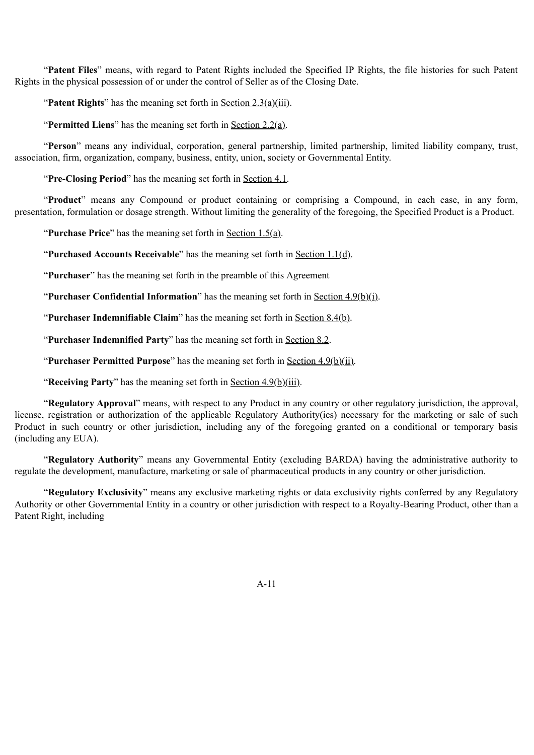"**Patent Files**" means, with regard to Patent Rights included the Specified IP Rights, the file histories for such Patent Rights in the physical possession of or under the control of Seller as of the Closing Date.

"**Patent Rights**" has the meaning set forth in Section 2.3(a)(iii).

"**Permitted Liens**" has the meaning set forth in Section 2.2(a).

"**Person**" means any individual, corporation, general partnership, limited partnership, limited liability company, trust, association, firm, organization, company, business, entity, union, society or Governmental Entity.

"**Pre-Closing Period**" has the meaning set forth in Section 4.1.

"**Product**" means any Compound or product containing or comprising a Compound, in each case, in any form, presentation, formulation or dosage strength. Without limiting the generality of the foregoing, the Specified Product is a Product.

"**Purchase Price**" has the meaning set forth in Section 1.5(a).

"**Purchased Accounts Receivable**" has the meaning set forth in Section 1.1(d).

"**Purchaser**" has the meaning set forth in the preamble of this Agreement

"**Purchaser Confidential Information**" has the meaning set forth in Section 4.9(b)(i).

"**Purchaser Indemnifiable Claim**" has the meaning set forth in Section 8.4(b).

"**Purchaser Indemnified Party**" has the meaning set forth in Section 8.2.

"**Purchaser Permitted Purpose**" has the meaning set forth in Section 4.9(b)(ii).

"**Receiving Party**" has the meaning set forth in Section 4.9(b)(iii).

"**Regulatory Approval**" means, with respect to any Product in any country or other regulatory jurisdiction, the approval, license, registration or authorization of the applicable Regulatory Authority(ies) necessary for the marketing or sale of such Product in such country or other jurisdiction, including any of the foregoing granted on a conditional or temporary basis (including any EUA).

"**Regulatory Authority**" means any Governmental Entity (excluding BARDA) having the administrative authority to regulate the development, manufacture, marketing or sale of pharmaceutical products in any country or other jurisdiction.

"**Regulatory Exclusivity**" means any exclusive marketing rights or data exclusivity rights conferred by any Regulatory Authority or other Governmental Entity in a country or other jurisdiction with respect to a Royalty-Bearing Product, other than a Patent Right, including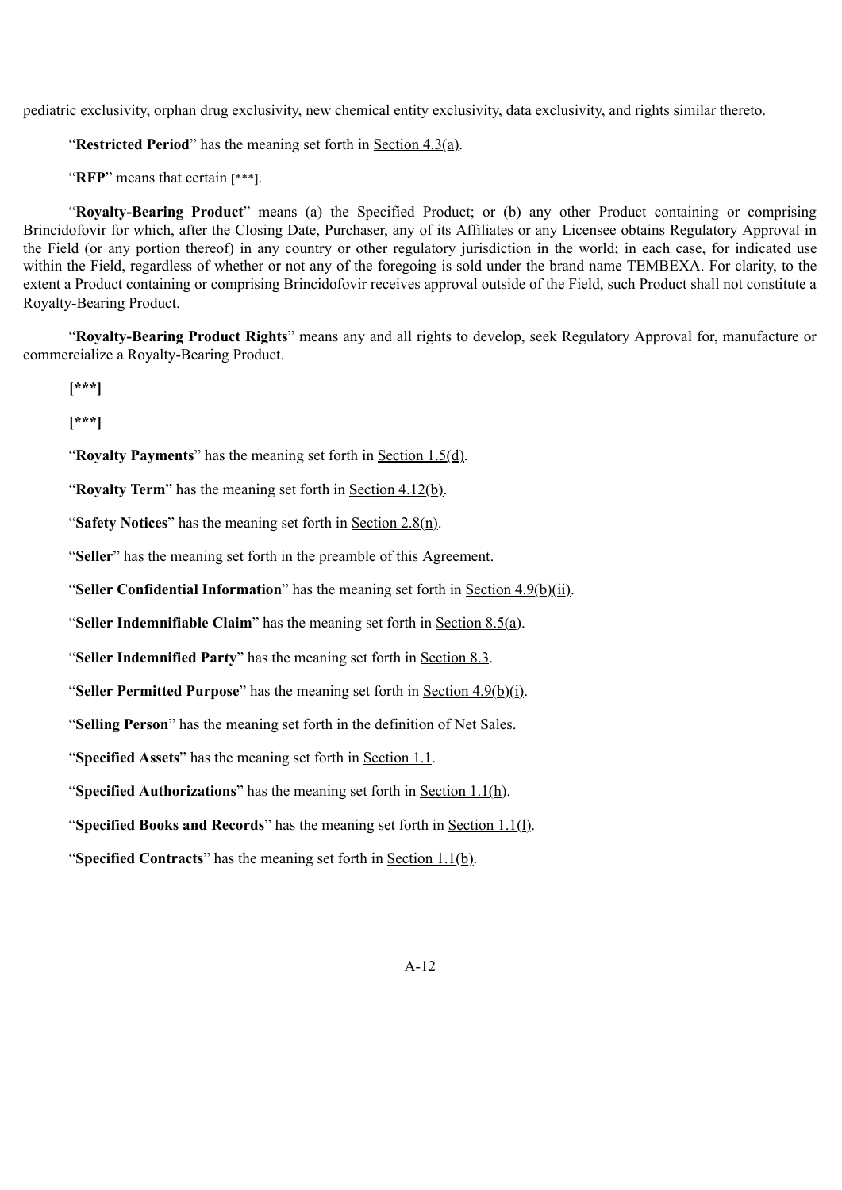pediatric exclusivity, orphan drug exclusivity, new chemical entity exclusivity, data exclusivity, and rights similar thereto.

"**Restricted Period**" has the meaning set forth in Section 4.3(a).

"**RFP**" means that certain [***].

"**Royalty-Bearing Product**" means (a) the Specified Product; or (b) any other Product containing or comprising Brincidofovir for which, after the Closing Date, Purchaser, any of its Affiliates or any Licensee obtains Regulatory Approval in the Field (or any portion thereof) in any country or other regulatory jurisdiction in the world; in each case, for indicated use within the Field, regardless of whether or not any of the foregoing is sold under the brand name TEMBEXA. For clarity, to the extent a Product containing or comprising Brincidofovir receives approval outside of the Field, such Product shall not constitute a Royalty-Bearing Product.

"**Royalty-Bearing Product Rights**" means any and all rights to develop, seek Regulatory Approval for, manufacture or commercialize a Royalty-Bearing Product.

**[***]**

**[***]**

"**Royalty Payments**" has the meaning set forth in Section 1.5(d).

"**Royalty Term**" has the meaning set forth in Section 4.12(b).

"**Safety Notices**" has the meaning set forth in Section 2.8(n).

"**Seller**" has the meaning set forth in the preamble of this Agreement.

"**Seller Confidential Information**" has the meaning set forth in Section 4.9(b)(ii).

"**Seller Indemnifiable Claim**" has the meaning set forth in Section 8.5(a).

"**Seller Indemnified Party**" has the meaning set forth in Section 8.3.

"**Seller Permitted Purpose**" has the meaning set forth in Section 4.9(b)(i).

"**Selling Person**" has the meaning set forth in the definition of Net Sales.

"**Specified Assets**" has the meaning set forth in Section 1.1.

"**Specified Authorizations**" has the meaning set forth in Section 1.1(h).

"**Specified Books and Records**" has the meaning set forth in Section 1.1(l).

"**Specified Contracts**" has the meaning set forth in Section 1.1(b).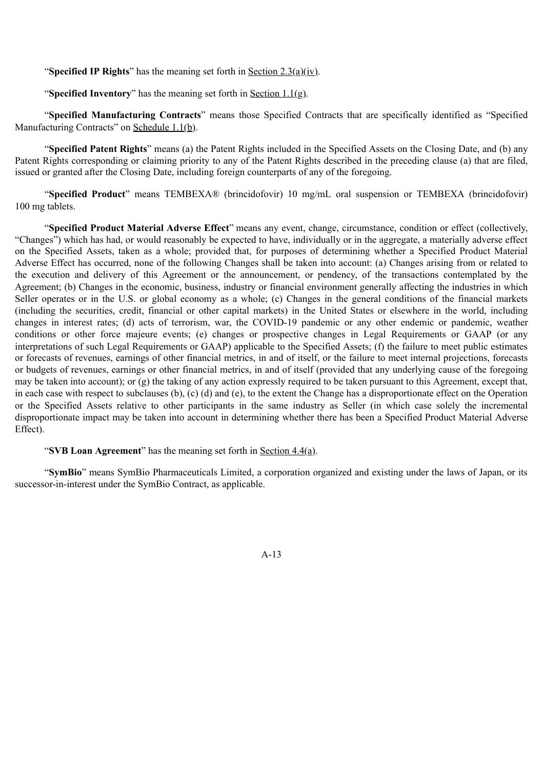"**Specified IP Rights**" has the meaning set forth in Section 2.3(a)(iv).

"**Specified Inventory**" has the meaning set forth in Section 1.1(g).

"**Specified Manufacturing Contracts**" means those Specified Contracts that are specifically identified as "Specified Manufacturing Contracts" on Schedule 1.1(b).

"**Specified Patent Rights**" means (a) the Patent Rights included in the Specified Assets on the Closing Date, and (b) any Patent Rights corresponding or claiming priority to any of the Patent Rights described in the preceding clause (a) that are filed, issued or granted after the Closing Date, including foreign counterparts of any of the foregoing.

"**Specified Product**" means TEMBEXA® (brincidofovir) 10 mg/mL oral suspension or TEMBEXA (brincidofovir) 100 mg tablets.

"**Specified Product Material Adverse Effect**" means any event, change, circumstance, condition or effect (collectively, "Changes") which has had, or would reasonably be expected to have, individually or in the aggregate, a materially adverse effect on the Specified Assets, taken as a whole; provided that, for purposes of determining whether a Specified Product Material Adverse Effect has occurred, none of the following Changes shall be taken into account: (a) Changes arising from or related to the execution and delivery of this Agreement or the announcement, or pendency, of the transactions contemplated by the Agreement; (b) Changes in the economic, business, industry or financial environment generally affecting the industries in which Seller operates or in the U.S. or global economy as a whole; (c) Changes in the general conditions of the financial markets (including the securities, credit, financial or other capital markets) in the United States or elsewhere in the world, including changes in interest rates; (d) acts of terrorism, war, the COVID-19 pandemic or any other endemic or pandemic, weather conditions or other force majeure events; (e) changes or prospective changes in Legal Requirements or GAAP (or any interpretations of such Legal Requirements or GAAP) applicable to the Specified Assets; (f) the failure to meet public estimates or forecasts of revenues, earnings of other financial metrics, in and of itself, or the failure to meet internal projections, forecasts or budgets of revenues, earnings or other financial metrics, in and of itself (provided that any underlying cause of the foregoing may be taken into account); or (g) the taking of any action expressly required to be taken pursuant to this Agreement, except that, in each case with respect to subclauses (b), (c) (d) and (e), to the extent the Change has a disproportionate effect on the Operation or the Specified Assets relative to other participants in the same industry as Seller (in which case solely the incremental disproportionate impact may be taken into account in determining whether there has been a Specified Product Material Adverse Effect).

"**SVB Loan Agreement**" has the meaning set forth in Section 4.4(a).

"**SymBio**" means SymBio Pharmaceuticals Limited, a corporation organized and existing under the laws of Japan, or its successor-in-interest under the SymBio Contract, as applicable.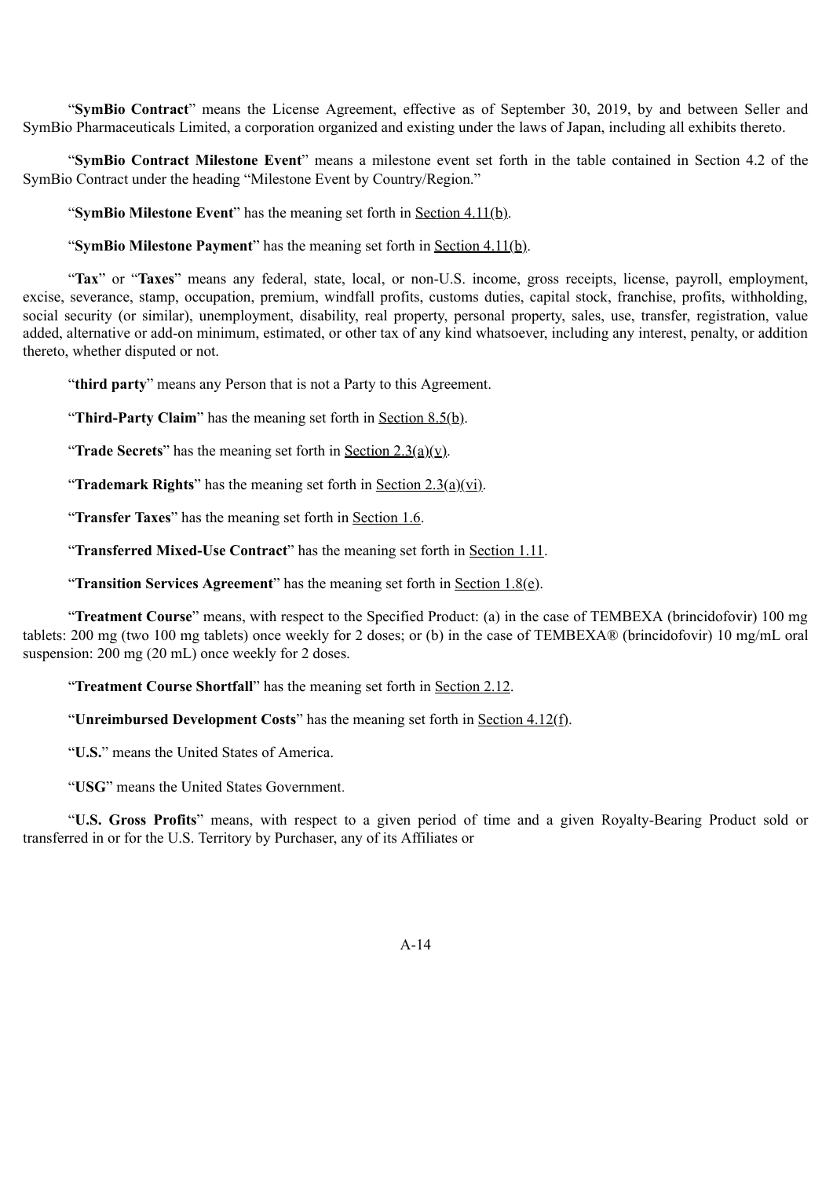"**SymBio Contract**" means the License Agreement, effective as of September 30, 2019, by and between Seller and SymBio Pharmaceuticals Limited, a corporation organized and existing under the laws of Japan, including all exhibits thereto.

"**SymBio Contract Milestone Event**" means a milestone event set forth in the table contained in Section 4.2 of the SymBio Contract under the heading "Milestone Event by Country/Region."

"**SymBio Milestone Event**" has the meaning set forth in Section 4.11(b).

"**SymBio Milestone Payment**" has the meaning set forth in Section 4.11(b).

"**Tax**" or "**Taxes**" means any federal, state, local, or non-U.S. income, gross receipts, license, payroll, employment, excise, severance, stamp, occupation, premium, windfall profits, customs duties, capital stock, franchise, profits, withholding, social security (or similar), unemployment, disability, real property, personal property, sales, use, transfer, registration, value added, alternative or add-on minimum, estimated, or other tax of any kind whatsoever, including any interest, penalty, or addition thereto, whether disputed or not.

"**third party**" means any Person that is not a Party to this Agreement.

"**Third-Party Claim**" has the meaning set forth in Section 8.5(b).

"**Trade Secrets**" has the meaning set forth in Section 2.3(a)(v).

"**Trademark Rights**" has the meaning set forth in Section 2.3(a)(vi).

"**Transfer Taxes**" has the meaning set forth in Section 1.6.

"**Transferred Mixed-Use Contract**" has the meaning set forth in Section 1.11.

"**Transition Services Agreement**" has the meaning set forth in Section 1.8(e).

"**Treatment Course**" means, with respect to the Specified Product: (a) in the case of TEMBEXA (brincidofovir) 100 mg tablets: 200 mg (two 100 mg tablets) once weekly for 2 doses; or (b) in the case of TEMBEXA® (brincidofovir) 10 mg/mL oral suspension: 200 mg (20 mL) once weekly for 2 doses.

"**Treatment Course Shortfall**" has the meaning set forth in Section 2.12.

"**Unreimbursed Development Costs**" has the meaning set forth in Section 4.12(f).

"**U.S.**" means the United States of America.

"**USG**" means the United States Government.

"**U.S. Gross Profits**" means, with respect to a given period of time and a given Royalty-Bearing Product sold or transferred in or for the U.S. Territory by Purchaser, any of its Affiliates or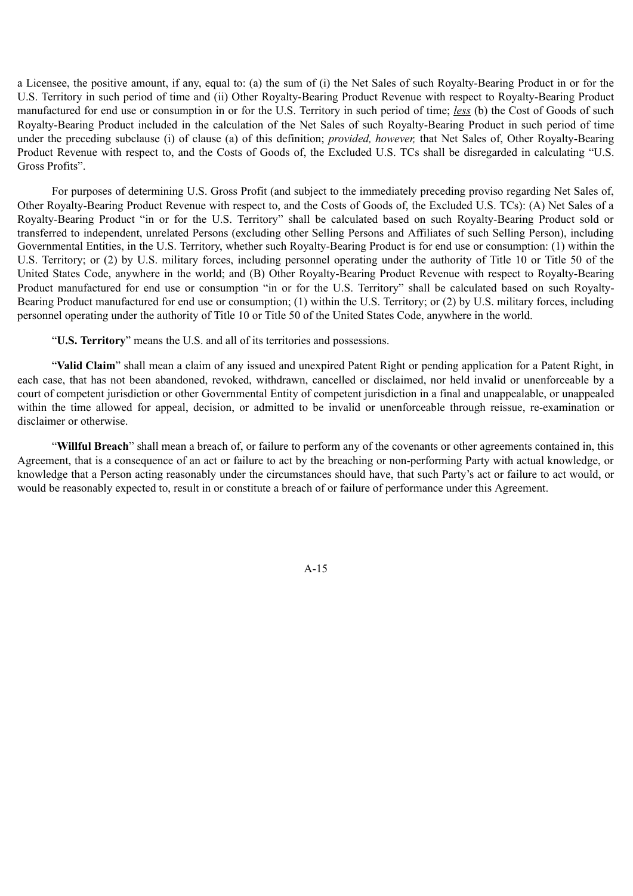a Licensee, the positive amount, if any, equal to: (a) the sum of (i) the Net Sales of such Royalty-Bearing Product in or for the U.S. Territory in such period of time and (ii) Other Royalty-Bearing Product Revenue with respect to Royalty-Bearing Product manufactured for end use or consumption in or for the U.S. Territory in such period of time; *less* (b) the Cost of Goods of such Royalty-Bearing Product included in the calculation of the Net Sales of such Royalty-Bearing Product in such period of time under the preceding subclause (i) of clause (a) of this definition; *provided, however,* that Net Sales of, Other Royalty-Bearing Product Revenue with respect to, and the Costs of Goods of, the Excluded U.S. TCs shall be disregarded in calculating "U.S. Gross Profits".

For purposes of determining U.S. Gross Profit (and subject to the immediately preceding proviso regarding Net Sales of, Other Royalty-Bearing Product Revenue with respect to, and the Costs of Goods of, the Excluded U.S. TCs): (A) Net Sales of a Royalty-Bearing Product "in or for the U.S. Territory" shall be calculated based on such Royalty-Bearing Product sold or transferred to independent, unrelated Persons (excluding other Selling Persons and Affiliates of such Selling Person), including Governmental Entities, in the U.S. Territory, whether such Royalty-Bearing Product is for end use or consumption: (1) within the U.S. Territory; or (2) by U.S. military forces, including personnel operating under the authority of Title 10 or Title 50 of the United States Code, anywhere in the world; and (B) Other Royalty-Bearing Product Revenue with respect to Royalty-Bearing Product manufactured for end use or consumption "in or for the U.S. Territory" shall be calculated based on such Royalty-Bearing Product manufactured for end use or consumption; (1) within the U.S. Territory; or (2) by U.S. military forces, including personnel operating under the authority of Title 10 or Title 50 of the United States Code, anywhere in the world.

"**U.S. Territory**" means the U.S. and all of its territories and possessions.

"**Valid Claim**" shall mean a claim of any issued and unexpired Patent Right or pending application for a Patent Right, in each case, that has not been abandoned, revoked, withdrawn, cancelled or disclaimed, nor held invalid or unenforceable by a court of competent jurisdiction or other Governmental Entity of competent jurisdiction in a final and unappealable, or unappealed within the time allowed for appeal, decision, or admitted to be invalid or unenforceable through reissue, re-examination or disclaimer or otherwise.

"**Willful Breach**" shall mean a breach of, or failure to perform any of the covenants or other agreements contained in, this Agreement, that is a consequence of an act or failure to act by the breaching or non-performing Party with actual knowledge, or knowledge that a Person acting reasonably under the circumstances should have, that such Party's act or failure to act would, or would be reasonably expected to, result in or constitute a breach of or failure of performance under this Agreement.